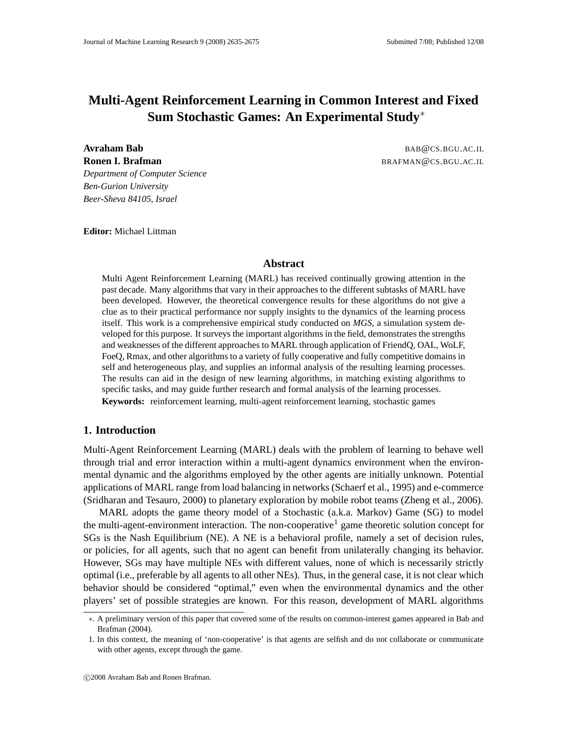# Multi-Agent Reinforcement Learning in Common Interest and Fixed Sum Stochastic Games: An Experimental Study*

**Avraham Bab** BAB@CS.BGU.AC.IL
**Ronen I. Brafman** BRAFMAN@CS.BGU.AC.IL
*Department of Computer Science*
*Ben-Gurion University*
*Beer-Sheva 84105, Israel*

**Editor:** Michael Littman

## Abstract

Multi Agent Reinforcement Learning (MARL) has received continually growing attention in the past decade. Many algorithms that vary in their approaches to the different subtasks of MARL have been developed. However, the theoretical convergence results for these algorithms do not give a clue as to their practical performance nor supply insights to the dynamics of the learning process itself. This work is a comprehensive empirical study conducted on *MGS*, a simulation system developed for this purpose. It surveys the important algorithms in the field, demonstrates the strengths and weaknesses of the different approaches to MARL through application of FriendQ, OAL, WoLF, FoeQ, Rmax, and other algorithms to a variety of fully cooperative and fully competitive domains in self and heterogeneous play, and supplies an informal analysis of the resulting learning processes. The results can aid in the design of new learning algorithms, in matching existing algorithms to specific tasks, and may guide further research and formal analysis of the learning processes.

**Keywords:** reinforcement learning, multi-agent reinforcement learning, stochastic games

## 1. Introduction

Multi-Agent Reinforcement Learning (MARL) deals with the problem of learning to behave well through trial and error interaction within a multi-agent dynamics environment when the environmental dynamic and the algorithms employed by the other agents are initially unknown. Potential applications of MARL range from load balancing in networks (Schaerf et al., 1995) and e-commerce (Sridharan and Tesauro, 2000) to planetary exploration by mobile robot teams (Zheng et al., 2006).

MARL adopts the game theory model of a Stochastic (a.k.a. Markov) Game (SG) to model the multi-agent-environment interaction. The non-cooperative[1] game theoretic solution concept for SGs is the Nash Equilibrium (NE). A NE is a behavioral profile, namely a set of decision rules, or policies, for all agents, such that no agent can benefit from unilaterally changing its behavior. However, SGs may have multiple NEs with different values, none of which is necessarily strictly optimal (i.e., preferable by all agents to all other NEs). Thus, in the general case, it is not clear which behavior should be considered "optimal," even when the environmental dynamics and the other players' set of possible strategies are known. For this reason, development of MARL algorithms

---

*. A preliminary version of this paper that covered some of the results on common-interest games appeared in Bab and Brafman (2004).

1. In this context, the meaning of 'non-cooperative' is that agents are selfish and do not collaborate or communicate with other agents, except through the game.

©2008 Avraham Bab and Ronen Brafman.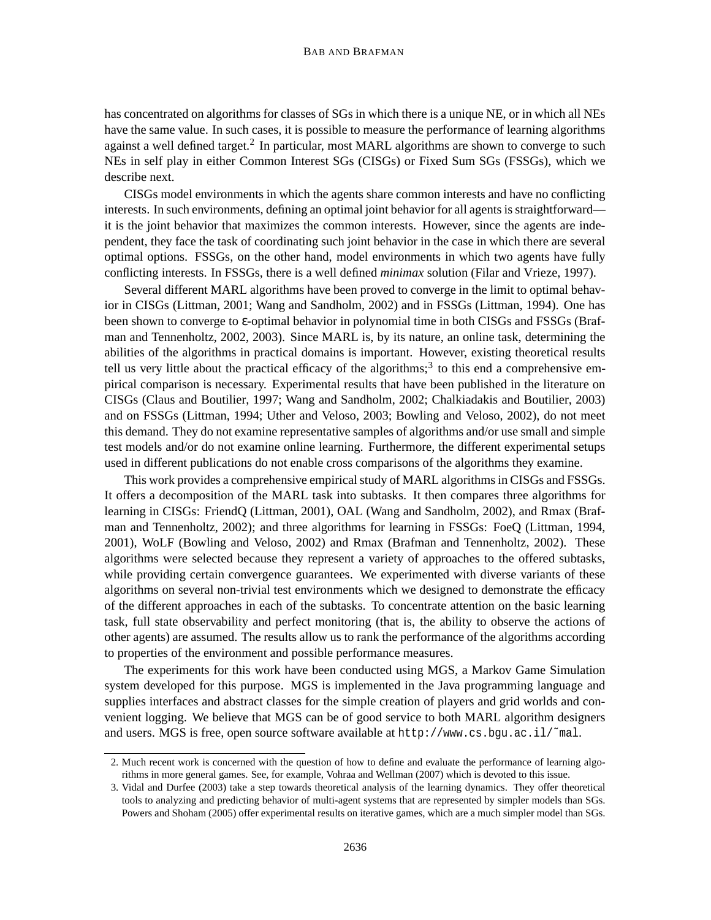has concentrated on algorithms for classes of SGs in which there is a unique NE, or in which all NEs have the same value. In such cases, it is possible to measure the performance of learning algorithms against a well defined target.[2] In particular, most MARL algorithms are shown to converge to such NEs in self play in either Common Interest SGs (CISGs) or Fixed Sum SGs (FSSGs), which we describe next.

CISGs model environments in which the agents share common interests and have no conflicting interests. In such environments, defining an optimal joint behavior for all agents is straightforward—it is the joint behavior that maximizes the common interests. However, since the agents are independent, they face the task of coordinating such joint behavior in the case in which there are several optimal options. FSSGs, on the other hand, model environments in which two agents have fully conflicting interests. In FSSGs, there is a well defined *minimax* solution (Filar and Vrieze, 1997).

Several different MARL algorithms have been proved to converge in the limit to optimal behavior in CISGs (Littman, 2001; Wang and Sandholm, 2002) and in FSSGs (Littman, 1994). One has been shown to converge to ε-optimal behavior in polynomial time in both CISGs and FSSGs (Brafman and Tennenholtz, 2002, 2003). Since MARL is, by its nature, an online task, determining the abilities of the algorithms in practical domains is important. However, existing theoretical results tell us very little about the practical efficacy of the algorithms;[3] to this end a comprehensive empirical comparison is necessary. Experimental results that have been published in the literature on CISGs (Claus and Boutilier, 1997; Wang and Sandholm, 2002; Chalkiadakis and Boutilier, 2003) and on FSSGs (Littman, 1994; Uther and Veloso, 2003; Bowling and Veloso, 2002), do not meet this demand. They do not examine representative samples of algorithms and/or use small and simple test models and/or do not examine online learning. Furthermore, the different experimental setups used in different publications do not enable cross comparisons of the algorithms they examine.

This work provides a comprehensive empirical study of MARL algorithms in CISGs and FSSGs. It offers a decomposition of the MARL task into subtasks. It then compares three algorithms for learning in CISGs: FriendQ (Littman, 2001), OAL (Wang and Sandholm, 2002), and Rmax (Brafman and Tennenholtz, 2002); and three algorithms for learning in FSSGs: FoeQ (Littman, 1994, 2001), WoLF (Bowling and Veloso, 2002) and Rmax (Brafman and Tennenholtz, 2002). These algorithms were selected because they represent a variety of approaches to the offered subtasks, while providing certain convergence guarantees. We experimented with diverse variants of these algorithms on several non-trivial test environments which we designed to demonstrate the efficacy of the different approaches in each of the subtasks. To concentrate attention on the basic learning task, full state observability and perfect monitoring (that is, the ability to observe the actions of other agents) are assumed. The results allow us to rank the performance of the algorithms according to properties of the environment and possible performance measures.

The experiments for this work have been conducted using MGS, a Markov Game Simulation system developed for this purpose. MGS is implemented in the Java programming language and supplies interfaces and abstract classes for the simple creation of players and grid worlds and convenient logging. We believe that MGS can be of good service to both MARL algorithm designers and users. MGS is free, open source software available at `http://www.cs.bgu.ac.il/~mal`.

2. Much recent work is concerned with the question of how to define and evaluate the performance of learning algorithms in more general games. See, for example, Vohraa and Wellman (2007) which is devoted to this issue.

3. Vidal and Durfee (2003) take a step towards theoretical analysis of the learning dynamics. They offer theoretical tools to analyzing and predicting behavior of multi-agent systems that are represented by simpler models than SGs. Powers and Shoham (2005) offer experimental results on iterative games, which are a much simpler model than SGs.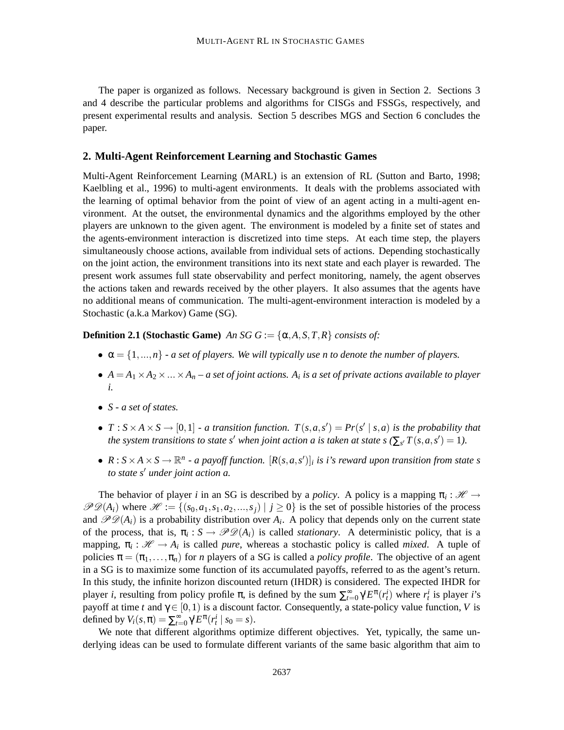The paper is organized as follows. Necessary background is given in Section 2. Sections 3 and 4 describe the particular problems and algorithms for CISGs and FSSGs, respectively, and present experimental results and analysis. Section 5 describes MGS and Section 6 concludes the paper.

## 2. Multi-Agent Reinforcement Learning and Stochastic Games

Multi-Agent Reinforcement Learning (MARL) is an extension of RL (Sutton and Barto, 1998; Kaelbling et al., 1996) to multi-agent environments. It deals with the problems associated with the learning of optimal behavior from the point of view of an agent acting in a multi-agent environment. At the outset, the environmental dynamics and the algorithms employed by the other players are unknown to the given agent. The environment is modeled by a finite set of states and the agents-environment interaction is discretized into time steps. At each time step, the players simultaneously choose actions, available from individual sets of actions. Depending stochastically on the joint action, the environment transitions into its next state and each player is rewarded. The present work assumes full state observability and perfect monitoring, namely, the agent observes the actions taken and rewards received by the other players. It also assumes that the agents have no additional means of communication. The multi-agent-environment interaction is modeled by a Stochastic (a.k.a Markov) Game (SG).

**Definition 2.1 (Stochastic Game)** *An SG $G := \{\alpha, A, S, T, R\}$ consists of:*

- $\alpha = \{1, ..., n\}$ *- a set of players. We will typically use n to denote the number of players.*
- $A = A_1 \times A_2 \times ... \times A_n$ *– a set of joint actions. $A_i$ is a set of private actions available to player i.*
- *$S$ - a set of states.*
- $T : S \times A \times S \to [0,1]$ *- a transition function. $T(s,a,s') = Pr(s' \mid s,a)$ is the probability that the system transitions to state $s'$ when joint action a is taken at state s ($\sum_{s'} T(s,a,s') = 1$).*
- $R : S \times A \times S \to \mathbb{R}^n$ *- a payoff function. $[R(s,a,s')]_i$ is i's reward upon transition from state s to state $s'$ under joint action a.*

The behavior of player *i* in an SG is described by a *policy*. A policy is a mapping $\pi_i : \mathscr{H} \to \mathscr{PD}(A_i)$ where $\mathscr{H} := \{(s_0, a_1, s_1, a_2, ..., s_j) \mid j \geq 0\}$ is the set of possible histories of the process and $\mathscr{PD}(A_i)$ is a probability distribution over $A_i$. A policy that depends only on the current state of the process, that is, $\pi_i : S \to \mathscr{PD}(A_i)$ is called *stationary*. A deterministic policy, that is a mapping, $\pi_i : \mathscr{H} \to A_i$ is called *pure*, whereas a stochastic policy is called *mixed*. A tuple of policies $\pi = (\pi_1, \ldots, \pi_n)$ for *n* players of a SG is called a *policy profile*. The objective of an agent in a SG is to maximize some function of its accumulated payoffs, referred to as the agent's return. In this study, the infinite horizon discounted return (IHDR) is considered. The expected IHDR for player *i*, resulting from policy profile $\pi$, is defined by the sum $\sum_{t=0}^{\infty} \gamma^t E^{\pi}(r_t^i)$ where $r_t^i$ is player *i*'s payoff at time *t* and $\gamma \in [0,1)$ is a discount factor. Consequently, a state-policy value function, *V* is defined by $V_i(s,\pi) = \sum_{t=0}^{\infty} \gamma^t E^{\pi}(r_t^i \mid s_0 = s)$.

We note that different algorithms optimize different objectives. Yet, typically, the same underlying ideas can be used to formulate different variants of the same basic algorithm that aim to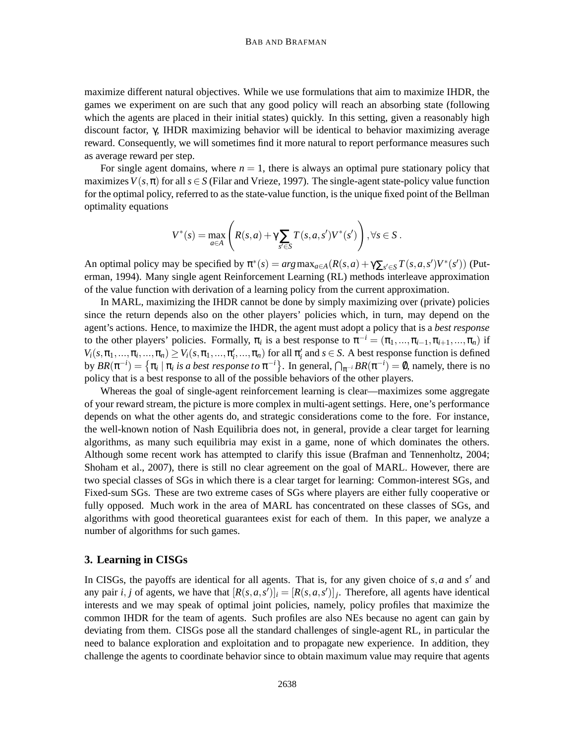maximize different natural objectives. While we use formulations that aim to maximize IHDR, the games we experiment on are such that any good policy will reach an absorbing state (following which the agents are placed in their initial states) quickly. In this setting, given a reasonably high discount factor, $\gamma$, IHDR maximizing behavior will be identical to behavior maximizing average reward. Consequently, we will sometimes find it more natural to report performance measures such as average reward per step.

For single agent domains, where $n = 1$, there is always an optimal pure stationary policy that maximizes $V(s, \pi)$ for all $s \in S$ (Filar and Vrieze, 1997). The single-agent state-policy value function for the optimal policy, referred to as the state-value function, is the unique fixed point of the Bellman optimality equations

$$V^*(s) = \max_{a \in A} \left( R(s,a) + \gamma \sum_{s' \in S} T(s,a,s') V^*(s') \right), \forall s \in S\,.$$

An optimal policy may be specified by $\pi^*(s) = arg\max_{a \in A}(R(s,a) + \gamma \sum_{s' \in S} T(s,a,s')V^*(s'))$ (Puterman, 1994). Many single agent Reinforcement Learning (RL) methods interleave approximation of the value function with derivation of a learning policy from the current approximation.

In MARL, maximizing the IHDR cannot be done by simply maximizing over (private) policies since the return depends also on the other players' policies which, in turn, may depend on the agent's actions. Hence, to maximize the IHDR, the agent must adopt a policy that is a *best response* to the other players' policies. Formally, $\pi_i$ is a best response to $\pi^{-i} = (\pi_1, ..., \pi_{i-1}, \pi_{i+1}, ..., \pi_n)$ if $V_i(s, \pi_1, ..., \pi_i, ..., \pi_n) \geq V_i(s, \pi_1, ..., \pi_i', ..., \pi_n)$ for all $\pi_i'$ and $s \in S$. A best response function is defined by $BR(\pi^{-i}) = \{\pi_i \mid \pi_i \textit{ is a best response to } \pi^{-i}\}$. In general, $\bigcap_{\pi^{-i}} BR(\pi^{-i}) = \emptyset$, namely, there is no policy that is a best response to all of the possible behaviors of the other players.

Whereas the goal of single-agent reinforcement learning is clear—maximizes some aggregate of your reward stream, the picture is more complex in multi-agent settings. Here, one's performance depends on what the other agents do, and strategic considerations come to the fore. For instance, the well-known notion of Nash Equilibria does not, in general, provide a clear target for learning algorithms, as many such equilibria may exist in a game, none of which dominates the others. Although some recent work has attempted to clarify this issue (Brafman and Tennenholtz, 2004; Shoham et al., 2007), there is still no clear agreement on the goal of MARL. However, there are two special classes of SGs in which there is a clear target for learning: Common-interest SGs, and Fixed-sum SGs. These are two extreme cases of SGs where players are either fully cooperative or fully opposed. Much work in the area of MARL has concentrated on these classes of SGs, and algorithms with good theoretical guarantees exist for each of them. In this paper, we analyze a number of algorithms for such games.

## 3. Learning in CISGs

In CISGs, the payoffs are identical for all agents. That is, for any given choice of $s, a$ and $s'$ and any pair $i, j$ of agents, we have that $[R(s,a,s')]_i = [R(s,a,s')]_j$. Therefore, all agents have identical interests and we may speak of optimal joint policies, namely, policy profiles that maximize the common IHDR for the team of agents. Such profiles are also NEs because no agent can gain by deviating from them. CISGs pose all the standard challenges of single-agent RL, in particular the need to balance exploration and exploitation and to propagate new experience. In addition, they challenge the agents to coordinate behavior since to obtain maximum value may require that agents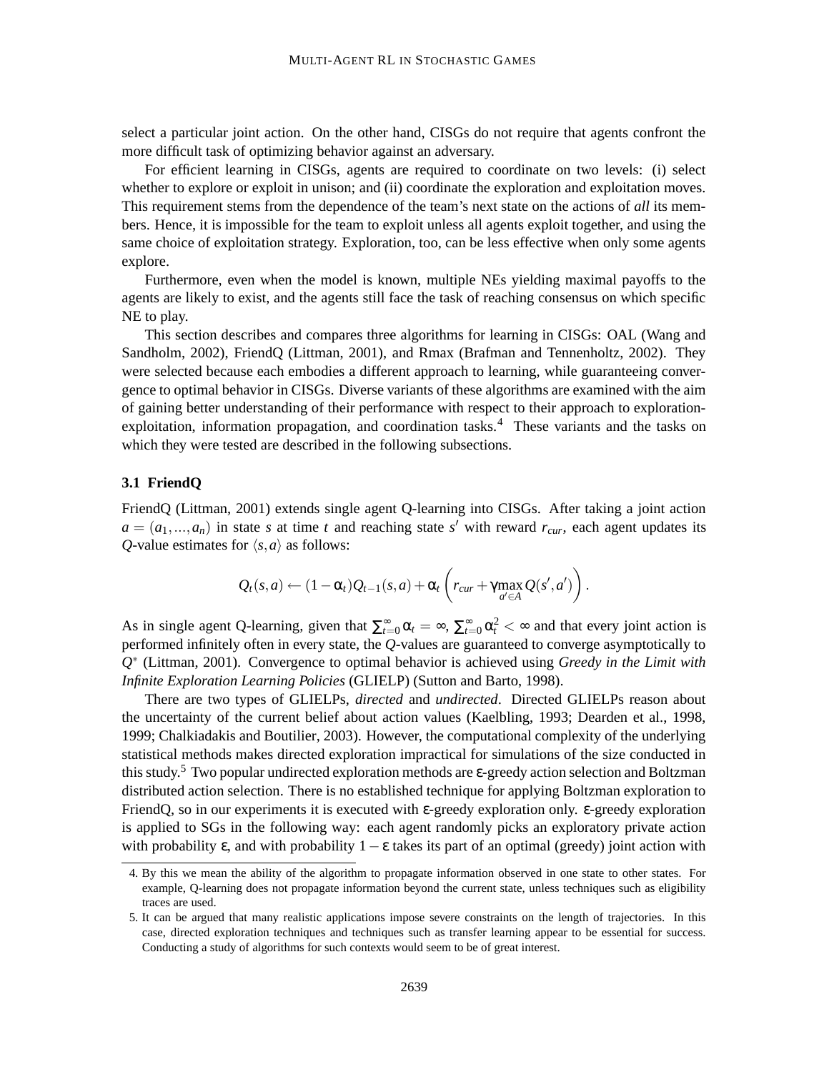select a particular joint action. On the other hand, CISGs do not require that agents confront the more difficult task of optimizing behavior against an adversary.

For efficient learning in CISGs, agents are required to coordinate on two levels: (i) select whether to explore or exploit in unison; and (ii) coordinate the exploration and exploitation moves. This requirement stems from the dependence of the team's next state on the actions of *all* its members. Hence, it is impossible for the team to exploit unless all agents exploit together, and using the same choice of exploitation strategy. Exploration, too, can be less effective when only some agents explore.

Furthermore, even when the model is known, multiple NEs yielding maximal payoffs to the agents are likely to exist, and the agents still face the task of reaching consensus on which specific NE to play.

This section describes and compares three algorithms for learning in CISGs: OAL (Wang and Sandholm, 2002), FriendQ (Littman, 2001), and Rmax (Brafman and Tennenholtz, 2002). They were selected because each embodies a different approach to learning, while guaranteeing convergence to optimal behavior in CISGs. Diverse variants of these algorithms are examined with the aim of gaining better understanding of their performance with respect to their approach to exploration-exploitation, information propagation, and coordination tasks.[4] These variants and the tasks on which they were tested are described in the following subsections.

### 3.1 FriendQ

FriendQ (Littman, 2001) extends single agent Q-learning into CISGs. After taking a joint action $a = (a_1, ..., a_n)$ in state $s$ at time $t$ and reaching state $s'$ with reward $r_{cur}$, each agent updates its $Q$-value estimates for $\langle s, a \rangle$ as follows:

$$Q_t(s,a) \leftarrow (1-\alpha_t)Q_{t-1}(s,a) + \alpha_t \left( r_{cur} + \gamma \max_{a' \in A} Q(s',a') \right).$$

As in single agent Q-learning, given that $\sum_{t=0}^{\infty} \alpha_t = \infty$, $\sum_{t=0}^{\infty} \alpha_t^2 < \infty$ and that every joint action is performed infinitely often in every state, the $Q$-values are guaranteed to converge asymptotically to $Q^*$ (Littman, 2001). Convergence to optimal behavior is achieved using *Greedy in the Limit with Infinite Exploration Learning Policies* (GLIELP) (Sutton and Barto, 1998).

There are two types of GLIELPs, *directed* and *undirected*. Directed GLIELPs reason about the uncertainty of the current belief about action values (Kaelbling, 1993; Dearden et al., 1998, 1999; Chalkiadakis and Boutilier, 2003). However, the computational complexity of the underlying statistical methods makes directed exploration impractical for simulations of the size conducted in this study.[5] Two popular undirected exploration methods are $\varepsilon$-greedy action selection and Boltzman distributed action selection. There is no established technique for applying Boltzman exploration to FriendQ, so in our experiments it is executed with $\varepsilon$-greedy exploration only. $\varepsilon$-greedy exploration is applied to SGs in the following way: each agent randomly picks an exploratory private action with probability $\varepsilon$, and with probability $1-\varepsilon$ takes its part of an optimal (greedy) joint action with

4. By this we mean the ability of the algorithm to propagate information observed in one state to other states. For example, Q-learning does not propagate information beyond the current state, unless techniques such as eligibility traces are used.

5. It can be argued that many realistic applications impose severe constraints on the length of trajectories. In this case, directed exploration techniques and techniques such as transfer learning appear to be essential for success. Conducting a study of algorithms for such contexts would seem to be of great interest.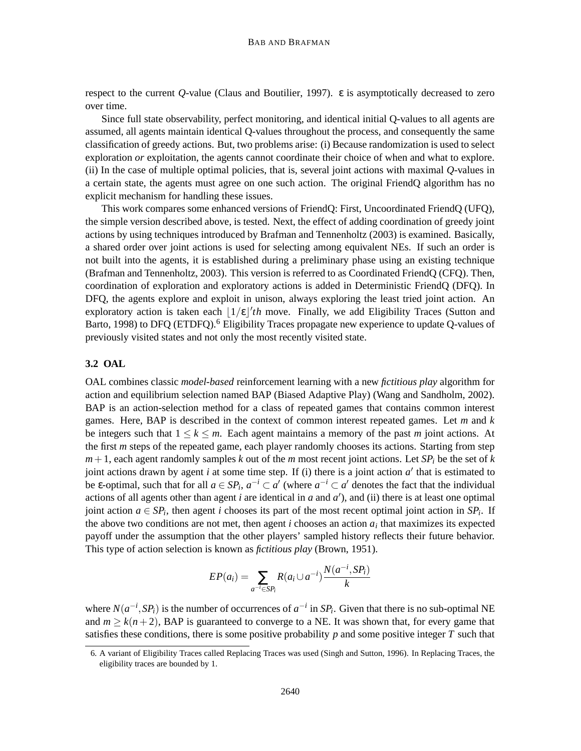respect to the current $Q$-value (Claus and Boutilier, 1997). $\varepsilon$ is asymptotically decreased to zero over time.

Since full state observability, perfect monitoring, and identical initial Q-values to all agents are assumed, all agents maintain identical Q-values throughout the process, and consequently the same classification of greedy actions. But, two problems arise: (i) Because randomization is used to select exploration *or* exploitation, the agents cannot coordinate their choice of when and what to explore. (ii) In the case of multiple optimal policies, that is, several joint actions with maximal $Q$-values in a certain state, the agents must agree on one such action. The original FriendQ algorithm has no explicit mechanism for handling these issues.

This work compares some enhanced versions of FriendQ: First, Uncoordinated FriendQ (UFQ), the simple version described above, is tested. Next, the effect of adding coordination of greedy joint actions by using techniques introduced by Brafman and Tennenholtz (2003) is examined. Basically, a shared order over joint actions is used for selecting among equivalent NEs. If such an order is not built into the agents, it is established during a preliminary phase using an existing technique (Brafman and Tennenholtz, 2003). This version is referred to as Coordinated FriendQ (CFQ). Then, coordination of exploration and exploratory actions is added in Deterministic FriendQ (DFQ). In DFQ, the agents explore and exploit in unison, always exploring the least tried joint action. An exploratory action is taken each $\lfloor 1/\varepsilon \rfloor' th$ move. Finally, we add Eligibility Traces (Sutton and Barto, 1998) to DFQ (ETDFQ).[6] Eligibility Traces propagate new experience to update Q-values of previously visited states and not only the most recently visited state.

### 3.2 OAL

OAL combines classic *model-based* reinforcement learning with a new *fictitious play* algorithm for action and equilibrium selection named BAP (Biased Adaptive Play) (Wang and Sandholm, 2002). BAP is an action-selection method for a class of repeated games that contains common interest games. Here, BAP is described in the context of common interest repeated games. Let $m$ and $k$ be integers such that $1 \leq k \leq m$. Each agent maintains a memory of the past $m$ joint actions. At the first $m$ steps of the repeated game, each player randomly chooses its actions. Starting from step $m+1$, each agent randomly samples $k$ out of the $m$ most recent joint actions. Let $SP_i$ be the set of $k$ joint actions drawn by agent $i$ at some time step. If (i) there is a joint action $a'$ that is estimated to be $\varepsilon$-optimal, such that for all $a \in SP_i$, $a^{-i} \subset a'$ (where $a^{-i} \subset a'$ denotes the fact that the individual actions of all agents other than agent $i$ are identical in $a$ and $a'$), and (ii) there is at least one optimal joint action $a \in SP_i$, then agent $i$ chooses its part of the most recent optimal joint action in $SP_i$. If the above two conditions are not met, then agent $i$ chooses an action $a_i$ that maximizes its expected payoff under the assumption that the other players' sampled history reflects their future behavior. This type of action selection is known as *fictitious play* (Brown, 1951).

$$EP(a_i) = \sum_{a^{-i} \in SP_i} R(a_i \cup a^{-i}) \frac{N(a^{-i}, SP_i)}{k}$$

where $N(a^{-i}, SP_i)$ is the number of occurrences of $a^{-i}$ in $SP_i$. Given that there is no sub-optimal NE and $m \geq k(n+2)$, BAP is guaranteed to converge to a NE. It was shown that, for every game that satisfies these conditions, there is some positive probability $p$ and some positive integer $T$ such that

6. A variant of Eligibility Traces called Replacing Traces was used (Singh and Sutton, 1996). In Replacing Traces, the eligibility traces are bounded by 1.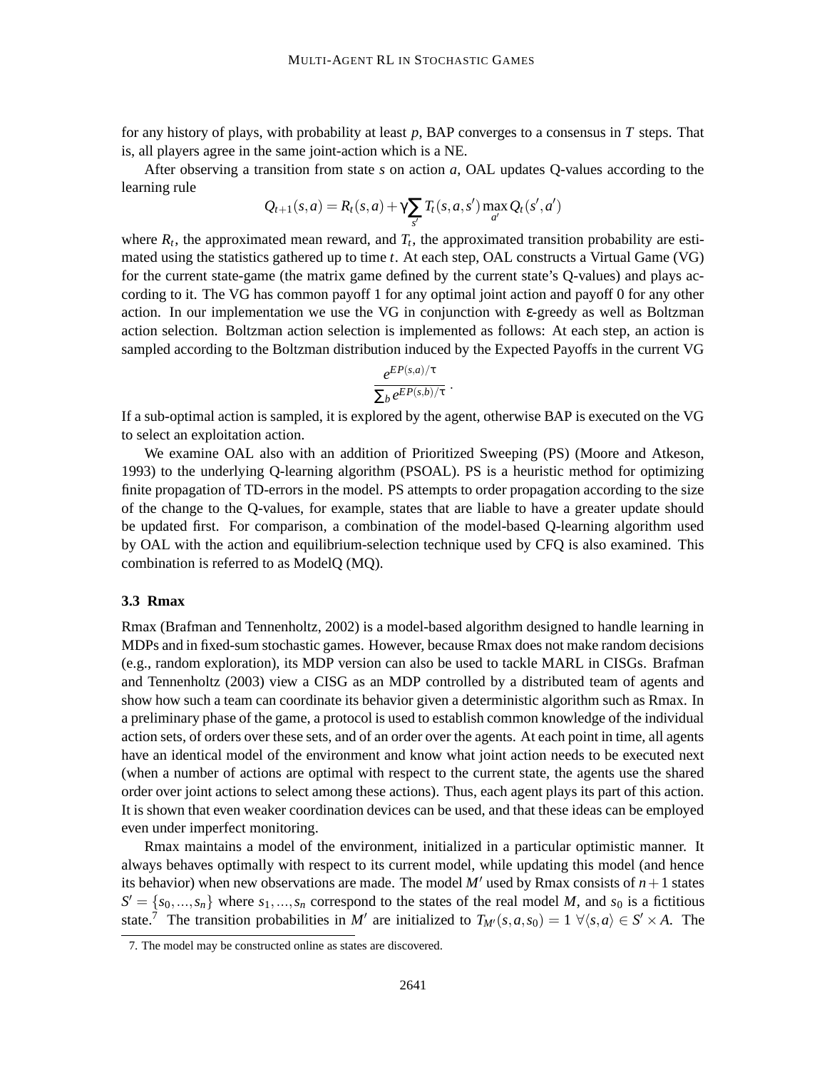for any history of plays, with probability at least $p$, BAP converges to a consensus in $T$ steps. That is, all players agree in the same joint-action which is a NE.

After observing a transition from state $s$ on action $a$, OAL updates Q-values according to the learning rule

$$Q_{t+1}(s,a) = R_t(s,a) + \gamma \sum_{s'} T_t(s,a,s') \max_{a'} Q_t(s',a')$$

where $R_t$, the approximated mean reward, and $T_t$, the approximated transition probability are estimated using the statistics gathered up to time $t$. At each step, OAL constructs a Virtual Game (VG) for the current state-game (the matrix game defined by the current state's Q-values) and plays according to it. The VG has common payoff 1 for any optimal joint action and payoff 0 for any other action. In our implementation we use the VG in conjunction with $\varepsilon$-greedy as well as Boltzman action selection. Boltzman action selection is implemented as follows: At each step, an action is sampled according to the Boltzman distribution induced by the Expected Payoffs in the current VG

$$\frac{e^{EP(s,a)/\tau}}{\sum_b e^{EP(s,b)/\tau}} .$$

If a sub-optimal action is sampled, it is explored by the agent, otherwise BAP is executed on the VG to select an exploitation action.

We examine OAL also with an addition of Prioritized Sweeping (PS) (Moore and Atkeson, 1993) to the underlying Q-learning algorithm (PSOAL). PS is a heuristic method for optimizing finite propagation of TD-errors in the model. PS attempts to order propagation according to the size of the change to the Q-values, for example, states that are liable to have a greater update should be updated first. For comparison, a combination of the model-based Q-learning algorithm used by OAL with the action and equilibrium-selection technique used by CFQ is also examined. This combination is referred to as ModelQ (MQ).

### 3.3 Rmax

Rmax (Brafman and Tennenholtz, 2002) is a model-based algorithm designed to handle learning in MDPs and in fixed-sum stochastic games. However, because Rmax does not make random decisions (e.g., random exploration), its MDP version can also be used to tackle MARL in CISGs. Brafman and Tennenholtz (2003) view a CISG as an MDP controlled by a distributed team of agents and show how such a team can coordinate its behavior given a deterministic algorithm such as Rmax. In a preliminary phase of the game, a protocol is used to establish common knowledge of the individual action sets, of orders over these sets, and of an order over the agents. At each point in time, all agents have an identical model of the environment and know what joint action needs to be executed next (when a number of actions are optimal with respect to the current state, the agents use the shared order over joint actions to select among these actions). Thus, each agent plays its part of this action. It is shown that even weaker coordination devices can be used, and that these ideas can be employed even under imperfect monitoring.

Rmax maintains a model of the environment, initialized in a particular optimistic manner. It always behaves optimally with respect to its current model, while updating this model (and hence its behavior) when new observations are made. The model $M'$ used by Rmax consists of $n+1$ states $S' = \{s_0, \ldots, s_n\}$ where $s_1, \ldots, s_n$ correspond to the states of the real model $M$, and $s_0$ is a fictitious state.[7] The transition probabilities in $M'$ are initialized to $T_{M'}(s,a,s_0) = 1 \; \forall \langle s,a \rangle \in S' \times A$. The

7. The model may be constructed online as states are discovered.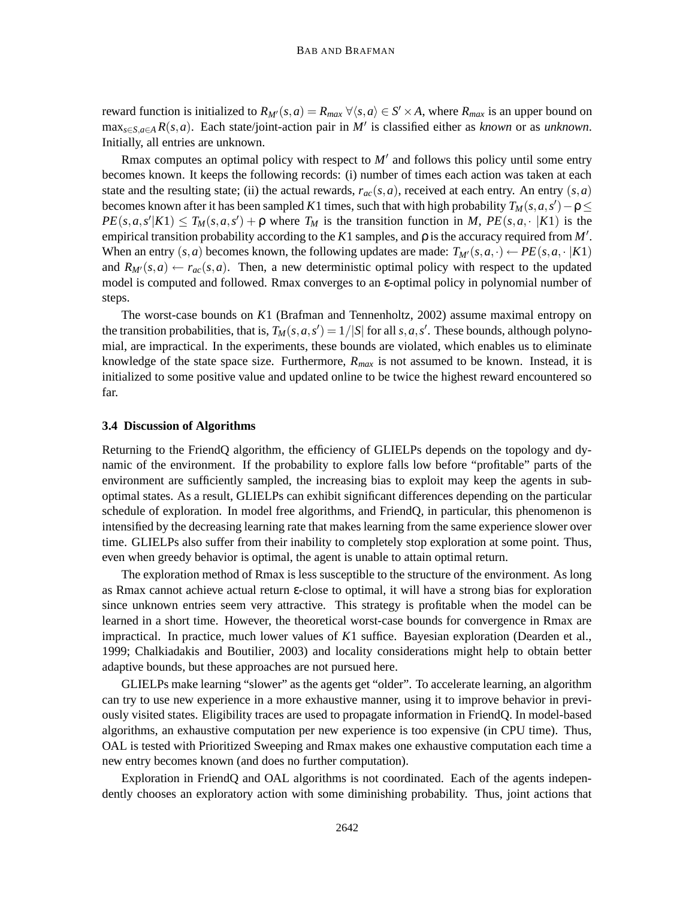reward function is initialized to $R_{M'}(s,a) = R_{max}\ \forall\langle s,a\rangle \in S' \times A$, where $R_{max}$ is an upper bound on $\max_{s\in S, a\in A} R(s,a)$. Each state/joint-action pair in $M'$ is classified either as *known* or as *unknown*. Initially, all entries are unknown.

Rmax computes an optimal policy with respect to $M'$ and follows this policy until some entry becomes known. It keeps the following records: (i) number of times each action was taken at each state and the resulting state; (ii) the actual rewards, $r_{ac}(s,a)$, received at each entry. An entry $(s,a)$ becomes known after it has been sampled $K1$ times, such that with high probability $T_M(s,a,s') - \rho \leq PE(s,a,s'|K1) \leq T_M(s,a,s') + \rho$ where $T_M$ is the transition function in $M$, $PE(s,a,\cdot\,|K1)$ is the empirical transition probability according to the $K1$ samples, and $\rho$ is the accuracy required from $M'$. When an entry $(s,a)$ becomes known, the following updates are made: $T_{M'}(s,a,\cdot) \leftarrow PE(s,a,\cdot\,|K1)$ and $R_{M'}(s,a) \leftarrow r_{ac}(s,a)$. Then, a new deterministic optimal policy with respect to the updated model is computed and followed. Rmax converges to an $\varepsilon$-optimal policy in polynomial number of steps.

The worst-case bounds on $K1$ (Brafman and Tennenholtz, 2002) assume maximal entropy on the transition probabilities, that is, $T_M(s,a,s') = 1/|S|$ for all $s,a,s'$. These bounds, although polynomial, are impractical. In the experiments, these bounds are violated, which enables us to eliminate knowledge of the state space size. Furthermore, $R_{max}$ is not assumed to be known. Instead, it is initialized to some positive value and updated online to be twice the highest reward encountered so far.

### 3.4 Discussion of Algorithms

Returning to the FriendQ algorithm, the efficiency of GLIELPs depends on the topology and dynamic of the environment. If the probability to explore falls low before "profitable" parts of the environment are sufficiently sampled, the increasing bias to exploit may keep the agents in sub-optimal states. As a result, GLIELPs can exhibit significant differences depending on the particular schedule of exploration. In model free algorithms, and FriendQ, in particular, this phenomenon is intensified by the decreasing learning rate that makes learning from the same experience slower over time. GLIELPs also suffer from their inability to completely stop exploration at some point. Thus, even when greedy behavior is optimal, the agent is unable to attain optimal return.

The exploration method of Rmax is less susceptible to the structure of the environment. As long as Rmax cannot achieve actual return $\varepsilon$-close to optimal, it will have a strong bias for exploration since unknown entries seem very attractive. This strategy is profitable when the model can be learned in a short time. However, the theoretical worst-case bounds for convergence in Rmax are impractical. In practice, much lower values of $K1$ suffice. Bayesian exploration (Dearden et al., 1999; Chalkiadakis and Boutilier, 2003) and locality considerations might help to obtain better adaptive bounds, but these approaches are not pursued here.

GLIELPs make learning "slower" as the agents get "older". To accelerate learning, an algorithm can try to use new experience in a more exhaustive manner, using it to improve behavior in previously visited states. Eligibility traces are used to propagate information in FriendQ. In model-based algorithms, an exhaustive computation per new experience is too expensive (in CPU time). Thus, OAL is tested with Prioritized Sweeping and Rmax makes one exhaustive computation each time a new entry becomes known (and does no further computation).

Exploration in FriendQ and OAL algorithms is not coordinated. Each of the agents independently chooses an exploratory action with some diminishing probability. Thus, joint actions that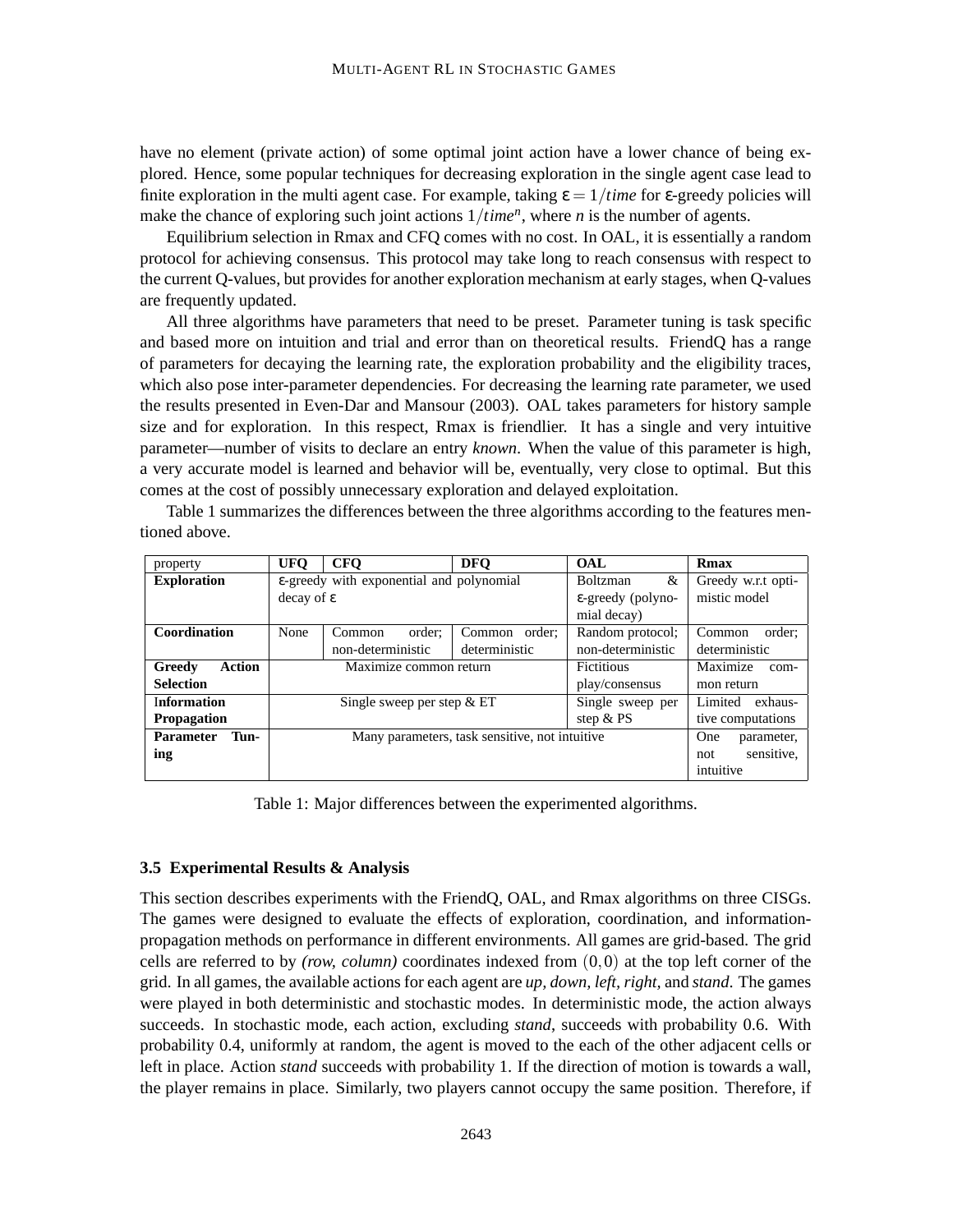have no element (private action) of some optimal joint action have a lower chance of being explored. Hence, some popular techniques for decreasing exploration in the single agent case lead to finite exploration in the multi agent case. For example, taking $\varepsilon = 1/time$ for $\varepsilon$-greedy policies will make the chance of exploring such joint actions $1/time^n$, where $n$ is the number of agents.

Equilibrium selection in Rmax and CFQ comes with no cost. In OAL, it is essentially a random protocol for achieving consensus. This protocol may take long to reach consensus with respect to the current Q-values, but provides for another exploration mechanism at early stages, when Q-values are frequently updated.

All three algorithms have parameters that need to be preset. Parameter tuning is task specific and based more on intuition and trial and error than on theoretical results. FriendQ has a range of parameters for decaying the learning rate, the exploration probability and the eligibility traces, which also pose inter-parameter dependencies. For decreasing the learning rate parameter, we used the results presented in Even-Dar and Mansour (2003). OAL takes parameters for history sample size and for exploration. In this respect, Rmax is friendlier. It has a single and very intuitive parameter—number of visits to declare an entry *known*. When the value of this parameter is high, a very accurate model is learned and behavior will be, eventually, very close to optimal. But this comes at the cost of possibly unnecessary exploration and delayed exploitation.

Table 1 summarizes the differences between the three algorithms according to the features mentioned above.

| property | UFQ | CFQ | DFQ | OAL | Rmax |
|---|---|---|---|---|---|
| **Exploration** | $\varepsilon$-greedy with exponential and polynomial decay of $\varepsilon$ | | | Boltzman & $\varepsilon$-greedy (polynomial decay) | Greedy w.r.t optimistic model |
| **Coordination** | None | Common order; non-deterministic | Common order; deterministic | Random protocol; non-deterministic | Common order; deterministic |
| **Greedy Action Selection** | Maximize common return | | | Fictitious play/consensus | Maximize common return |
| **Information Propagation** | Single sweep per step & ET | | | Single sweep per step & PS | Limited exhaustive computations |
| **Parameter Tuning** | Many parameters, task sensitive, not intuitive | | | | One parameter, not sensitive, intuitive |

Table 1: Major differences between the experimented algorithms.

### 3.5 Experimental Results & Analysis

This section describes experiments with the FriendQ, OAL, and Rmax algorithms on three CISGs. The games were designed to evaluate the effects of exploration, coordination, and information-propagation methods on performance in different environments. All games are grid-based. The grid cells are referred to by *(row, column)* coordinates indexed from $(0,0)$ at the top left corner of the grid. In all games, the available actions for each agent are *up, down, left, right,* and *stand*. The games were played in both deterministic and stochastic modes. In deterministic mode, the action always succeeds. In stochastic mode, each action, excluding *stand*, succeeds with probability 0.6. With probability 0.4, uniformly at random, the agent is moved to the each of the other adjacent cells or left in place. Action *stand* succeeds with probability 1. If the direction of motion is towards a wall, the player remains in place. Similarly, two players cannot occupy the same position. Therefore, if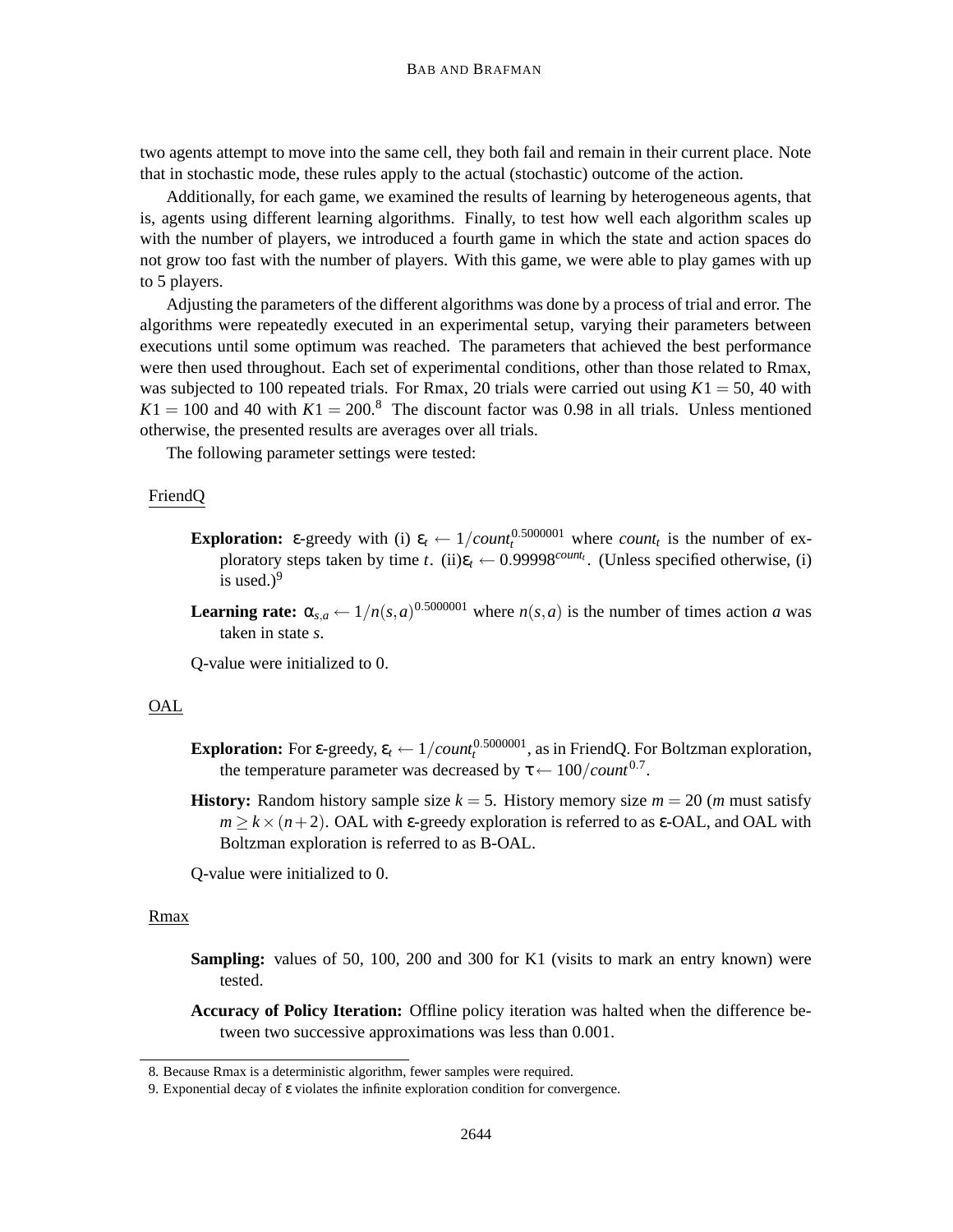two agents attempt to move into the same cell, they both fail and remain in their current place. Note that in stochastic mode, these rules apply to the actual (stochastic) outcome of the action.

Additionally, for each game, we examined the results of learning by heterogeneous agents, that is, agents using different learning algorithms. Finally, to test how well each algorithm scales up with the number of players, we introduced a fourth game in which the state and action spaces do not grow too fast with the number of players. With this game, we were able to play games with up to 5 players.

Adjusting the parameters of the different algorithms was done by a process of trial and error. The algorithms were repeatedly executed in an experimental setup, varying their parameters between executions until some optimum was reached. The parameters that achieved the best performance were then used throughout. Each set of experimental conditions, other than those related to Rmax, was subjected to 100 repeated trials. For Rmax, 20 trials were carried out using $K1 = 50$, 40 with $K1 = 100$ and 40 with $K1 = 200$.[8] The discount factor was 0.98 in all trials. Unless mentioned otherwise, the presented results are averages over all trials.

The following parameter settings were tested:

FriendQ

**Exploration:** $\varepsilon$-greedy with (i) $\varepsilon_t \leftarrow 1/count_t^{0.5000001}$ where $count_t$ is the number of exploratory steps taken by time $t$. (ii)$\varepsilon_t \leftarrow 0.99998^{count_t}$. (Unless specified otherwise, (i) is used.)[9]

**Learning rate:** $\alpha_{s,a} \leftarrow 1/n(s,a)^{0.5000001}$ where $n(s,a)$ is the number of times action $a$ was taken in state $s$.

Q-value were initialized to 0.

OAL

**Exploration:** For $\varepsilon$-greedy, $\varepsilon_t \leftarrow 1/count_t^{0.5000001}$, as in FriendQ. For Boltzman exploration, the temperature parameter was decreased by $\tau \leftarrow 100/count^{0.7}$.

**History:** Random history sample size $k = 5$. History memory size $m = 20$ ($m$ must satisfy $m \geq k \times (n+2)$. OAL with $\varepsilon$-greedy exploration is referred to as $\varepsilon$-OAL, and OAL with Boltzman exploration is referred to as B-OAL.

Q-value were initialized to 0.

Rmax

**Sampling:** values of 50, 100, 200 and 300 for K1 (visits to mark an entry known) were tested.

**Accuracy of Policy Iteration:** Offline policy iteration was halted when the difference between two successive approximations was less than 0.001.

8. Because Rmax is a deterministic algorithm, fewer samples were required.

9. Exponential decay of $\varepsilon$ violates the infinite exploration condition for convergence.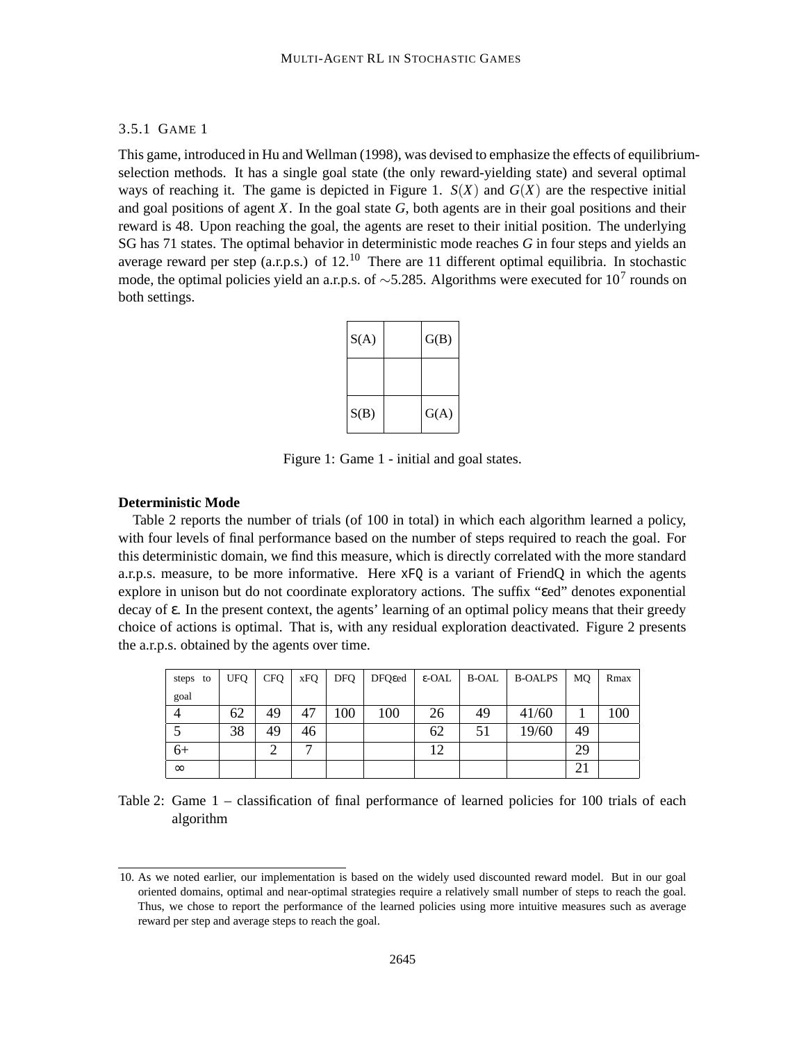### 3.5.1 GAME 1

This game, introduced in Hu and Wellman (1998), was devised to emphasize the effects of equilibrium-selection methods. It has a single goal state (the only reward-yielding state) and several optimal ways of reaching it. The game is depicted in Figure 1. $S(X)$ and $G(X)$ are the respective initial and goal positions of agent $X$. In the goal state $G$, both agents are in their goal positions and their reward is 48. Upon reaching the goal, the agents are reset to their initial position. The underlying SG has 71 states. The optimal behavior in deterministic mode reaches $G$ in four steps and yields an average reward per step (a.r.p.s.) of 12.[10] There are 11 different optimal equilibria. In stochastic mode, the optimal policies yield an a.r.p.s. of $\sim$5.285. Algorithms were executed for $10^7$ rounds on both settings.

| S(A) | | G(B) |
|---|---|---|
| | | |
| S(B) | | G(A) |

Figure 1: Game 1 - initial and goal states.

**Deterministic Mode**

Table 2 reports the number of trials (of 100 in total) in which each algorithm learned a policy, with four levels of final performance based on the number of steps required to reach the goal. For this deterministic domain, we find this measure, which is directly correlated with the more standard a.r.p.s. measure, to be more informative. Here xFQ is a variant of FriendQ in which the agents explore in unison but do not coordinate exploratory actions. The suffix "$\varepsilon$ed" denotes exponential decay of $\varepsilon$. In the present context, the agents' learning of an optimal policy means that their greedy choice of actions is optimal. That is, with any residual exploration deactivated. Figure 2 presents the a.r.p.s. obtained by the agents over time.

| steps to goal | UFQ | CFQ | xFQ | DFQ | DFQ$\varepsilon$ed | $\varepsilon$-OAL | B-OAL | B-OALPS | MQ | Rmax |
|---|---|---|---|---|---|---|---|---|---|---|
| 4 | 62 | 49 | 47 | 100 | 100 | 26 | 49 | 41/60 | 1 | 100 |
| 5 | 38 | 49 | 46 | | | 62 | 51 | 19/60 | 49 | |
| 6+ | | 2 | 7 | | | 12 | | | 29 | |
| $\infty$ | | | | | | | | | 21 | |

Table 2: Game 1 – classification of final performance of learned policies for 100 trials of each algorithm

10. As we noted earlier, our implementation is based on the widely used discounted reward model. But in our goal oriented domains, optimal and near-optimal strategies require a relatively small number of steps to reach the goal. Thus, we chose to report the performance of the learned policies using more intuitive measures such as average reward per step and average steps to reach the goal.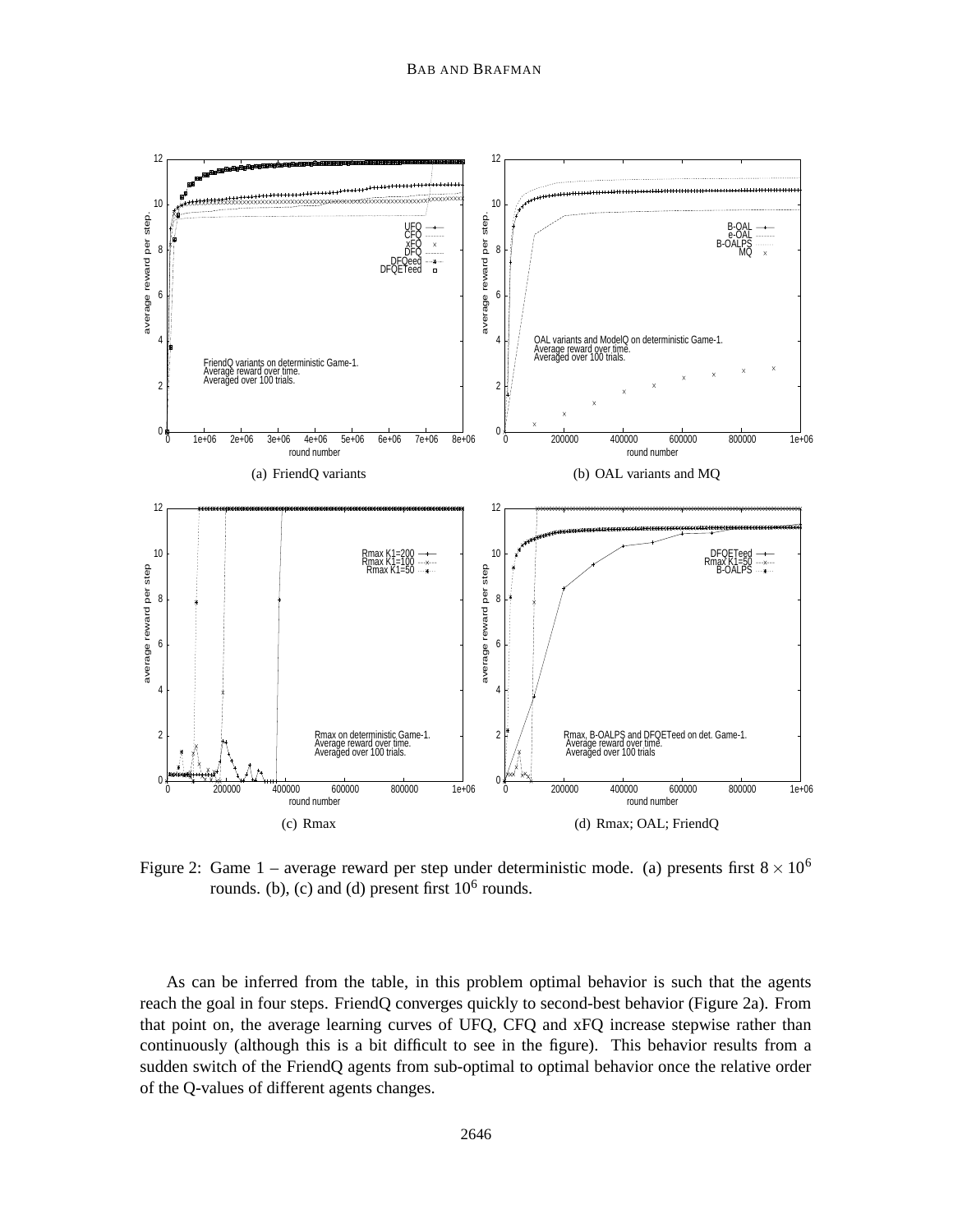(a) FriendQ variants

(b) OAL variants and MQ

(c) Rmax

(d) Rmax; OAL; FriendQ

Figure 2: Game 1 – average reward per step under deterministic mode. (a) presents first $8 \times 10^6$ rounds. (b), (c) and (d) present first $10^6$ rounds.

As can be inferred from the table, in this problem optimal behavior is such that the agents reach the goal in four steps. FriendQ converges quickly to second-best behavior (Figure 2a). From that point on, the average learning curves of UFQ, CFQ and xFQ increase stepwise rather than continuously (although this is a bit difficult to see in the figure). This behavior results from a sudden switch of the FriendQ agents from sub-optimal to optimal behavior once the relative order of the Q-values of different agents changes.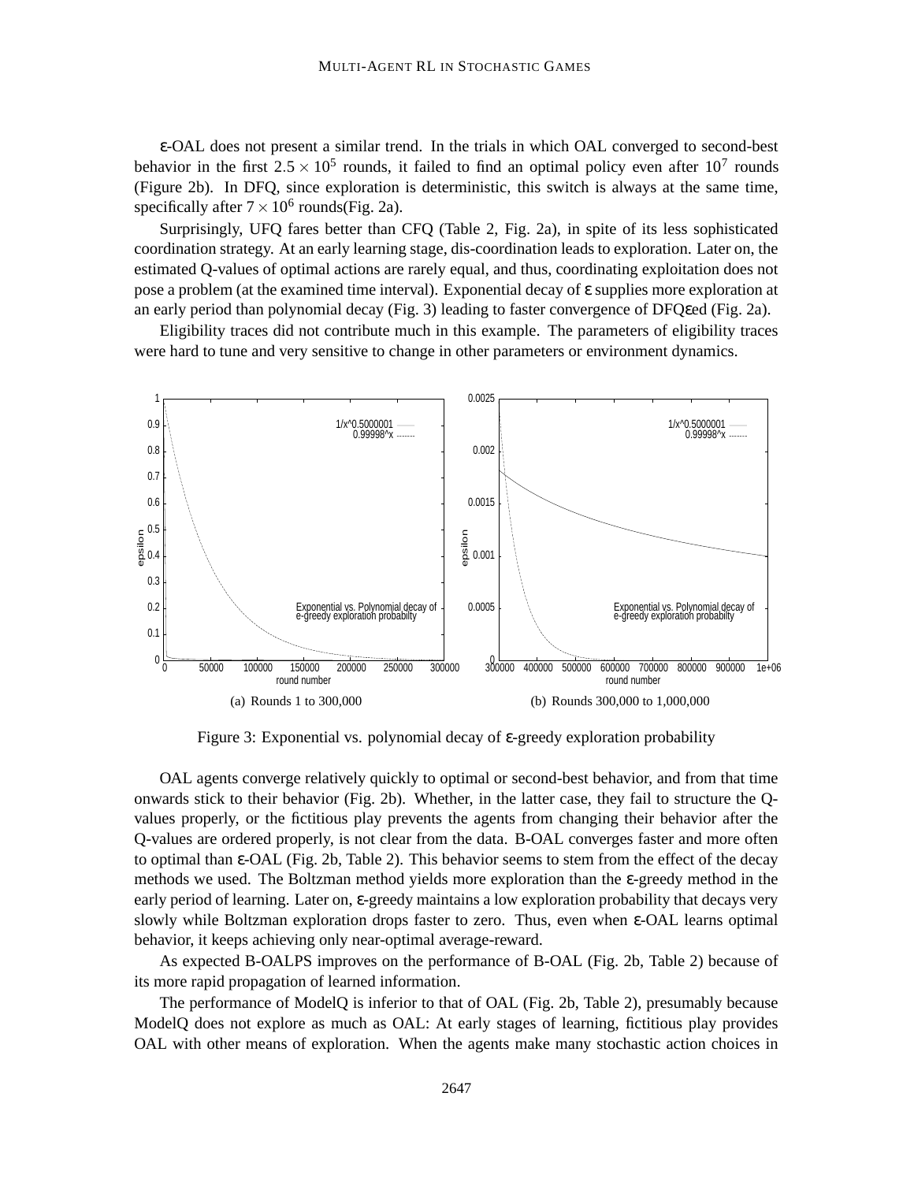ε-OAL does not present a similar trend. In the trials in which OAL converged to second-best behavior in the first $2.5 \times 10^5$ rounds, it failed to find an optimal policy even after $10^7$ rounds (Figure 2b). In DFQ, since exploration is deterministic, this switch is always at the same time, specifically after $7 \times 10^6$ rounds(Fig. 2a).

Surprisingly, UFQ fares better than CFQ (Table 2, Fig. 2a), in spite of its less sophisticated coordination strategy. At an early learning stage, dis-coordination leads to exploration. Later on, the estimated Q-values of optimal actions are rarely equal, and thus, coordinating exploitation does not pose a problem (at the examined time interval). Exponential decay of ε supplies more exploration at an early period than polynomial decay (Fig. 3) leading to faster convergence of DFQεed (Fig. 2a).

Eligibility traces did not contribute much in this example. The parameters of eligibility traces were hard to tune and very sensitive to change in other parameters or environment dynamics.

(a) Rounds 1 to 300,000

(b) Rounds 300,000 to 1,000,000

Figure 3: Exponential vs. polynomial decay of ε-greedy exploration probability

OAL agents converge relatively quickly to optimal or second-best behavior, and from that time onwards stick to their behavior (Fig. 2b). Whether, in the latter case, they fail to structure the Q-values properly, or the fictitious play prevents the agents from changing their behavior after the Q-values are ordered properly, is not clear from the data. B-OAL converges faster and more often to optimal than ε-OAL (Fig. 2b, Table 2). This behavior seems to stem from the effect of the decay methods we used. The Boltzman method yields more exploration than the ε-greedy method in the early period of learning. Later on, ε-greedy maintains a low exploration probability that decays very slowly while Boltzman exploration drops faster to zero. Thus, even when ε-OAL learns optimal behavior, it keeps achieving only near-optimal average-reward.

As expected B-OALPS improves on the performance of B-OAL (Fig. 2b, Table 2) because of its more rapid propagation of learned information.

The performance of ModelQ is inferior to that of OAL (Fig. 2b, Table 2), presumably because ModelQ does not explore as much as OAL: At early stages of learning, fictitious play provides OAL with other means of exploration. When the agents make many stochastic action choices in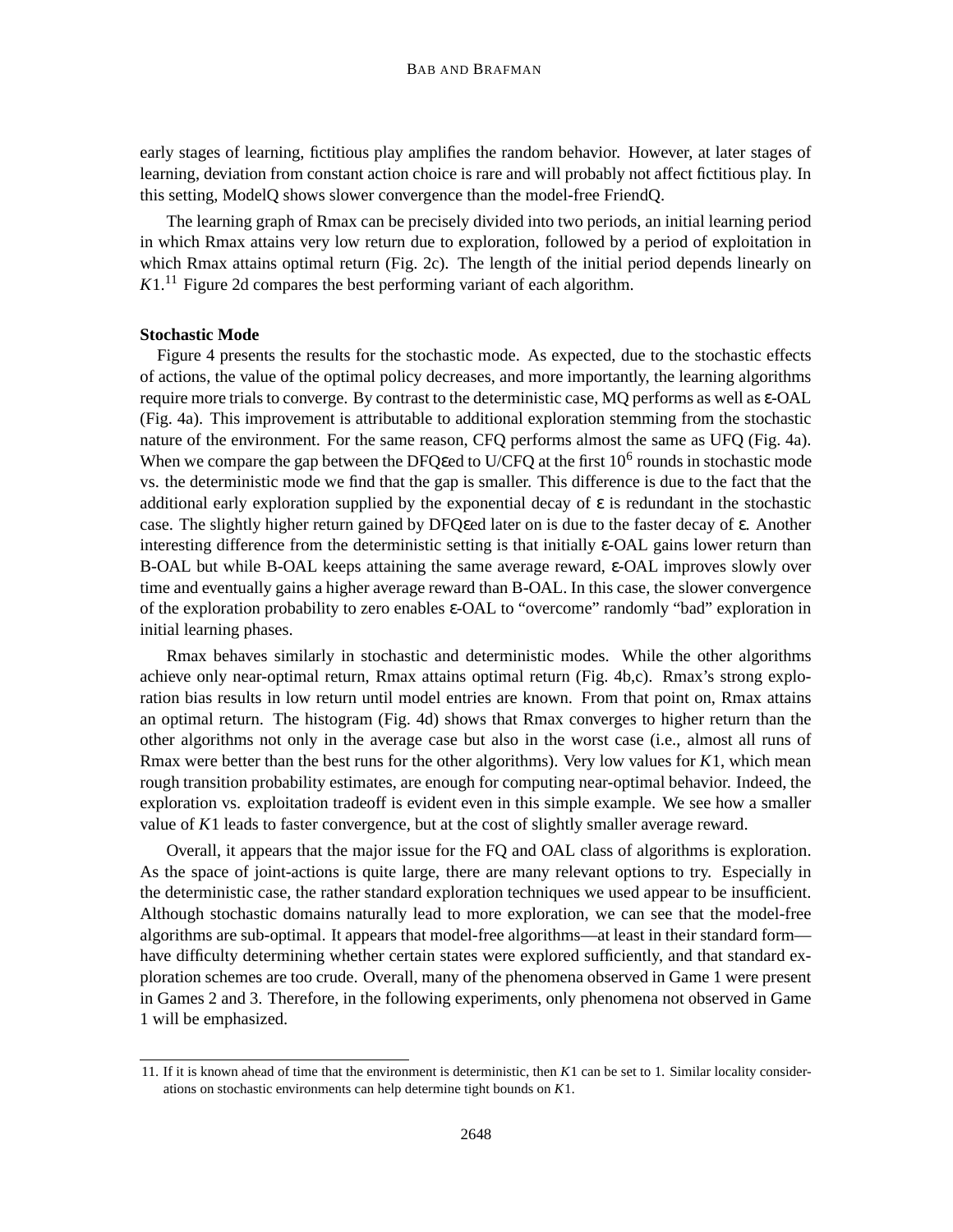early stages of learning, fictitious play amplifies the random behavior. However, at later stages of learning, deviation from constant action choice is rare and will probably not affect fictitious play. In this setting, ModelQ shows slower convergence than the model-free FriendQ.

The learning graph of Rmax can be precisely divided into two periods, an initial learning period in which Rmax attains very low return due to exploration, followed by a period of exploitation in which Rmax attains optimal return (Fig. 2c). The length of the initial period depends linearly on $K1$.[11] Figure 2d compares the best performing variant of each algorithm.

**Stochastic Mode**

Figure 4 presents the results for the stochastic mode. As expected, due to the stochastic effects of actions, the value of the optimal policy decreases, and more importantly, the learning algorithms require more trials to converge. By contrast to the deterministic case, MQ performs as well as ε-OAL (Fig. 4a). This improvement is attributable to additional exploration stemming from the stochastic nature of the environment. For the same reason, CFQ performs almost the same as UFQ (Fig. 4a). When we compare the gap between the DFQεed to U/CFQ at the first $10^6$ rounds in stochastic mode vs. the deterministic mode we find that the gap is smaller. This difference is due to the fact that the additional early exploration supplied by the exponential decay of ε is redundant in the stochastic case. The slightly higher return gained by DFQεed later on is due to the faster decay of ε. Another interesting difference from the deterministic setting is that initially ε-OAL gains lower return than B-OAL but while B-OAL keeps attaining the same average reward, ε-OAL improves slowly over time and eventually gains a higher average reward than B-OAL. In this case, the slower convergence of the exploration probability to zero enables ε-OAL to "overcome" randomly "bad" exploration in initial learning phases.

Rmax behaves similarly in stochastic and deterministic modes. While the other algorithms achieve only near-optimal return, Rmax attains optimal return (Fig. 4b,c). Rmax's strong exploration bias results in low return until model entries are known. From that point on, Rmax attains an optimal return. The histogram (Fig. 4d) shows that Rmax converges to higher return than the other algorithms not only in the average case but also in the worst case (i.e., almost all runs of Rmax were better than the best runs for the other algorithms). Very low values for $K1$, which mean rough transition probability estimates, are enough for computing near-optimal behavior. Indeed, the exploration vs. exploitation tradeoff is evident even in this simple example. We see how a smaller value of $K1$ leads to faster convergence, but at the cost of slightly smaller average reward.

Overall, it appears that the major issue for the FQ and OAL class of algorithms is exploration. As the space of joint-actions is quite large, there are many relevant options to try. Especially in the deterministic case, the rather standard exploration techniques we used appear to be insufficient. Although stochastic domains naturally lead to more exploration, we can see that the model-free algorithms are sub-optimal. It appears that model-free algorithms—at least in their standard form—have difficulty determining whether certain states were explored sufficiently, and that standard exploration schemes are too crude. Overall, many of the phenomena observed in Game 1 were present in Games 2 and 3. Therefore, in the following experiments, only phenomena not observed in Game 1 will be emphasized.

11. If it is known ahead of time that the environment is deterministic, then $K1$ can be set to 1. Similar locality considerations on stochastic environments can help determine tight bounds on $K1$.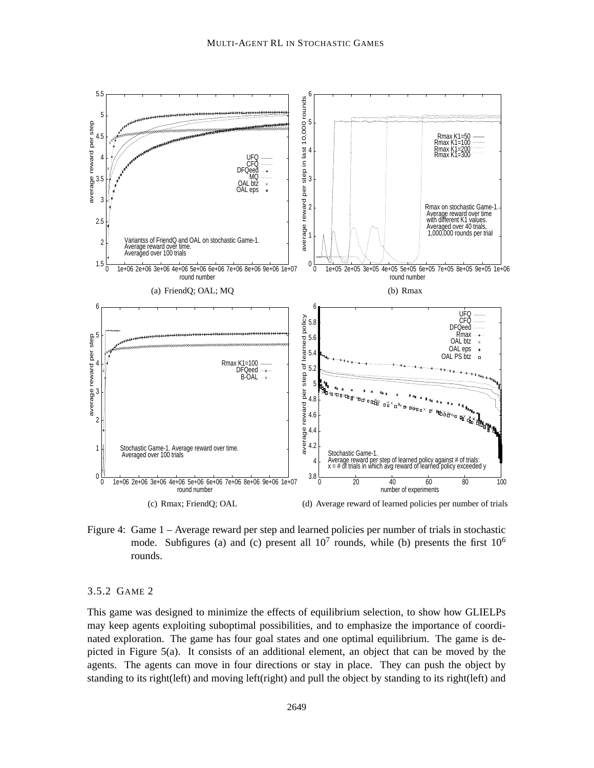(a) FriendQ; OAL; MQ

(b) Rmax

(c) Rmax; FriendQ; OAL

(d) Average reward of learned policies per number of trials

Figure 4: Game 1 – Average reward per step and learned policies per number of trials in stochastic mode. Subfigures (a) and (c) present all $10^7$ rounds, while (b) presents the first $10^6$ rounds.

### 3.5.2 GAME 2

This game was designed to minimize the effects of equilibrium selection, to show how GLIELPs may keep agents exploiting suboptimal possibilities, and to emphasize the importance of coordinated exploration. The game has four goal states and one optimal equilibrium. The game is depicted in Figure 5(a). It consists of an additional element, an object that can be moved by the agents. The agents can move in four directions or stay in place. They can push the object by standing to its right(left) and moving left(right) and pull the object by standing to its right(left) and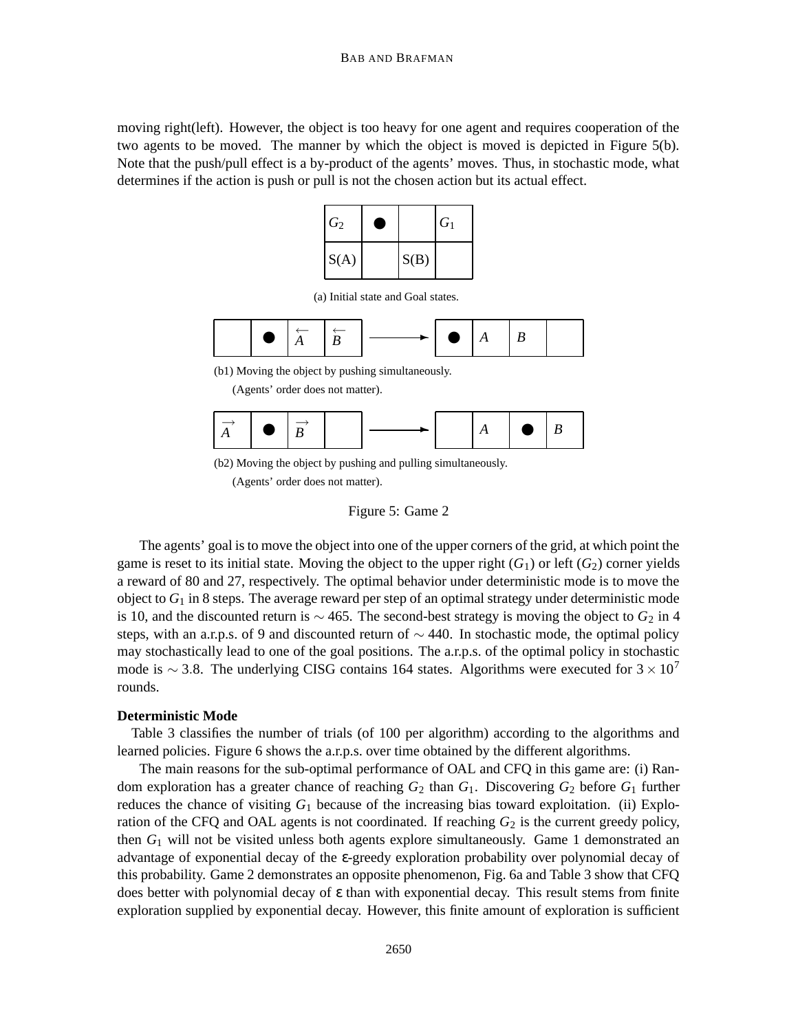moving right(left). However, the object is too heavy for one agent and requires cooperation of the two agents to be moved. The manner by which the object is moved is depicted in Figure 5(b). Note that the push/pull effect is a by-product of the agents' moves. Thus, in stochastic mode, what determines if the action is push or pull is not the chosen action but its actual effect.

| $G_2$ | ● | | $G_1$ |
|---|---|---|---|
| S(A) | | S(B) | |

(a) Initial state and Goal states.

| | ● | $\overleftarrow{A}$ | $\overleftarrow{B}$ | → | ● | $A$ | $B$ | |
|---|---|---|---|---|---|---|---|---|

(b1) Moving the object by pushing simultaneously.
(Agents' order does not matter).

| $\overrightarrow{A}$ | ● | $\overrightarrow{B}$ | | → | | $A$ | ● | $B$ |
|---|---|---|---|---|---|---|---|---|

(b2) Moving the object by pushing and pulling simultaneously.
(Agents' order does not matter).

Figure 5: Game 2

The agents' goal is to move the object into one of the upper corners of the grid, at which point the game is reset to its initial state. Moving the object to the upper right ($G_1$) or left ($G_2$) corner yields a reward of 80 and 27, respectively. The optimal behavior under deterministic mode is to move the object to $G_1$ in 8 steps. The average reward per step of an optimal strategy under deterministic mode is 10, and the discounted return is $\sim 465$. The second-best strategy is moving the object to $G_2$ in 4 steps, with an a.r.p.s. of 9 and discounted return of $\sim 440$. In stochastic mode, the optimal policy may stochastically lead to one of the goal positions. The a.r.p.s. of the optimal policy in stochastic mode is $\sim 3.8$. The underlying CISG contains 164 states. Algorithms were executed for $3 \times 10^7$ rounds.

**Deterministic Mode**

Table 3 classifies the number of trials (of 100 per algorithm) according to the algorithms and learned policies. Figure 6 shows the a.r.p.s. over time obtained by the different algorithms.

The main reasons for the sub-optimal performance of OAL and CFQ in this game are: (i) Random exploration has a greater chance of reaching $G_2$ than $G_1$. Discovering $G_2$ before $G_1$ further reduces the chance of visiting $G_1$ because of the increasing bias toward exploitation. (ii) Exploration of the CFQ and OAL agents is not coordinated. If reaching $G_2$ is the current greedy policy, then $G_1$ will not be visited unless both agents explore simultaneously. Game 1 demonstrated an advantage of exponential decay of the $\varepsilon$-greedy exploration probability over polynomial decay of this probability. Game 2 demonstrates an opposite phenomenon, Fig. 6a and Table 3 show that CFQ does better with polynomial decay of $\varepsilon$ than with exponential decay. This result stems from finite exploration supplied by exponential decay. However, this finite amount of exploration is sufficient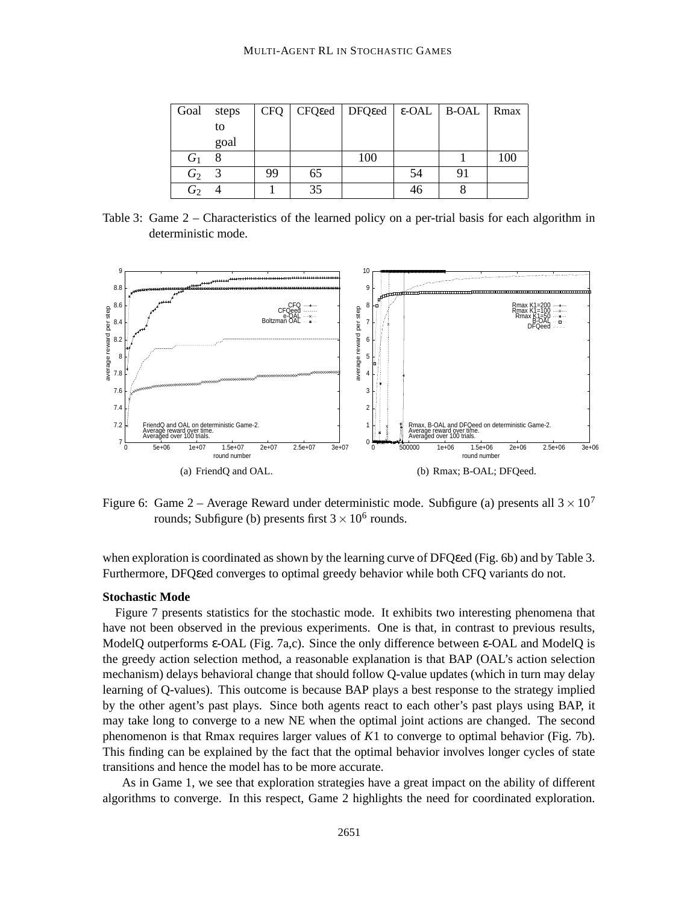| Goal | steps to goal | CFQ | CFQεed | DFQεed | ε-OAL | B-OAL | Rmax |
|---|---|---|---|---|---|---|---|
| $G_1$ | 8 | | | 100 | | 1 | 100 |
| $G_2$ | 3 | 99 | 65 | | 54 | 91 | |
| $G_2$ | 4 | 1 | 35 | | 46 | 8 | |

Table 3: Game 2 – Characteristics of the learned policy on a per-trial basis for each algorithm in deterministic mode.

(a) FriendQ and OAL.

(b) Rmax; B-OAL; DFQeed.

Figure 6: Game 2 – Average Reward under deterministic mode. Subfigure (a) presents all $3 \times 10^7$ rounds; Subfigure (b) presents first $3 \times 10^6$ rounds.

when exploration is coordinated as shown by the learning curve of DFQεed (Fig. 6b) and by Table 3. Furthermore, DFQεed converges to optimal greedy behavior while both CFQ variants do not.

**Stochastic Mode**

Figure 7 presents statistics for the stochastic mode. It exhibits two interesting phenomena that have not been observed in the previous experiments. One is that, in contrast to previous results, ModelQ outperforms ε-OAL (Fig. 7a,c). Since the only difference between ε-OAL and ModelQ is the greedy action selection method, a reasonable explanation is that BAP (OAL's action selection mechanism) delays behavioral change that should follow Q-value updates (which in turn may delay learning of Q-values). This outcome is because BAP plays a best response to the strategy implied by the other agent's past plays. Since both agents react to each other's past plays using BAP, it may take long to converge to a new NE when the optimal joint actions are changed. The second phenomenon is that Rmax requires larger values of $K1$ to converge to optimal behavior (Fig. 7b). This finding can be explained by the fact that the optimal behavior involves longer cycles of state transitions and hence the model has to be more accurate.

As in Game 1, we see that exploration strategies have a great impact on the ability of different algorithms to converge. In this respect, Game 2 highlights the need for coordinated exploration.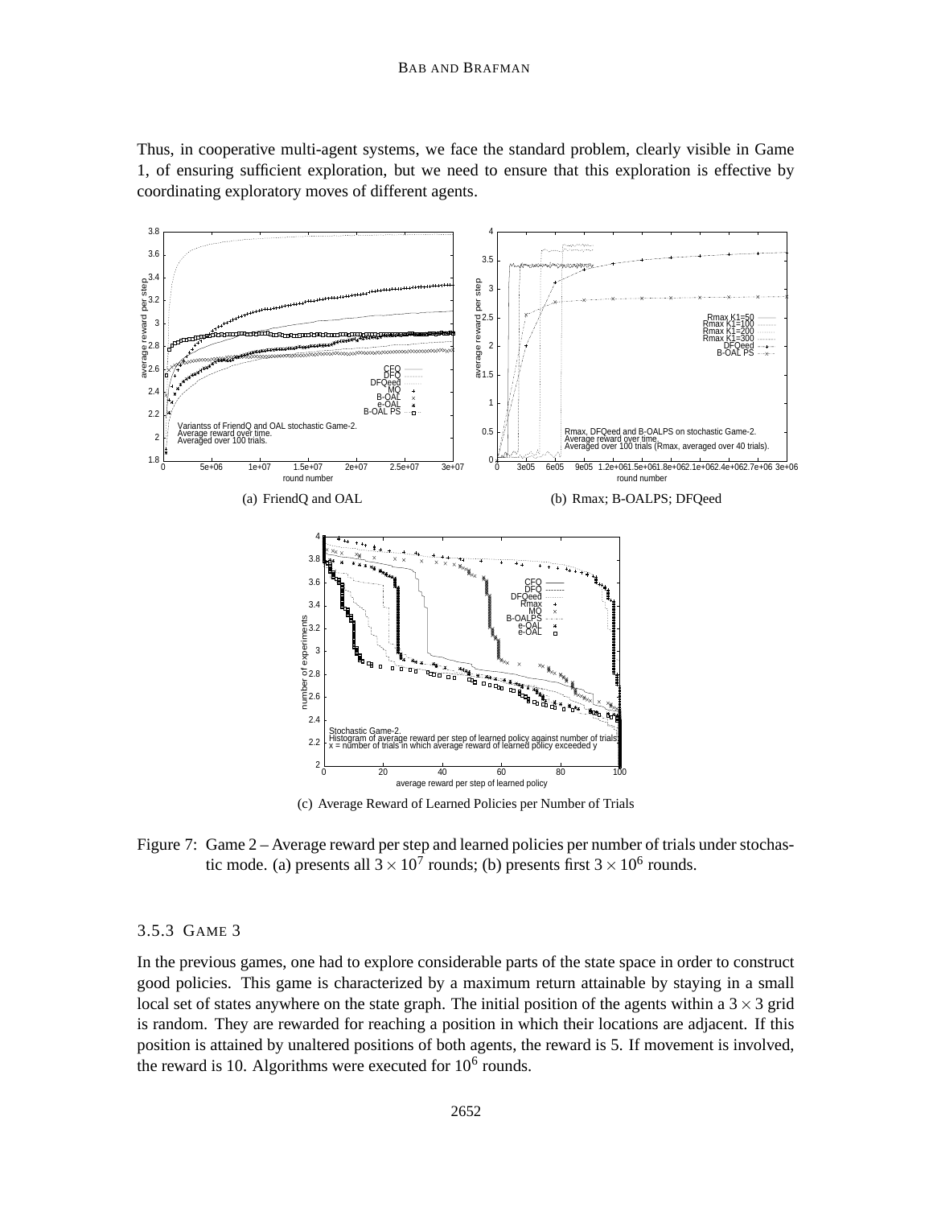Thus, in cooperative multi-agent systems, we face the standard problem, clearly visible in Game 1, of ensuring sufficient exploration, but we need to ensure that this exploration is effective by coordinating exploratory moves of different agents.

(a) FriendQ and OAL

(b) Rmax; B-OALPS; DFQeed

(c) Average Reward of Learned Policies per Number of Trials

Figure 7: Game 2 – Average reward per step and learned policies per number of trials under stochastic mode. (a) presents all $3 \times 10^7$ rounds; (b) presents first $3 \times 10^6$ rounds.

### 3.5.3 GAME 3

In the previous games, one had to explore considerable parts of the state space in order to construct good policies. This game is characterized by a maximum return attainable by staying in a small local set of states anywhere on the state graph. The initial position of the agents within a $3 \times 3$ grid is random. They are rewarded for reaching a position in which their locations are adjacent. If this position is attained by unaltered positions of both agents, the reward is 5. If movement is involved, the reward is 10. Algorithms were executed for $10^6$ rounds.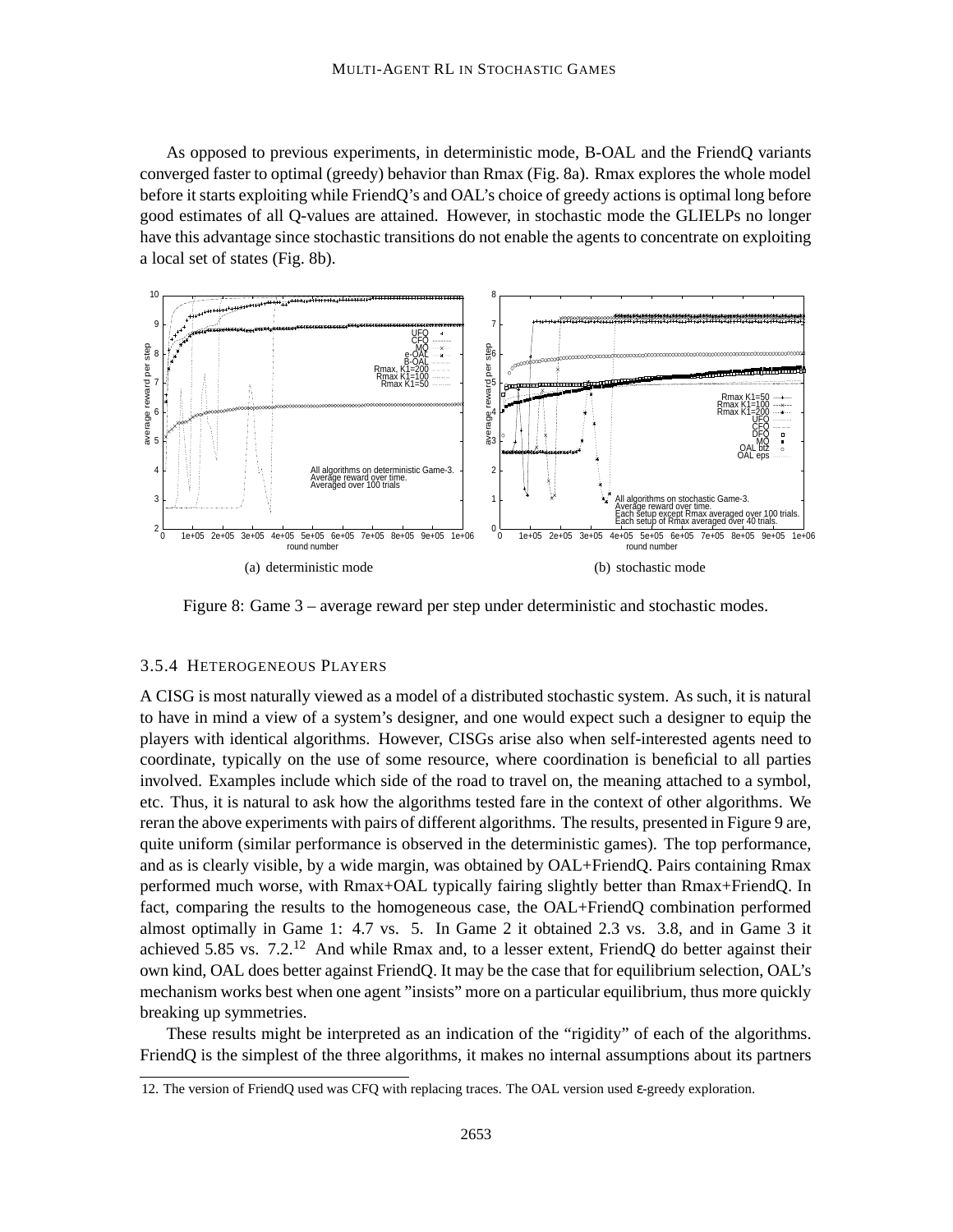As opposed to previous experiments, in deterministic mode, B-OAL and the FriendQ variants converged faster to optimal (greedy) behavior than Rmax (Fig. 8a). Rmax explores the whole model before it starts exploiting while FriendQ's and OAL's choice of greedy actions is optimal long before good estimates of all Q-values are attained. However, in stochastic mode the GLIELPs no longer have this advantage since stochastic transitions do not enable the agents to concentrate on exploiting a local set of states (Fig. 8b).

(a) deterministic mode

(b) stochastic mode

Figure 8: Game 3 – average reward per step under deterministic and stochastic modes.

### 3.5.4 Heterogeneous Players

A CISG is most naturally viewed as a model of a distributed stochastic system. As such, it is natural to have in mind a view of a system's designer, and one would expect such a designer to equip the players with identical algorithms. However, CISGs arise also when self-interested agents need to coordinate, typically on the use of some resource, where coordination is beneficial to all parties involved. Examples include which side of the road to travel on, the meaning attached to a symbol, etc. Thus, it is natural to ask how the algorithms tested fare in the context of other algorithms. We reran the above experiments with pairs of different algorithms. The results, presented in Figure 9 are, quite uniform (similar performance is observed in the deterministic games). The top performance, and as is clearly visible, by a wide margin, was obtained by OAL+FriendQ. Pairs containing Rmax performed much worse, with Rmax+OAL typically fairing slightly better than Rmax+FriendQ. In fact, comparing the results to the homogeneous case, the OAL+FriendQ combination performed almost optimally in Game 1: 4.7 vs. 5. In Game 2 it obtained 2.3 vs. 3.8, and in Game 3 it achieved 5.85 vs. 7.2.[12] And while Rmax and, to a lesser extent, FriendQ do better against their own kind, OAL does better against FriendQ. It may be the case that for equilibrium selection, OAL's mechanism works best when one agent "insists" more on a particular equilibrium, thus more quickly breaking up symmetries.

These results might be interpreted as an indication of the "rigidity" of each of the algorithms. FriendQ is the simplest of the three algorithms, it makes no internal assumptions about its partners

12. The version of FriendQ used was CFQ with replacing traces. The OAL version used $\varepsilon$-greedy exploration.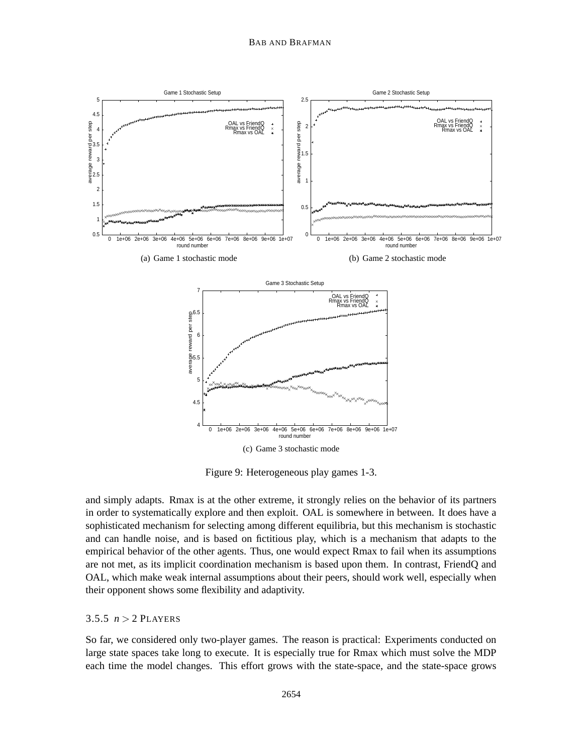(a) Game 1 stochastic mode

(b) Game 2 stochastic mode

(c) Game 3 stochastic mode

Figure 9: Heterogeneous play games 1-3.

and simply adapts. Rmax is at the other extreme, it strongly relies on the behavior of its partners in order to systematically explore and then exploit. OAL is somewhere in between. It does have a sophisticated mechanism for selecting among different equilibria, but this mechanism is stochastic and can handle noise, and is based on fictitious play, which is a mechanism that adapts to the empirical behavior of the other agents. Thus, one would expect Rmax to fail when its assumptions are not met, as its implicit coordination mechanism is based upon them. In contrast, FriendQ and OAL, which make weak internal assumptions about their peers, should work well, especially when their opponent shows some flexibility and adaptivity.

#### 3.5.5 $n > 2$ Players

So far, we considered only two-player games. The reason is practical: Experiments conducted on large state spaces take long to execute. It is especially true for Rmax which must solve the MDP each time the model changes. This effort grows with the state-space, and the state-space grows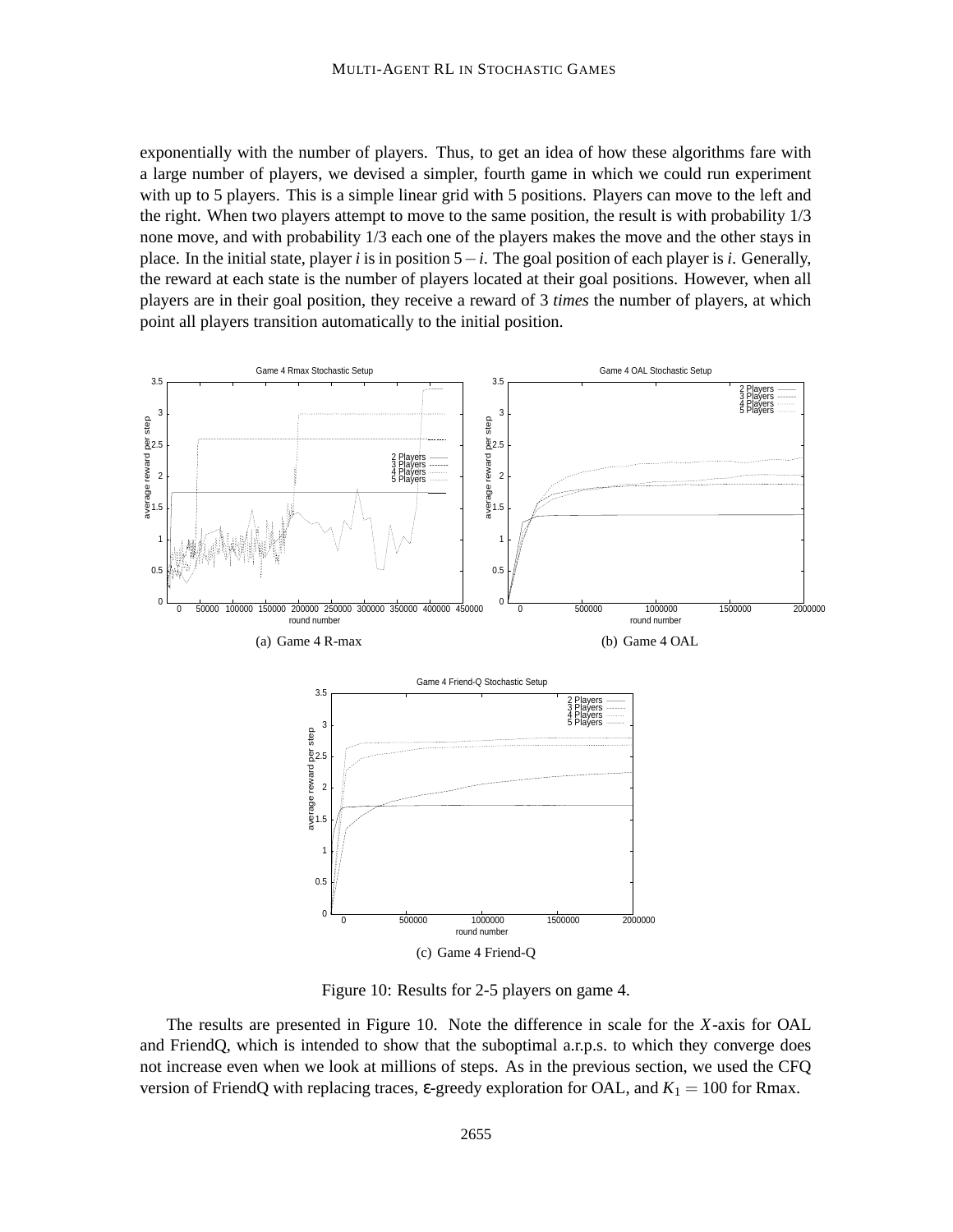exponentially with the number of players. Thus, to get an idea of how these algorithms fare with a large number of players, we devised a simpler, fourth game in which we could run experiment with up to 5 players. This is a simple linear grid with 5 positions. Players can move to the left and the right. When two players attempt to move to the same position, the result is with probability 1/3 none move, and with probability 1/3 each one of the players makes the move and the other stays in place. In the initial state, player $i$ is in position $5-i$. The goal position of each player is $i$. Generally, the reward at each state is the number of players located at their goal positions. However, when all players are in their goal position, they receive a reward of 3 *times* the number of players, at which point all players transition automatically to the initial position.

(a) Game 4 R-max

(b) Game 4 OAL

(c) Game 4 Friend-Q

Figure 10: Results for 2-5 players on game 4.

The results are presented in Figure 10. Note the difference in scale for the $X$-axis for OAL and FriendQ, which is intended to show that the suboptimal a.r.p.s. to which they converge does not increase even when we look at millions of steps. As in the previous section, we used the CFQ version of FriendQ with replacing traces, $\varepsilon$-greedy exploration for OAL, and $K_1 = 100$ for Rmax.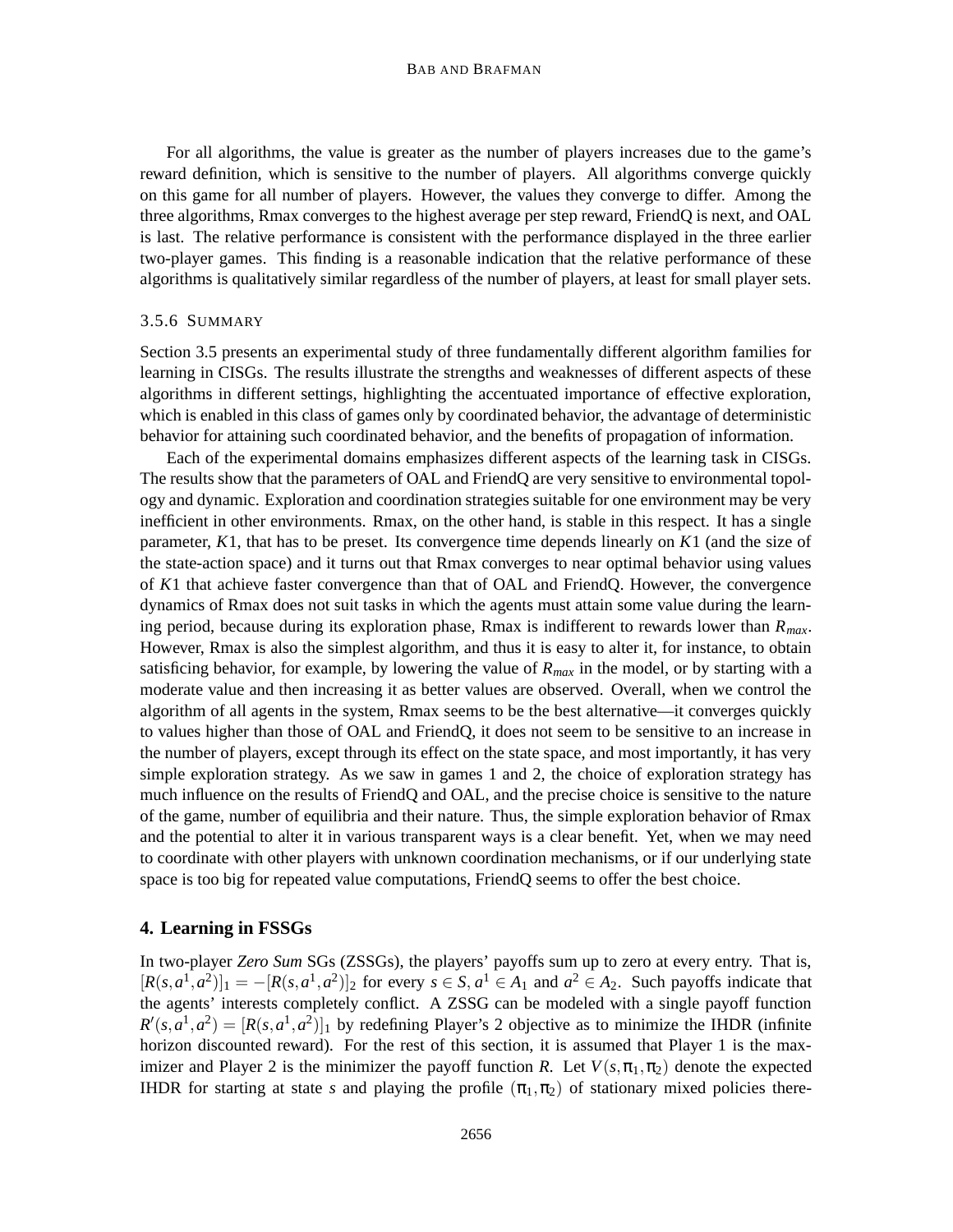For all algorithms, the value is greater as the number of players increases due to the game's reward definition, which is sensitive to the number of players. All algorithms converge quickly on this game for all number of players. However, the values they converge to differ. Among the three algorithms, Rmax converges to the highest average per step reward, FriendQ is next, and OAL is last. The relative performance is consistent with the performance displayed in the three earlier two-player games. This finding is a reasonable indication that the relative performance of these algorithms is qualitatively similar regardless of the number of players, at least for small player sets.

### 3.5.6 Summary

Section 3.5 presents an experimental study of three fundamentally different algorithm families for learning in CISGs. The results illustrate the strengths and weaknesses of different aspects of these algorithms in different settings, highlighting the accentuated importance of effective exploration, which is enabled in this class of games only by coordinated behavior, the advantage of deterministic behavior for attaining such coordinated behavior, and the benefits of propagation of information.

Each of the experimental domains emphasizes different aspects of the learning task in CISGs. The results show that the parameters of OAL and FriendQ are very sensitive to environmental topology and dynamic. Exploration and coordination strategies suitable for one environment may be very inefficient in other environments. Rmax, on the other hand, is stable in this respect. It has a single parameter, $K1$, that has to be preset. Its convergence time depends linearly on $K1$ (and the size of the state-action space) and it turns out that Rmax converges to near optimal behavior using values of $K1$ that achieve faster convergence than that of OAL and FriendQ. However, the convergence dynamics of Rmax does not suit tasks in which the agents must attain some value during the learning period, because during its exploration phase, Rmax is indifferent to rewards lower than $R_{max}$. However, Rmax is also the simplest algorithm, and thus it is easy to alter it, for instance, to obtain satisficing behavior, for example, by lowering the value of $R_{max}$ in the model, or by starting with a moderate value and then increasing it as better values are observed. Overall, when we control the algorithm of all agents in the system, Rmax seems to be the best alternative—it converges quickly to values higher than those of OAL and FriendQ, it does not seem to be sensitive to an increase in the number of players, except through its effect on the state space, and most importantly, it has very simple exploration strategy. As we saw in games 1 and 2, the choice of exploration strategy has much influence on the results of FriendQ and OAL, and the precise choice is sensitive to the nature of the game, number of equilibria and their nature. Thus, the simple exploration behavior of Rmax and the potential to alter it in various transparent ways is a clear benefit. Yet, when we may need to coordinate with other players with unknown coordination mechanisms, or if our underlying state space is too big for repeated value computations, FriendQ seems to offer the best choice.

## 4. Learning in FSSGs

In two-player *Zero Sum* SGs (ZSSGs), the players' payoffs sum up to zero at every entry. That is, $[R(s,a^1,a^2)]_1 = -[R(s,a^1,a^2)]_2$ for every $s \in S$, $a^1 \in A_1$ and $a^2 \in A_2$. Such payoffs indicate that the agents' interests completely conflict. A ZSSG can be modeled with a single payoff function $R'(s,a^1,a^2) = [R(s,a^1,a^2)]_1$ by redefining Player's 2 objective as to minimize the IHDR (infinite horizon discounted reward). For the rest of this section, it is assumed that Player 1 is the maximizer and Player 2 is the minimizer the payoff function $R$. Let $V(s,\pi_1,\pi_2)$ denote the expected IHDR for starting at state $s$ and playing the profile $(\pi_1,\pi_2)$ of stationary mixed policies there-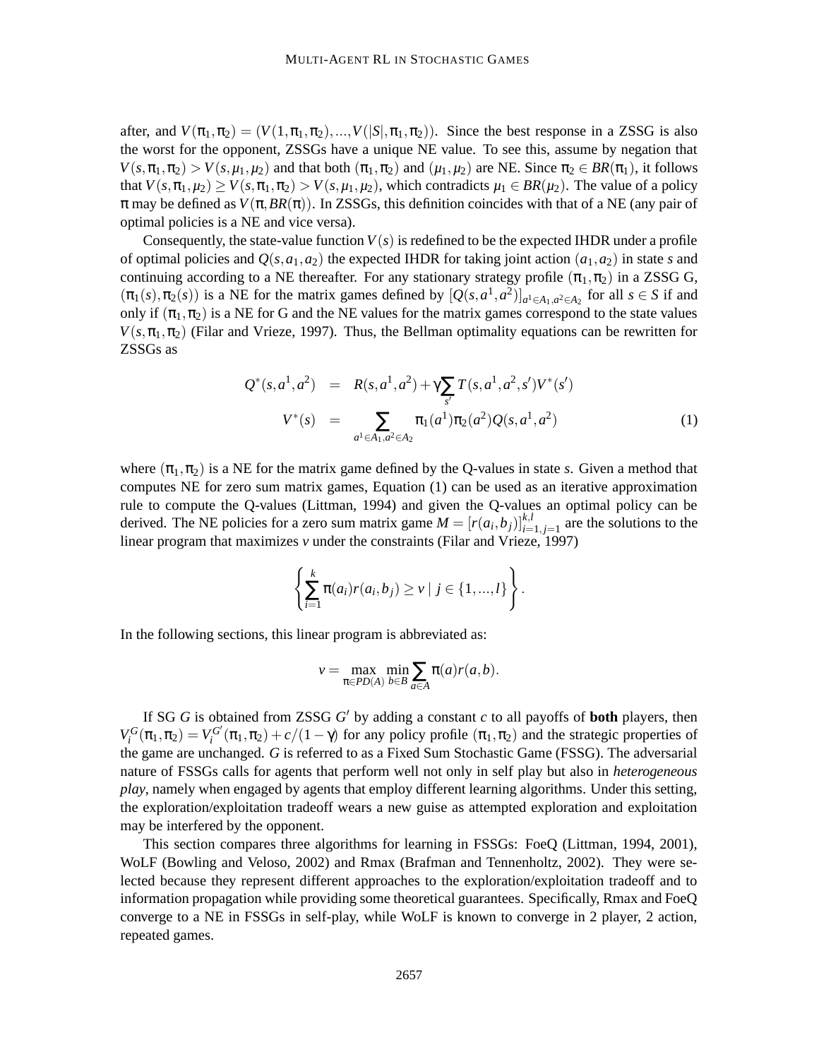after, and $V(\pi_1, \pi_2) = (V(1, \pi_1, \pi_2), ..., V(|S|, \pi_1, \pi_2))$. Since the best response in a ZSSG is also the worst for the opponent, ZSSGs have a unique NE value. To see this, assume by negation that $V(s, \pi_1, \pi_2) > V(s, \mu_1, \mu_2)$ and that both $(\pi_1, \pi_2)$ and $(\mu_1, \mu_2)$ are NE. Since $\pi_2 \in BR(\pi_1)$, it follows that $V(s, \pi_1, \mu_2) \geq V(s, \pi_1, \pi_2) > V(s, \mu_1, \mu_2)$, which contradicts $\mu_1 \in BR(\mu_2)$. The value of a policy $\pi$ may be defined as $V(\pi, BR(\pi))$. In ZSSGs, this definition coincides with that of a NE (any pair of optimal policies is a NE and vice versa).

Consequently, the state-value function $V(s)$ is redefined to be the expected IHDR under a profile of optimal policies and $Q(s, a_1, a_2)$ the expected IHDR for taking joint action $(a_1, a_2)$ in state $s$ and continuing according to a NE thereafter. For any stationary strategy profile $(\pi_1, \pi_2)$ in a ZSSG G, $(\pi_1(s), \pi_2(s))$ is a NE for the matrix games defined by $[Q(s, a^1, a^2)]_{a^1 \in A_1, a^2 \in A_2}$ for all $s \in S$ if and only if $(\pi_1, \pi_2)$ is a NE for G and the NE values for the matrix games correspond to the state values $V(s, \pi_1, \pi_2)$ (Filar and Vrieze, 1997). Thus, the Bellman optimality equations can be rewritten for ZSSGs as

$$
\begin{aligned}
Q^*(s, a^1, a^2) &= R(s, a^1, a^2) + \gamma \sum_{s'} T(s, a^1, a^2, s') V^*(s') \\
V^*(s) &= \sum_{a^1 \in A_1, a^2 \in A_2} \pi_1(a^1) \pi_2(a^2) Q(s, a^1, a^2)
\end{aligned} \tag{1}
$$

where $(\pi_1, \pi_2)$ is a NE for the matrix game defined by the Q-values in state $s$. Given a method that computes NE for zero sum matrix games, Equation (1) can be used as an iterative approximation rule to compute the Q-values (Littman, 1994) and given the Q-values an optimal policy can be derived. The NE policies for a zero sum matrix game $M = [r(a_i, b_j)]_{i=1, j=1}^{k,l}$ are the solutions to the linear program that maximizes $v$ under the constraints (Filar and Vrieze, 1997)

$$
\left\{ \sum_{i=1}^{k} \pi(a_i) r(a_i, b_j) \geq v \mid j \in \{1, ..., l\} \right\}.
$$

In the following sections, this linear program is abbreviated as:

$$
v = \max_{\pi \in PD(A)} \min_{b \in B} \sum_{a \in A} \pi(a) r(a, b).
$$

If SG $G$ is obtained from ZSSG $G'$ by adding a constant $c$ to all payoffs of **both** players, then $V_i^G(\pi_1, \pi_2) = V_i^{G'}(\pi_1, \pi_2) + c/(1-\gamma)$ for any policy profile $(\pi_1, \pi_2)$ and the strategic properties of the game are unchanged. $G$ is referred to as a Fixed Sum Stochastic Game (FSSG). The adversarial nature of FSSGs calls for agents that perform well not only in self play but also in *heterogeneous play*, namely when engaged by agents that employ different learning algorithms. Under this setting, the exploration/exploitation tradeoff wears a new guise as attempted exploration and exploitation may be interfered by the opponent.

This section compares three algorithms for learning in FSSGs: FoeQ (Littman, 1994, 2001), WoLF (Bowling and Veloso, 2002) and Rmax (Brafman and Tennenholtz, 2002). They were selected because they represent different approaches to the exploration/exploitation tradeoff and to information propagation while providing some theoretical guarantees. Specifically, Rmax and FoeQ converge to a NE in FSSGs in self-play, while WoLF is known to converge in 2 player, 2 action, repeated games.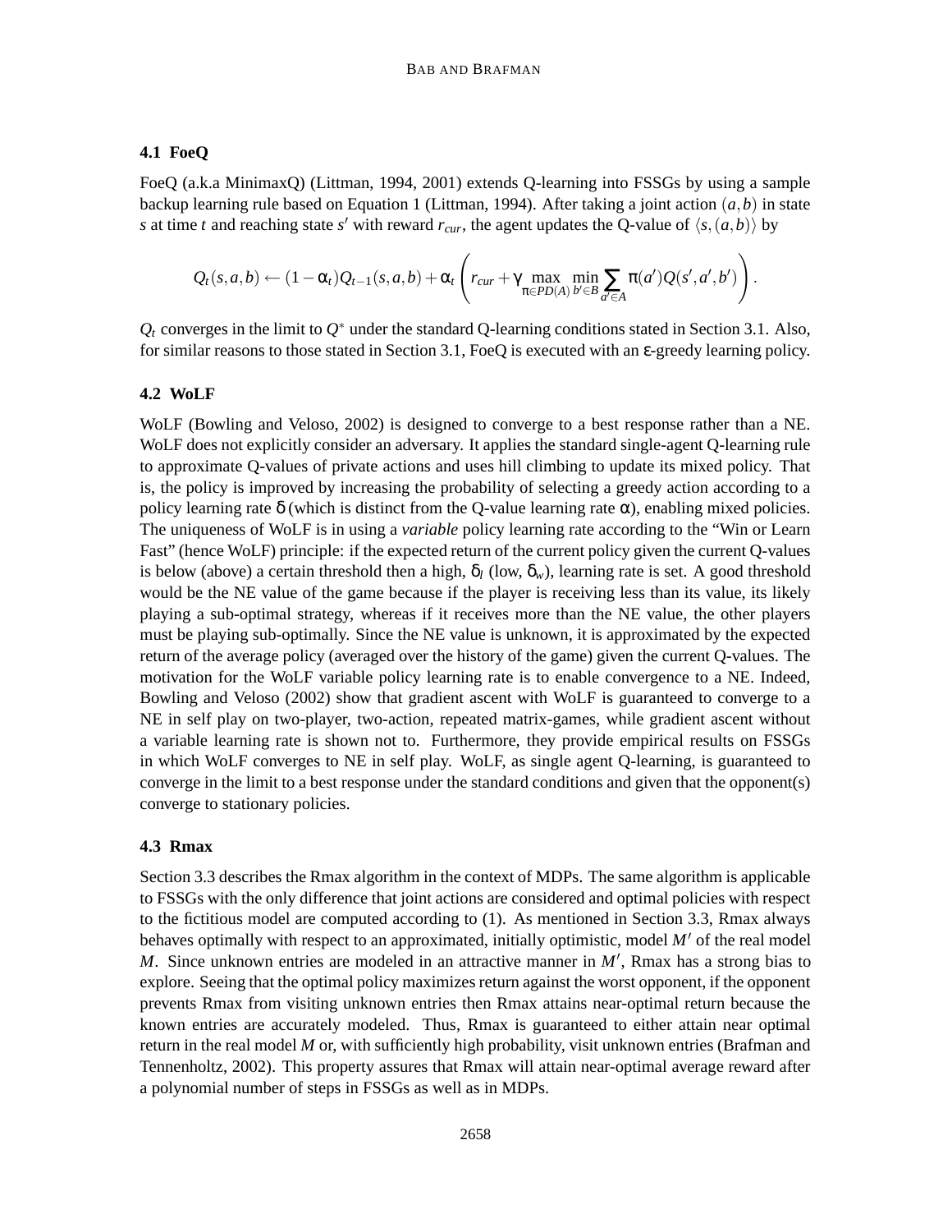### 4.1 FoeQ

FoeQ (a.k.a MinimaxQ) (Littman, 1994, 2001) extends Q-learning into FSSGs by using a sample backup learning rule based on Equation 1 (Littman, 1994). After taking a joint action $(a,b)$ in state $s$ at time $t$ and reaching state $s'$ with reward $r_{cur}$, the agent updates the Q-value of $\langle s,(a,b)\rangle$ by

$$Q_t(s,a,b) \leftarrow (1-\alpha_t)Q_{t-1}(s,a,b) + \alpha_t \left( r_{cur} + \gamma \max_{\pi \in PD(A)} \min_{b' \in B} \sum_{a' \in A} \pi(a') Q(s',a',b') \right).$$

$Q_t$ converges in the limit to $Q^*$ under the standard Q-learning conditions stated in Section 3.1. Also, for similar reasons to those stated in Section 3.1, FoeQ is executed with an $\varepsilon$-greedy learning policy.

### 4.2 WoLF

WoLF (Bowling and Veloso, 2002) is designed to converge to a best response rather than a NE. WoLF does not explicitly consider an adversary. It applies the standard single-agent Q-learning rule to approximate Q-values of private actions and uses hill climbing to update its mixed policy. That is, the policy is improved by increasing the probability of selecting a greedy action according to a policy learning rate $\delta$ (which is distinct from the Q-value learning rate $\alpha$), enabling mixed policies. The uniqueness of WoLF is in using a *variable* policy learning rate according to the "Win or Learn Fast" (hence WoLF) principle: if the expected return of the current policy given the current Q-values is below (above) a certain threshold then a high, $\delta_l$ (low, $\delta_w$), learning rate is set. A good threshold would be the NE value of the game because if the player is receiving less than its value, its likely playing a sub-optimal strategy, whereas if it receives more than the NE value, the other players must be playing sub-optimally. Since the NE value is unknown, it is approximated by the expected return of the average policy (averaged over the history of the game) given the current Q-values. The motivation for the WoLF variable policy learning rate is to enable convergence to a NE. Indeed, Bowling and Veloso (2002) show that gradient ascent with WoLF is guaranteed to converge to a NE in self play on two-player, two-action, repeated matrix-games, while gradient ascent without a variable learning rate is shown not to. Furthermore, they provide empirical results on FSSGs in which WoLF converges to NE in self play. WoLF, as single agent Q-learning, is guaranteed to converge in the limit to a best response under the standard conditions and given that the opponent(s) converge to stationary policies.

### 4.3 Rmax

Section 3.3 describes the Rmax algorithm in the context of MDPs. The same algorithm is applicable to FSSGs with the only difference that joint actions are considered and optimal policies with respect to the fictitious model are computed according to (1). As mentioned in Section 3.3, Rmax always behaves optimally with respect to an approximated, initially optimistic, model $M'$ of the real model $M$. Since unknown entries are modeled in an attractive manner in $M'$, Rmax has a strong bias to explore. Seeing that the optimal policy maximizes return against the worst opponent, if the opponent prevents Rmax from visiting unknown entries then Rmax attains near-optimal return because the known entries are accurately modeled. Thus, Rmax is guaranteed to either attain near optimal return in the real model $M$ or, with sufficiently high probability, visit unknown entries (Brafman and Tennenholtz, 2002). This property assures that Rmax will attain near-optimal average reward after a polynomial number of steps in FSSGs as well as in MDPs.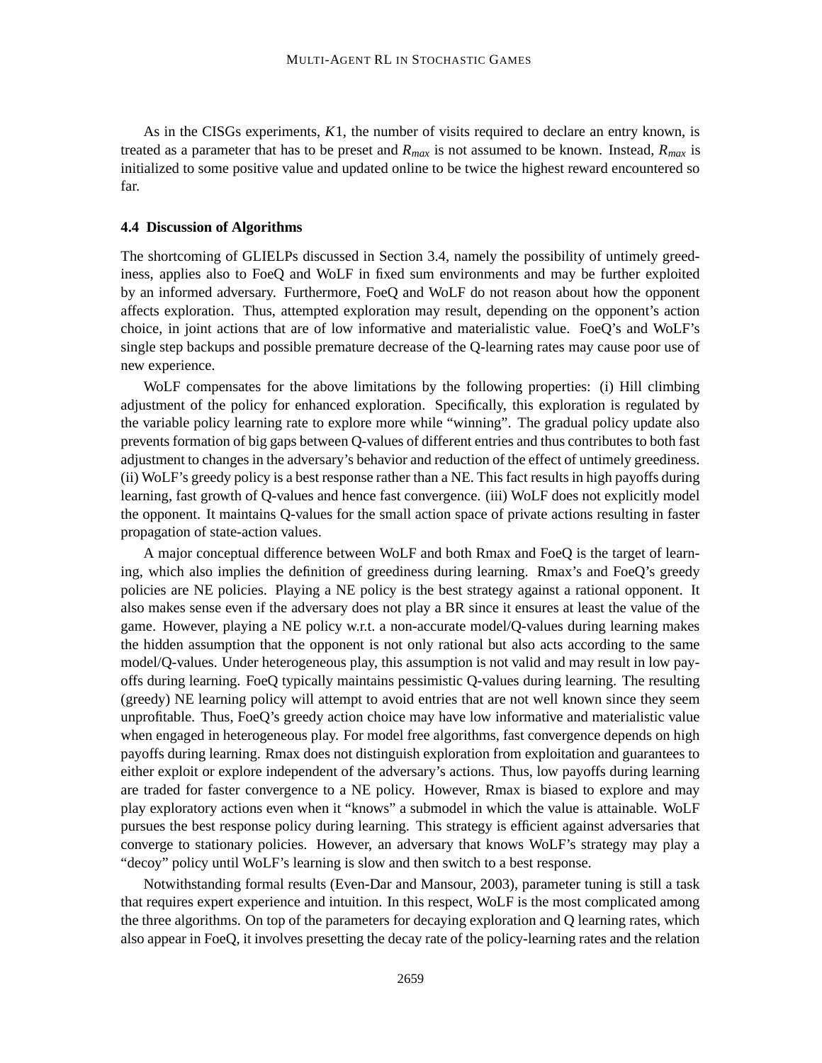As in the CISGs experiments, $K1$, the number of visits required to declare an entry known, is treated as a parameter that has to be preset and $R_{max}$ is not assumed to be known. Instead, $R_{max}$ is initialized to some positive value and updated online to be twice the highest reward encountered so far.

### 4.4 Discussion of Algorithms

The shortcoming of GLIELPs discussed in Section 3.4, namely the possibility of untimely greediness, applies also to FoeQ and WoLF in fixed sum environments and may be further exploited by an informed adversary. Furthermore, FoeQ and WoLF do not reason about how the opponent affects exploration. Thus, attempted exploration may result, depending on the opponent's action choice, in joint actions that are of low informative and materialistic value. FoeQ's and WoLF's single step backups and possible premature decrease of the Q-learning rates may cause poor use of new experience.

WoLF compensates for the above limitations by the following properties: (i) Hill climbing adjustment of the policy for enhanced exploration. Specifically, this exploration is regulated by the variable policy learning rate to explore more while "winning". The gradual policy update also prevents formation of big gaps between Q-values of different entries and thus contributes to both fast adjustment to changes in the adversary's behavior and reduction of the effect of untimely greediness. (ii) WoLF's greedy policy is a best response rather than a NE. This fact results in high payoffs during learning, fast growth of Q-values and hence fast convergence. (iii) WoLF does not explicitly model the opponent. It maintains Q-values for the small action space of private actions resulting in faster propagation of state-action values.

A major conceptual difference between WoLF and both Rmax and FoeQ is the target of learning, which also implies the definition of greediness during learning. Rmax's and FoeQ's greedy policies are NE policies. Playing a NE policy is the best strategy against a rational opponent. It also makes sense even if the adversary does not play a BR since it ensures at least the value of the game. However, playing a NE policy w.r.t. a non-accurate model/Q-values during learning makes the hidden assumption that the opponent is not only rational but also acts according to the same model/Q-values. Under heterogeneous play, this assumption is not valid and may result in low payoffs during learning. FoeQ typically maintains pessimistic Q-values during learning. The resulting (greedy) NE learning policy will attempt to avoid entries that are not well known since they seem unprofitable. Thus, FoeQ's greedy action choice may have low informative and materialistic value when engaged in heterogeneous play. For model free algorithms, fast convergence depends on high payoffs during learning. Rmax does not distinguish exploration from exploitation and guarantees to either exploit or explore independent of the adversary's actions. Thus, low payoffs during learning are traded for faster convergence to a NE policy. However, Rmax is biased to explore and may play exploratory actions even when it "knows" a submodel in which the value is attainable. WoLF pursues the best response policy during learning. This strategy is efficient against adversaries that converge to stationary policies. However, an adversary that knows WoLF's strategy may play a "decoy" policy until WoLF's learning is slow and then switch to a best response.

Notwithstanding formal results (Even-Dar and Mansour, 2003), parameter tuning is still a task that requires expert experience and intuition. In this respect, WoLF is the most complicated among the three algorithms. On top of the parameters for decaying exploration and Q learning rates, which also appear in FoeQ, it involves presetting the decay rate of the policy-learning rates and the relation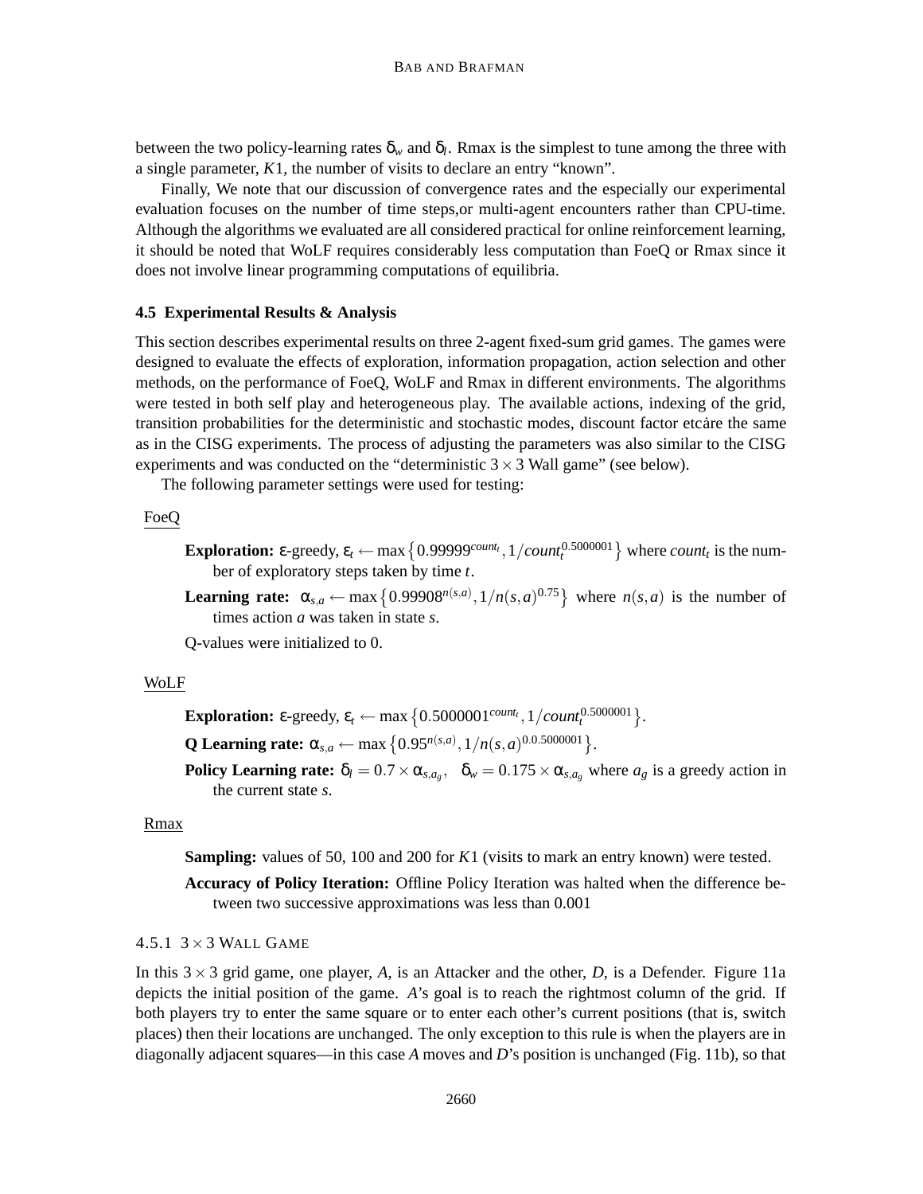between the two policy-learning rates $\delta_w$ and $\delta_l$. Rmax is the simplest to tune among the three with a single parameter, $K1$, the number of visits to declare an entry "known".

Finally, We note that our discussion of convergence rates and the especially our experimental evaluation focuses on the number of time steps,or multi-agent encounters rather than CPU-time. Although the algorithms we evaluated are all considered practical for online reinforcement learning, it should be noted that WoLF requires considerably less computation than FoeQ or Rmax since it does not involve linear programming computations of equilibria.

### 4.5 Experimental Results & Analysis

This section describes experimental results on three 2-agent fixed-sum grid games. The games were designed to evaluate the effects of exploration, information propagation, action selection and other methods, on the performance of FoeQ, WoLF and Rmax in different environments. The algorithms were tested in both self play and heterogeneous play. The available actions, indexing of the grid, transition probabilities for the deterministic and stochastic modes, discount factor etcȧre the same as in the CISG experiments. The process of adjusting the parameters was also similar to the CISG experiments and was conducted on the "deterministic $3 \times 3$ Wall game" (see below).

The following parameter settings were used for testing:

FoeQ

- **Exploration:** $\varepsilon$-greedy, $\varepsilon_t \leftarrow \max\left\{0.99999^{count_t}, 1/count_t^{0.5000001}\right\}$ where $count_t$ is the number of exploratory steps taken by time $t$.
- **Learning rate:** $\alpha_{s,a} \leftarrow \max\left\{0.99908^{n(s,a)}, 1/n(s,a)^{0.75}\right\}$ where $n(s,a)$ is the number of times action $a$ was taken in state $s$.

Q-values were initialized to 0.

WoLF

- **Exploration:** $\varepsilon$-greedy, $\varepsilon_t \leftarrow \max\left\{0.5000001^{count_t}, 1/count_t^{0.5000001}\right\}$.
- **Q Learning rate:** $\alpha_{s,a} \leftarrow \max\left\{0.95^{n(s,a)}, 1/n(s,a)^{0.0.5000001}\right\}$.
- **Policy Learning rate:** $\delta_l = 0.7 \times \alpha_{s,a_g}$, $\delta_w = 0.175 \times \alpha_{s,a_g}$ where $a_g$ is a greedy action in the current state $s$.

Rmax

- **Sampling:** values of 50, 100 and 200 for $K1$ (visits to mark an entry known) were tested.
- **Accuracy of Policy Iteration:** Offline Policy Iteration was halted when the difference between two successive approximations was less than 0.001

#### 4.5.1 $3 \times 3$ Wall Game

In this $3 \times 3$ grid game, one player, $A$, is an Attacker and the other, $D$, is a Defender. Figure 11a depicts the initial position of the game. $A$'s goal is to reach the rightmost column of the grid. If both players try to enter the same square or to enter each other's current positions (that is, switch places) then their locations are unchanged. The only exception to this rule is when the players are in diagonally adjacent squares—in this case $A$ moves and $D$'s position is unchanged (Fig. 11b), so that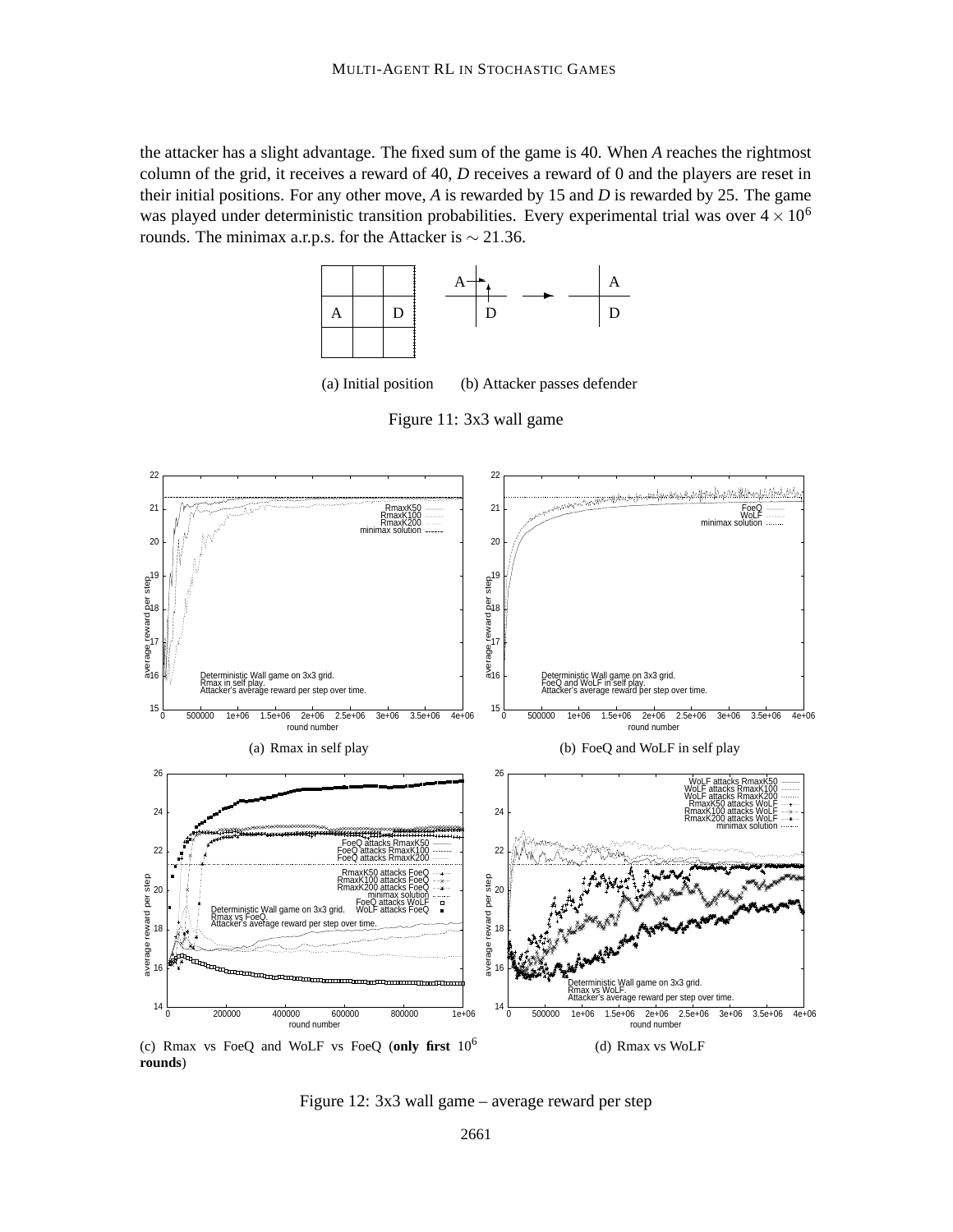the attacker has a slight advantage. The fixed sum of the game is 40. When *A* reaches the rightmost column of the grid, it receives a reward of 40, *D* receives a reward of 0 and the players are reset in their initial positions. For any other move, *A* is rewarded by 15 and *D* is rewarded by 25. The game was played under deterministic transition probabilities. Every experimental trial was over $4 \times 10^6$ rounds. The minimax a.r.p.s. for the Attacker is $\sim 21.36$.

(a) Initial position (b) Attacker passes defender

Figure 11: 3x3 wall game

(a) Rmax in self play

(b) FoeQ and WoLF in self play

(c) Rmax vs FoeQ and WoLF vs FoeQ (**only first** $10^6$ **rounds**)

(d) Rmax vs WoLF

Figure 12: 3x3 wall game – average reward per step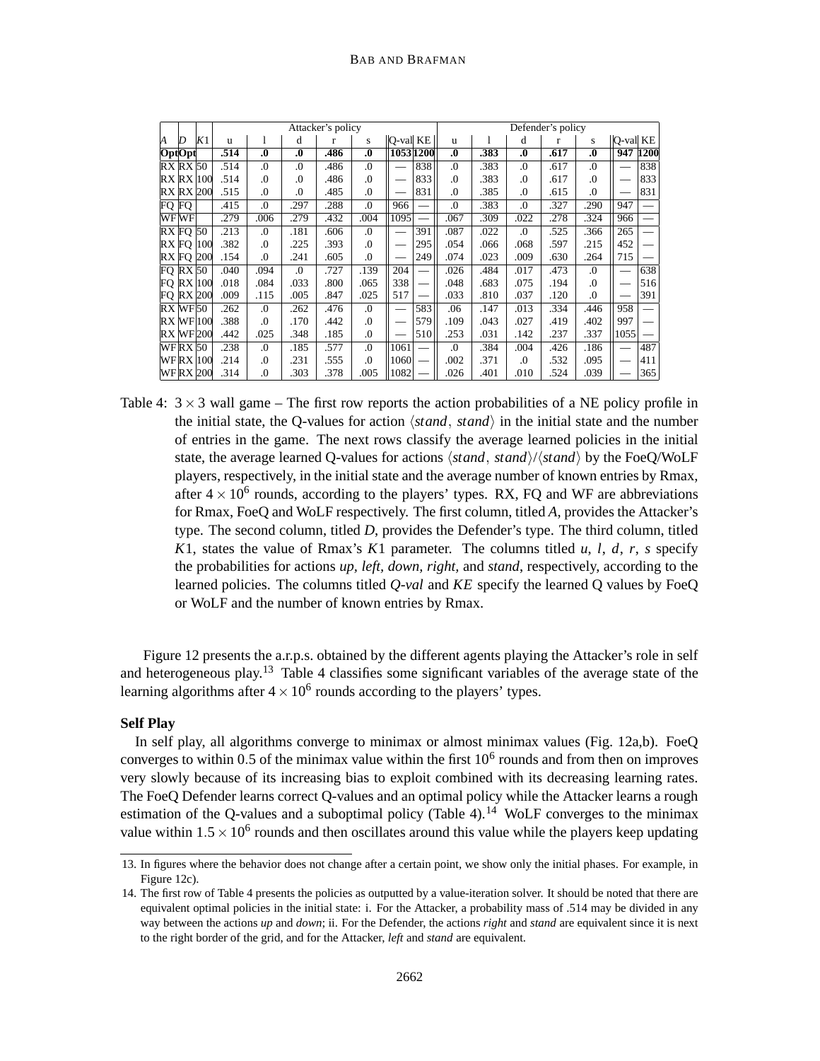| | | | Attacker's policy | | | | | | | Defender's policy | | | | | | |
|---|---|---|---|---|---|---|---|---|---|---|---|---|---|---|---|---|
| *A* | *D* | *K*1 | u | l | d | r | s | Q-val | KE | u | l | d | r | s | Q-val | KE |
| **Opt** | **Opt** | | **.514** | **.0** | **.0** | **.486** | **.0** | **1053** | **1200** | **.0** | **.383** | **.0** | **.617** | **.0** | **947** | **1200** |
| RX | RX | 50 | .514 | .0 | .0 | .486 | .0 | — | 838 | .0 | .383 | .0 | .617 | .0 | — | 838 |
| RX | RX | 100 | .514 | .0 | .0 | .486 | .0 | — | 833 | .0 | .383 | .0 | .617 | .0 | — | 833 |
| RX | RX | 200 | .515 | .0 | .0 | .485 | .0 | — | 831 | .0 | .385 | .0 | .615 | .0 | — | 831 |
| FQ | FQ | | .415 | .0 | .297 | .288 | .0 | 966 | — | .0 | .383 | .0 | .327 | .290 | 947 | — |
| WF | WF | | .279 | .006 | .279 | .432 | .004 | 1095 | — | .067 | .309 | .022 | .278 | .324 | 966 | — |
| RX | FQ | 50 | .213 | .0 | .181 | .606 | .0 | — | 391 | .087 | .022 | .0 | .525 | .366 | 265 | — |
| RX | FQ | 100 | .382 | .0 | .225 | .393 | .0 | — | 295 | .054 | .066 | .068 | .597 | .215 | 452 | — |
| RX | FQ | 200 | .154 | .0 | .241 | .605 | .0 | — | 249 | .074 | .023 | .009 | .630 | .264 | 715 | — |
| FQ | RX | 50 | .040 | .094 | .0 | .727 | .139 | 204 | — | .026 | .484 | .017 | .473 | .0 | — | 638 |
| FQ | RX | 100 | .018 | .084 | .033 | .800 | .065 | 338 | — | .048 | .683 | .075 | .194 | .0 | — | 516 |
| FQ | RX | 200 | .009 | .115 | .005 | .847 | .025 | 517 | — | .033 | .810 | .037 | .120 | .0 | — | 391 |
| RX | WF | 50 | .262 | .0 | .262 | .476 | .0 | — | 583 | .06 | .147 | .013 | .334 | .446 | 958 | — |
| RX | WF | 100 | .388 | .0 | .170 | .442 | .0 | — | 579 | .109 | .043 | .027 | .419 | .402 | 997 | — |
| RX | WF | 200 | .442 | .025 | .348 | .185 | .0 | — | 510 | .253 | .031 | .142 | .237 | .337 | 1055 | — |
| WF | RX | 50 | .238 | .0 | .185 | .577 | .0 | 1061 | — | .0 | .384 | .004 | .426 | .186 | — | 487 |
| WF | RX | 100 | .214 | .0 | .231 | .555 | .0 | 1060 | — | .002 | .371 | .0 | .532 | .095 | — | 411 |
| WF | RX | 200 | .314 | .0 | .303 | .378 | .005 | 1082 | — | .026 | .401 | .010 | .524 | .039 | — | 365 |

Table 4: $3 \times 3$ wall game – The first row reports the action probabilities of a NE policy profile in the initial state, the Q-values for action $\langle stand, stand \rangle$ in the initial state and the number of entries in the game. The next rows classify the average learned policies in the initial state, the average learned Q-values for actions $\langle stand, stand \rangle / \langle stand \rangle$ by the FoeQ/WoLF players, respectively, in the initial state and the average number of known entries by Rmax, after $4 \times 10^6$ rounds, according to the players' types. RX, FQ and WF are abbreviations for Rmax, FoeQ and WoLF respectively. The first column, titled *A*, provides the Attacker's type. The second column, titled *D*, provides the Defender's type. The third column, titled *K*1, states the value of Rmax's *K*1 parameter. The columns titled *u, l, d, r, s* specify the probabilities for actions *up, left, down, right,* and *stand*, respectively, according to the learned policies. The columns titled *Q-val* and *KE* specify the learned Q values by FoeQ or WoLF and the number of known entries by Rmax.

Figure 12 presents the a.r.p.s. obtained by the different agents playing the Attacker's role in self and heterogeneous play.[13] Table 4 classifies some significant variables of the average state of the learning algorithms after $4 \times 10^6$ rounds according to the players' types.

**Self Play**

In self play, all algorithms converge to minimax or almost minimax values (Fig. 12a,b). FoeQ converges to within 0.5 of the minimax value within the first $10^6$ rounds and from then on improves very slowly because of its increasing bias to exploit combined with its decreasing learning rates. The FoeQ Defender learns correct Q-values and an optimal policy while the Attacker learns a rough estimation of the Q-values and a suboptimal policy (Table 4).[14] WoLF converges to the minimax value within $1.5 \times 10^6$ rounds and then oscillates around this value while the players keep updating

13. In figures where the behavior does not change after a certain point, we show only the initial phases. For example, in Figure 12c).

14. The first row of Table 4 presents the policies as outputted by a value-iteration solver. It should be noted that there are equivalent optimal policies in the initial state: i. For the Attacker, a probability mass of .514 may be divided in any way between the actions *up* and *down*; ii. For the Defender, the actions *right* and *stand* are equivalent since it is next to the right border of the grid, and for the Attacker, *left* and *stand* are equivalent.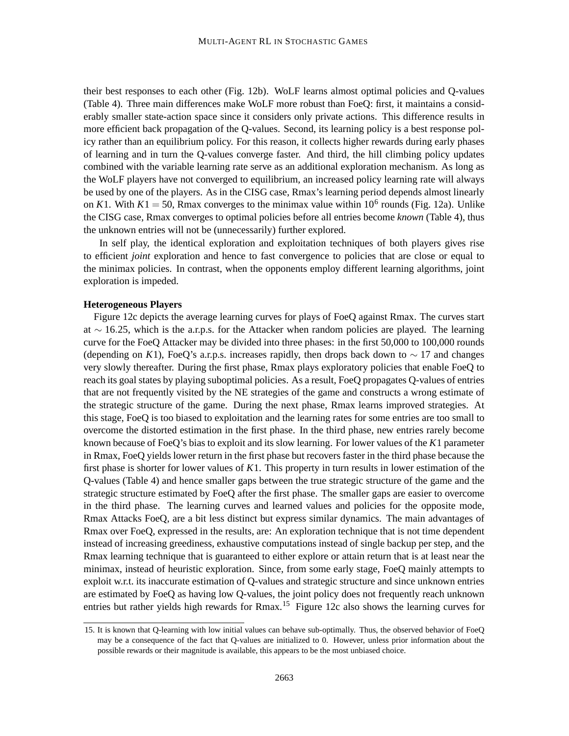their best responses to each other (Fig. 12b). WoLF learns almost optimal policies and Q-values (Table 4). Three main differences make WoLF more robust than FoeQ: first, it maintains a considerably smaller state-action space since it considers only private actions. This difference results in more efficient back propagation of the Q-values. Second, its learning policy is a best response policy rather than an equilibrium policy. For this reason, it collects higher rewards during early phases of learning and in turn the Q-values converge faster. And third, the hill climbing policy updates combined with the variable learning rate serve as an additional exploration mechanism. As long as the WoLF players have not converged to equilibrium, an increased policy learning rate will always be used by one of the players. As in the CISG case, Rmax's learning period depends almost linearly on $K1$. With $K1 = 50$, Rmax converges to the minimax value within $10^6$ rounds (Fig. 12a). Unlike the CISG case, Rmax converges to optimal policies before all entries become *known* (Table 4), thus the unknown entries will not be (unnecessarily) further explored.

In self play, the identical exploration and exploitation techniques of both players gives rise to efficient *joint* exploration and hence to fast convergence to policies that are close or equal to the minimax policies. In contrast, when the opponents employ different learning algorithms, joint exploration is impeded.

**Heterogeneous Players**

Figure 12c depicts the average learning curves for plays of FoeQ against Rmax. The curves start at $\sim 16.25$, which is the a.r.p.s. for the Attacker when random policies are played. The learning curve for the FoeQ Attacker may be divided into three phases: in the first 50,000 to 100,000 rounds (depending on $K1$), FoeQ's a.r.p.s. increases rapidly, then drops back down to $\sim 17$ and changes very slowly thereafter. During the first phase, Rmax plays exploratory policies that enable FoeQ to reach its goal states by playing suboptimal policies. As a result, FoeQ propagates Q-values of entries that are not frequently visited by the NE strategies of the game and constructs a wrong estimate of the strategic structure of the game. During the next phase, Rmax learns improved strategies. At this stage, FoeQ is too biased to exploitation and the learning rates for some entries are too small to overcome the distorted estimation in the first phase. In the third phase, new entries rarely become known because of FoeQ's bias to exploit and its slow learning. For lower values of the $K1$ parameter in Rmax, FoeQ yields lower return in the first phase but recovers faster in the third phase because the first phase is shorter for lower values of $K1$. This property in turn results in lower estimation of the Q-values (Table 4) and hence smaller gaps between the true strategic structure of the game and the strategic structure estimated by FoeQ after the first phase. The smaller gaps are easier to overcome in the third phase. The learning curves and learned values and policies for the opposite mode, Rmax Attacks FoeQ, are a bit less distinct but express similar dynamics. The main advantages of Rmax over FoeQ, expressed in the results, are: An exploration technique that is not time dependent instead of increasing greediness, exhaustive computations instead of single backup per step, and the Rmax learning technique that is guaranteed to either explore or attain return that is at least near the minimax, instead of heuristic exploration. Since, from some early stage, FoeQ mainly attempts to exploit w.r.t. its inaccurate estimation of Q-values and strategic structure and since unknown entries are estimated by FoeQ as having low Q-values, the joint policy does not frequently reach unknown entries but rather yields high rewards for Rmax.[15] Figure 12c also shows the learning curves for

15. It is known that Q-learning with low initial values can behave sub-optimally. Thus, the observed behavior of FoeQ may be a consequence of the fact that Q-values are initialized to 0. However, unless prior information about the possible rewards or their magnitude is available, this appears to be the most unbiased choice.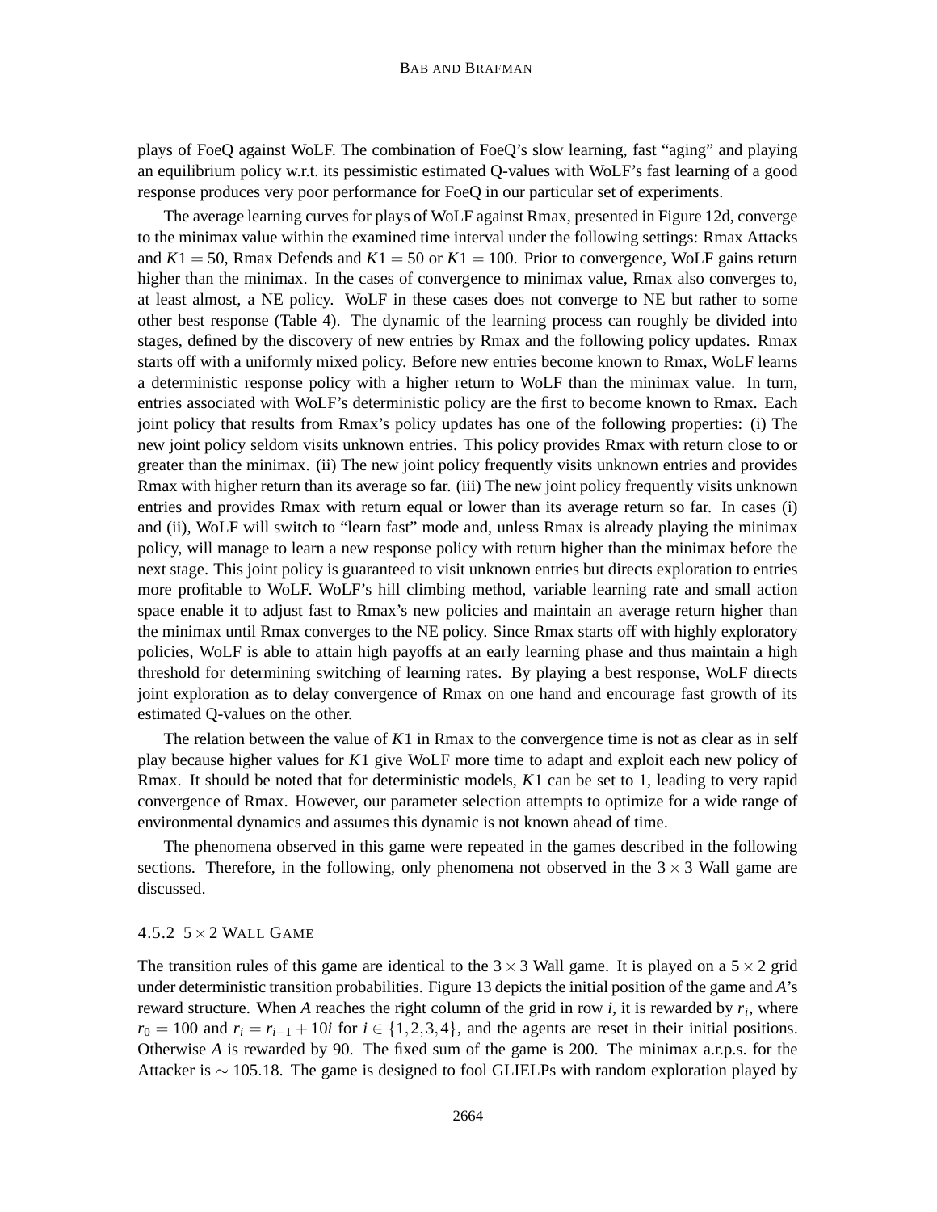plays of FoeQ against WoLF. The combination of FoeQ's slow learning, fast "aging" and playing an equilibrium policy w.r.t. its pessimistic estimated Q-values with WoLF's fast learning of a good response produces very poor performance for FoeQ in our particular set of experiments.

The average learning curves for plays of WoLF against Rmax, presented in Figure 12d, converge to the minimax value within the examined time interval under the following settings: Rmax Attacks and $K1 = 50$, Rmax Defends and $K1 = 50$ or $K1 = 100$. Prior to convergence, WoLF gains return higher than the minimax. In the cases of convergence to minimax value, Rmax also converges to, at least almost, a NE policy. WoLF in these cases does not converge to NE but rather to some other best response (Table 4). The dynamic of the learning process can roughly be divided into stages, defined by the discovery of new entries by Rmax and the following policy updates. Rmax starts off with a uniformly mixed policy. Before new entries become known to Rmax, WoLF learns a deterministic response policy with a higher return to WoLF than the minimax value. In turn, entries associated with WoLF's deterministic policy are the first to become known to Rmax. Each joint policy that results from Rmax's policy updates has one of the following properties: (i) The new joint policy seldom visits unknown entries. This policy provides Rmax with return close to or greater than the minimax. (ii) The new joint policy frequently visits unknown entries and provides Rmax with higher return than its average so far. (iii) The new joint policy frequently visits unknown entries and provides Rmax with return equal or lower than its average return so far. In cases (i) and (ii), WoLF will switch to "learn fast" mode and, unless Rmax is already playing the minimax policy, will manage to learn a new response policy with return higher than the minimax before the next stage. This joint policy is guaranteed to visit unknown entries but directs exploration to entries more profitable to WoLF. WoLF's hill climbing method, variable learning rate and small action space enable it to adjust fast to Rmax's new policies and maintain an average return higher than the minimax until Rmax converges to the NE policy. Since Rmax starts off with highly exploratory policies, WoLF is able to attain high payoffs at an early learning phase and thus maintain a high threshold for determining switching of learning rates. By playing a best response, WoLF directs joint exploration as to delay convergence of Rmax on one hand and encourage fast growth of its estimated Q-values on the other.

The relation between the value of $K1$ in Rmax to the convergence time is not as clear as in self play because higher values for $K1$ give WoLF more time to adapt and exploit each new policy of Rmax. It should be noted that for deterministic models, $K1$ can be set to 1, leading to very rapid convergence of Rmax. However, our parameter selection attempts to optimize for a wide range of environmental dynamics and assumes this dynamic is not known ahead of time.

The phenomena observed in this game were repeated in the games described in the following sections. Therefore, in the following, only phenomena not observed in the $3 \times 3$ Wall game are discussed.

#### 4.5.2 $5 \times 2$ Wall Game

The transition rules of this game are identical to the $3 \times 3$ Wall game. It is played on a $5 \times 2$ grid under deterministic transition probabilities. Figure 13 depicts the initial position of the game and $A$'s reward structure. When $A$ reaches the right column of the grid in row $i$, it is rewarded by $r_i$, where $r_0 = 100$ and $r_i = r_{i-1} + 10i$ for $i \in \{1, 2, 3, 4\}$, and the agents are reset in their initial positions. Otherwise $A$ is rewarded by 90. The fixed sum of the game is 200. The minimax a.r.p.s. for the Attacker is $\sim 105.18$. The game is designed to fool GLIELPs with random exploration played by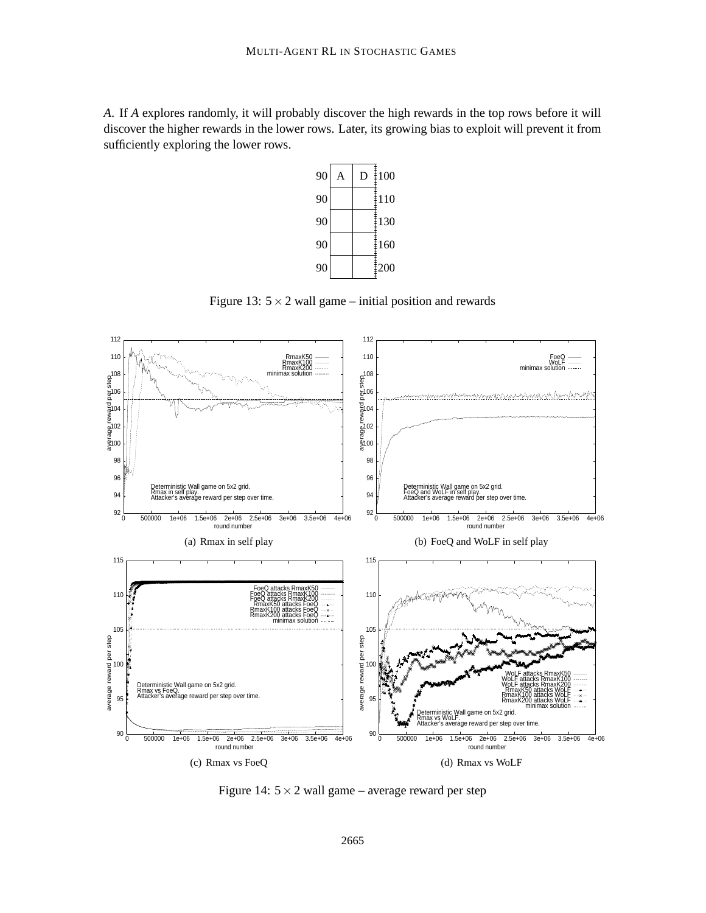*A*. If *A* explores randomly, it will probably discover the high rewards in the top rows before it will discover the higher rewards in the lower rows. Later, its growing bias to exploit will prevent it from sufficiently exploring the lower rows.

| 90 | A | D | 100 |
|---|---|---|---|
| 90 | | | 110 |
| 90 | | | 130 |
| 90 | | | 160 |
| 90 | | | 200 |

Figure 13: $5 \times 2$ wall game – initial position and rewards

(a) Rmax in self play

(b) FoeQ and WoLF in self play

(c) Rmax vs FoeQ

(d) Rmax vs WoLF

Figure 14: $5 \times 2$ wall game – average reward per step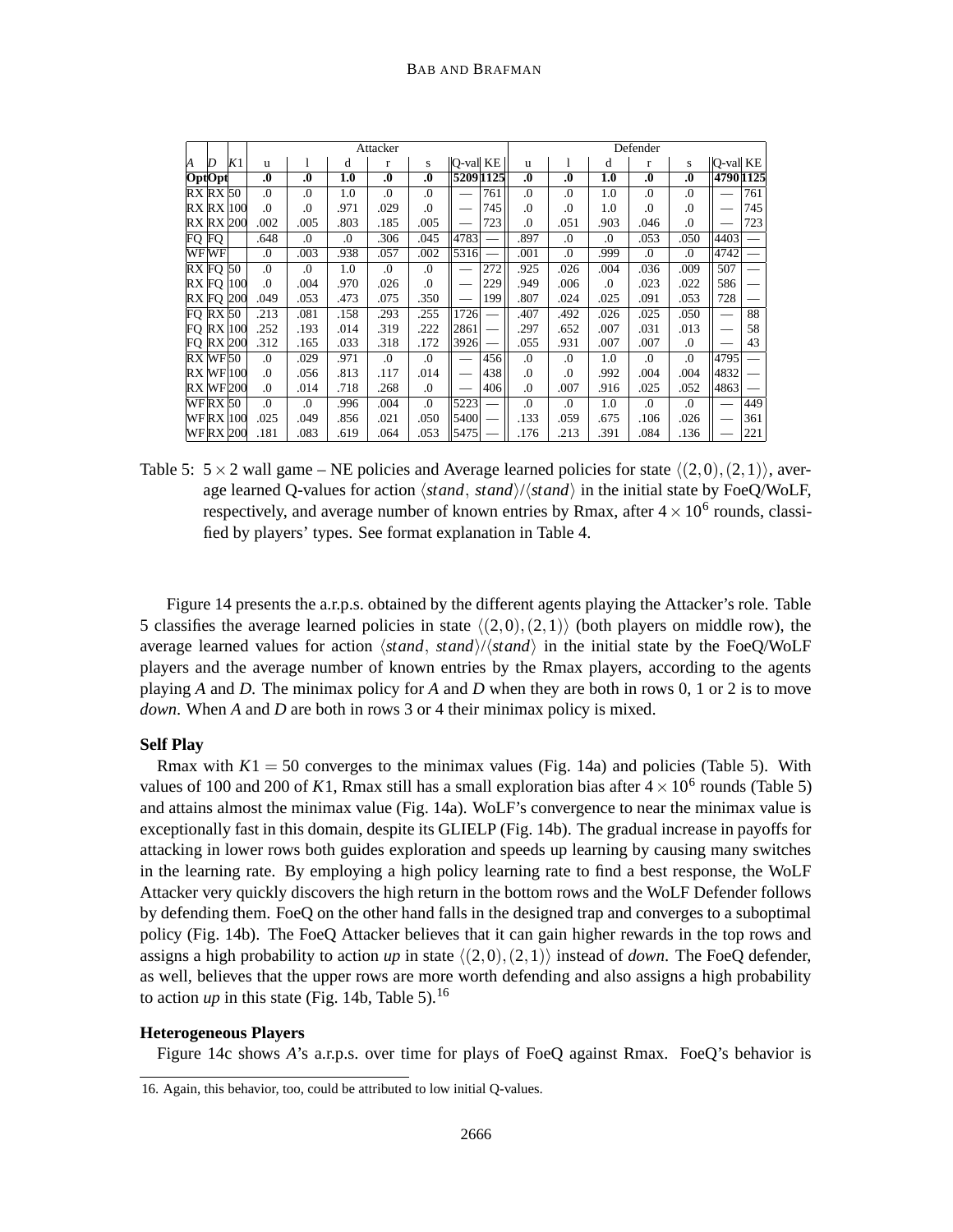| | | | Attacker | | | | | | | Defender | | | | | | |
|---|---|---|---|---|---|---|---|---|---|---|---|---|---|---|---|---|
| *A* | *D* | *K*1 | u | l | d | r | s | Q-val | KE | u | l | d | r | s | Q-val | KE |
| **Opt** | **Opt** | | **.0** | **.0** | **1.0** | **.0** | **.0** | **5209** | **1125** | **.0** | **.0** | **1.0** | **.0** | **.0** | **4790** | **1125** |
| RX | RX | 50 | .0 | .0 | 1.0 | .0 | .0 | — | 761 | .0 | .0 | 1.0 | .0 | .0 | — | 761 |
| RX | RX | 100 | .0 | .0 | .971 | .029 | .0 | — | 745 | .0 | .0 | 1.0 | .0 | .0 | — | 745 |
| RX | RX | 200 | .002 | .005 | .803 | .185 | .005 | — | 723 | .0 | .051 | .903 | .046 | .0 | — | 723 |
| FQ | FQ | | .648 | .0 | .0 | .306 | .045 | 4783 | — | .897 | .0 | .0 | .053 | .050 | 4403 | — |
| WF | WF | | .0 | .003 | .938 | .057 | .002 | 5316 | — | .001 | .0 | .999 | .0 | .0 | 4742 | — |
| RX | FQ | 50 | .0 | .0 | 1.0 | .0 | .0 | — | 272 | .925 | .026 | .004 | .036 | .009 | 507 | — |
| RX | FQ | 100 | .0 | .004 | .970 | .026 | .0 | — | 229 | .949 | .006 | .0 | .023 | .022 | 586 | — |
| RX | FQ | 200 | .049 | .053 | .473 | .075 | .350 | — | 199 | .807 | .024 | .025 | .091 | .053 | 728 | — |
| FQ | RX | 50 | .213 | .081 | .158 | .293 | .255 | 1726 | — | .407 | .492 | .026 | .025 | .050 | — | 88 |
| FQ | RX | 100 | .252 | .193 | .014 | .319 | .222 | 2861 | — | .297 | .652 | .007 | .031 | .013 | — | 58 |
| FQ | RX | 200 | .312 | .165 | .033 | .318 | .172 | 3926 | — | .055 | .931 | .007 | .007 | .0 | — | 43 |
| RX | WF | 50 | .0 | .029 | .971 | .0 | .0 | — | 456 | .0 | .0 | 1.0 | .0 | .0 | 4795 | — |
| RX | WF | 100 | .0 | .056 | .813 | .117 | .014 | — | 438 | .0 | .0 | .992 | .004 | .004 | 4832 | — |
| RX | WF | 200 | .0 | .014 | .718 | .268 | .0 | — | 406 | .0 | .007 | .916 | .025 | .052 | 4863 | — |
| WF | RX | 50 | .0 | .0 | .996 | .004 | .0 | 5223 | — | .0 | .0 | 1.0 | .0 | .0 | — | 449 |
| WF | RX | 100 | .025 | .049 | .856 | .021 | .050 | 5400 | — | .133 | .059 | .675 | .106 | .026 | — | 361 |
| WF | RX | 200 | .181 | .083 | .619 | .064 | .053 | 5475 | — | .176 | .213 | .391 | .084 | .136 | — | 221 |

Table 5: $5 \times 2$ wall game – NE policies and Average learned policies for state $\langle(2,0),(2,1)\rangle$, average learned Q-values for action $\langle stand,\ stand\rangle/\langle stand\rangle$ in the initial state by FoeQ/WoLF, respectively, and average number of known entries by Rmax, after $4 \times 10^6$ rounds, classified by players' types. See format explanation in Table 4.

Figure 14 presents the a.r.p.s. obtained by the different agents playing the Attacker's role. Table 5 classifies the average learned policies in state $\langle(2,0),(2,1)\rangle$ (both players on middle row), the average learned values for action $\langle stand,\ stand\rangle/\langle stand\rangle$ in the initial state by the FoeQ/WoLF players and the average number of known entries by the Rmax players, according to the agents playing *A* and *D*. The minimax policy for *A* and *D* when they are both in rows 0, 1 or 2 is to move *down*. When *A* and *D* are both in rows 3 or 4 their minimax policy is mixed.

### Self Play

Rmax with $K1 = 50$ converges to the minimax values (Fig. 14a) and policies (Table 5). With values of 100 and 200 of $K1$, Rmax still has a small exploration bias after $4 \times 10^6$ rounds (Table 5) and attains almost the minimax value (Fig. 14a). WoLF's convergence to near the minimax value is exceptionally fast in this domain, despite its GLIELP (Fig. 14b). The gradual increase in payoffs for attacking in lower rows both guides exploration and speeds up learning by causing many switches in the learning rate. By employing a high policy learning rate to find a best response, the WoLF Attacker very quickly discovers the high return in the bottom rows and the WoLF Defender follows by defending them. FoeQ on the other hand falls in the designed trap and converges to a suboptimal policy (Fig. 14b). The FoeQ Attacker believes that it can gain higher rewards in the top rows and assigns a high probability to action *up* in state $\langle(2,0),(2,1)\rangle$ instead of *down*. The FoeQ defender, as well, believes that the upper rows are more worth defending and also assigns a high probability to action *up* in this state (Fig. 14b, Table 5).[16]

### Heterogeneous Players

Figure 14c shows *A*'s a.r.p.s. over time for plays of FoeQ against Rmax. FoeQ's behavior is

16. Again, this behavior, too, could be attributed to low initial Q-values.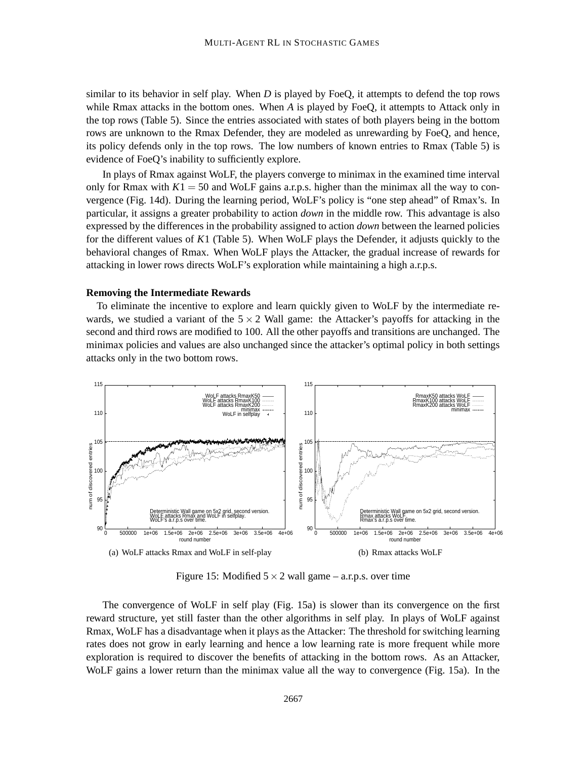similar to its behavior in self play. When *D* is played by FoeQ, it attempts to defend the top rows while Rmax attacks in the bottom ones. When *A* is played by FoeQ, it attempts to Attack only in the top rows (Table 5). Since the entries associated with states of both players being in the bottom rows are unknown to the Rmax Defender, they are modeled as unrewarding by FoeQ, and hence, its policy defends only in the top rows. The low numbers of known entries to Rmax (Table 5) is evidence of FoeQ's inability to sufficiently explore.

In plays of Rmax against WoLF, the players converge to minimax in the examined time interval only for Rmax with $K1 = 50$ and WoLF gains a.r.p.s. higher than the minimax all the way to convergence (Fig. 14d). During the learning period, WoLF's policy is "one step ahead" of Rmax's. In particular, it assigns a greater probability to action *down* in the middle row. This advantage is also expressed by the differences in the probability assigned to action *down* between the learned policies for the different values of $K1$ (Table 5). When WoLF plays the Defender, it adjusts quickly to the behavioral changes of Rmax. When WoLF plays the Attacker, the gradual increase of rewards for attacking in lower rows directs WoLF's exploration while maintaining a high a.r.p.s.

**Removing the Intermediate Rewards**

To eliminate the incentive to explore and learn quickly given to WoLF by the intermediate rewards, we studied a variant of the $5 \times 2$ Wall game: the Attacker's payoffs for attacking in the second and third rows are modified to 100. All the other payoffs and transitions are unchanged. The minimax policies and values are also unchanged since the attacker's optimal policy in both settings attacks only in the two bottom rows.

(a) WoLF attacks Rmax and WoLF in self-play

(b) Rmax attacks WoLF

Figure 15: Modified $5 \times 2$ wall game – a.r.p.s. over time

The convergence of WoLF in self play (Fig. 15a) is slower than its convergence on the first reward structure, yet still faster than the other algorithms in self play. In plays of WoLF against Rmax, WoLF has a disadvantage when it plays as the Attacker: The threshold for switching learning rates does not grow in early learning and hence a low learning rate is more frequent while more exploration is required to discover the benefits of attacking in the bottom rows. As an Attacker, WoLF gains a lower return than the minimax value all the way to convergence (Fig. 15a). In the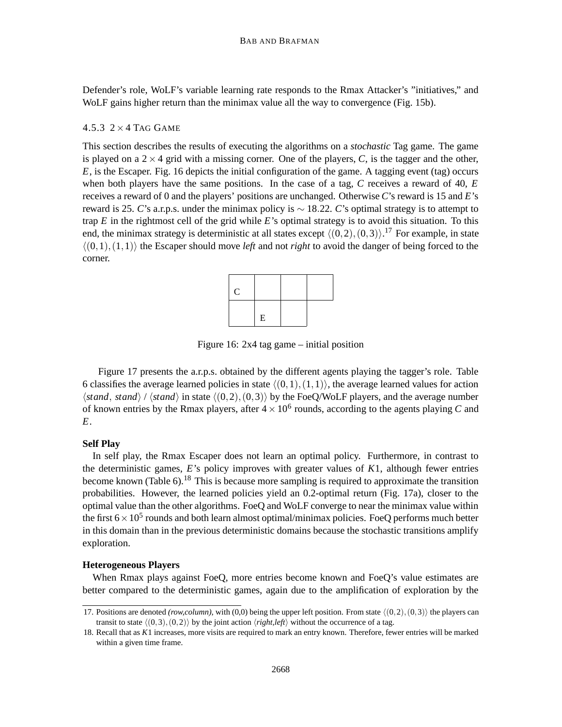Defender's role, WoLF's variable learning rate responds to the Rmax Attacker's "initiatives," and WoLF gains higher return than the minimax value all the way to convergence (Fig. 15b).

#### 4.5.3 $2 \times 4$ Tag Game

This section describes the results of executing the algorithms on a *stochastic* Tag game. The game is played on a $2 \times 4$ grid with a missing corner. One of the players, $C$, is the tagger and the other, $E$, is the Escaper. Fig. 16 depicts the initial configuration of the game. A tagging event (tag) occurs when both players have the same positions. In the case of a tag, $C$ receives a reward of 40, $E$ receives a reward of 0 and the players' positions are unchanged. Otherwise $C$'s reward is 15 and $E$'s reward is 25. $C$'s a.r.p.s. under the minimax policy is $\sim 18.22$. $C$'s optimal strategy is to attempt to trap $E$ in the rightmost cell of the grid while $E$'s optimal strategy is to avoid this situation. To this end, the minimax strategy is deterministic at all states except $\langle(0,2),(0,3)\rangle$.[17] For example, in state $\langle(0,1),(1,1)\rangle$ the Escaper should move *left* and not *right* to avoid the danger of being forced to the corner.

| C | | | |
|---|---|---|---|
| | E | | |

Figure 16: 2x4 tag game – initial position

Figure 17 presents the a.r.p.s. obtained by the different agents playing the tagger's role. Table 6 classifies the average learned policies in state $\langle(0,1),(1,1)\rangle$, the average learned values for action $\langle stand,\ stand\rangle$ / $\langle stand\rangle$ in state $\langle(0,2),(0,3)\rangle$ by the FoeQ/WoLF players, and the average number of known entries by the Rmax players, after $4 \times 10^6$ rounds, according to the agents playing $C$ and $E$.

**Self Play**

In self play, the Rmax Escaper does not learn an optimal policy. Furthermore, in contrast to the deterministic games, $E$'s policy improves with greater values of $K1$, although fewer entries become known (Table 6).[18] This is because more sampling is required to approximate the transition probabilities. However, the learned policies yield an 0.2-optimal return (Fig. 17a), closer to the optimal value than the other algorithms. FoeQ and WoLF converge to near the minimax value within the first $6 \times 10^5$ rounds and both learn almost optimal/minimax policies. FoeQ performs much better in this domain than in the previous deterministic domains because the stochastic transitions amplify exploration.

**Heterogeneous Players**

When Rmax plays against FoeQ, more entries become known and FoeQ's value estimates are better compared to the deterministic games, again due to the amplification of exploration by the

17. Positions are denoted *(row,column)*, with (0,0) being the upper left position. From state $\langle(0,2),(0,3)\rangle$ the players can transit to state $\langle(0,3),(0,2)\rangle$ by the joint action $\langle$*right,left*$\rangle$ without the occurrence of a tag.

18. Recall that as $K1$ increases, more visits are required to mark an entry known. Therefore, fewer entries will be marked within a given time frame.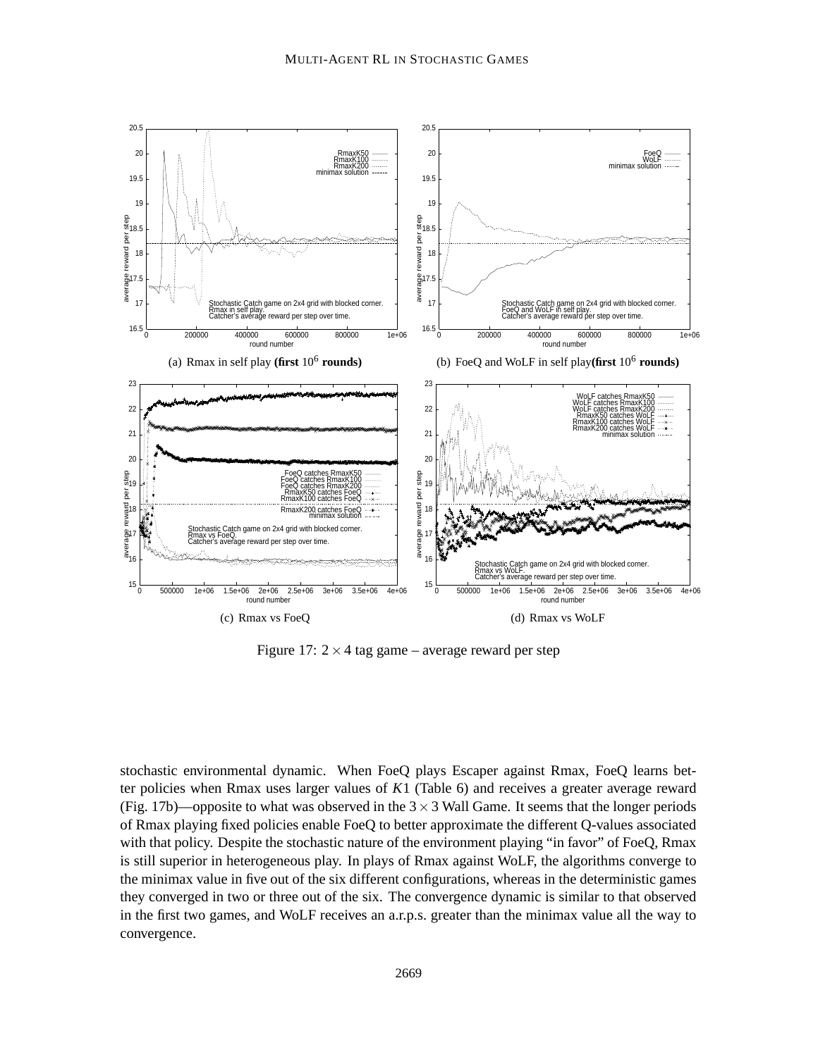(a) Rmax in self play **(first $10^6$ rounds)**

(b) FoeQ and WoLF in self play**(first $10^6$ rounds)**

(c) Rmax vs FoeQ

(d) Rmax vs WoLF

Figure 17: $2 \times 4$ tag game – average reward per step

stochastic environmental dynamic. When FoeQ plays Escaper against Rmax, FoeQ learns better policies when Rmax uses larger values of $K1$ (Table 6) and receives a greater average reward (Fig. 17b)—opposite to what was observed in the $3 \times 3$ Wall Game. It seems that the longer periods of Rmax playing fixed policies enable FoeQ to better approximate the different Q-values associated with that policy. Despite the stochastic nature of the environment playing "in favor" of FoeQ, Rmax is still superior in heterogeneous play. In plays of Rmax against WoLF, the algorithms converge to the minimax value in five out of the six different configurations, whereas in the deterministic games they converged in two or three out of the six. The convergence dynamic is similar to that observed in the first two games, and WoLF receives an a.r.p.s. greater than the minimax value all the way to convergence.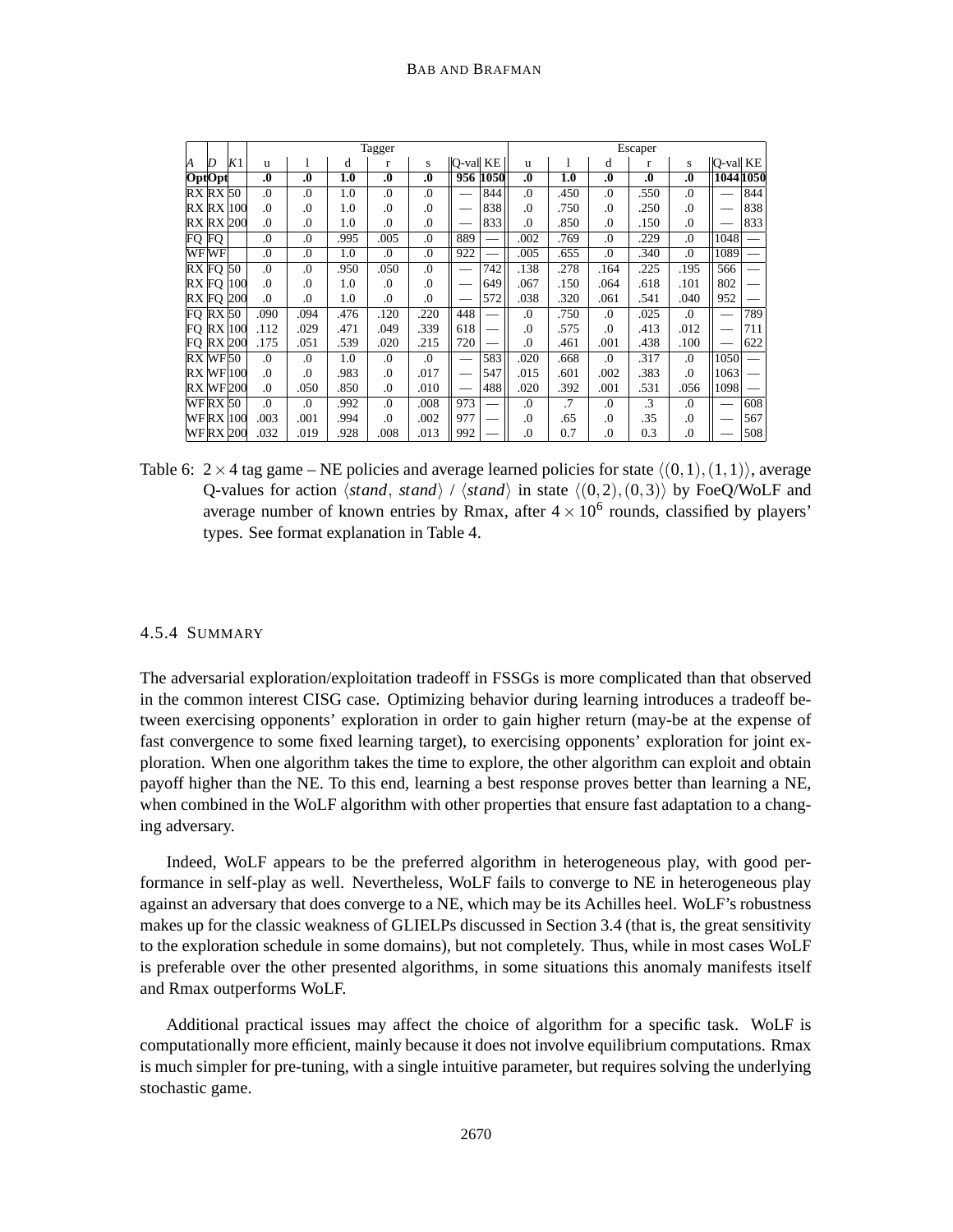| | | | Tagger | | | | | | | Escaper | | | | | | |
|---|---|---|---|---|---|---|---|---|---|---|---|---|---|---|---|---|
| *A* | *D* | *K*1 | u | l | d | r | s | Q-val | KE | u | l | d | r | s | Q-val | KE |
| **Opt** | **Opt** | | **.0** | **.0** | **1.0** | **.0** | **.0** | **956** | **1050** | **.0** | **1.0** | **.0** | **.0** | **.0** | **1044** | **1050** |
| RX | RX | 50 | .0 | .0 | 1.0 | .0 | .0 | — | 844 | .0 | .450 | .0 | .550 | .0 | — | 844 |
| RX | RX | 100 | .0 | .0 | 1.0 | .0 | .0 | — | 838 | .0 | .750 | .0 | .250 | .0 | — | 838 |
| RX | RX | 200 | .0 | .0 | 1.0 | .0 | .0 | — | 833 | .0 | .850 | .0 | .150 | .0 | — | 833 |
| FQ | FQ | | .0 | .0 | .995 | .005 | .0 | 889 | — | .002 | .769 | .0 | .229 | .0 | 1048 | — |
| WF | WF | | .0 | .0 | 1.0 | .0 | .0 | 922 | — | .005 | .655 | .0 | .340 | .0 | 1089 | — |
| RX | FQ | 50 | .0 | .0 | .950 | .050 | .0 | — | 742 | .138 | .278 | .164 | .225 | .195 | 566 | — |
| RX | FQ | 100 | .0 | .0 | 1.0 | .0 | .0 | — | 649 | .067 | .150 | .064 | .618 | .101 | 802 | — |
| RX | FQ | 200 | .0 | .0 | 1.0 | .0 | .0 | — | 572 | .038 | .320 | .061 | .541 | .040 | 952 | — |
| FQ | RX | 50 | .090 | .094 | .476 | .120 | .220 | 448 | — | .0 | .750 | .0 | .025 | .0 | — | 789 |
| FQ | RX | 100 | .112 | .029 | .471 | .049 | .339 | 618 | — | .0 | .575 | .0 | .413 | .012 | — | 711 |
| FQ | RX | 200 | .175 | .051 | .539 | .020 | .215 | 720 | — | .0 | .461 | .001 | .438 | .100 | — | 622 |
| RX | WF | 50 | .0 | .0 | 1.0 | .0 | .0 | — | 583 | .020 | .668 | .0 | .317 | .0 | 1050 | — |
| RX | WF | 100 | .0 | .0 | .983 | .0 | .017 | — | 547 | .015 | .601 | .002 | .383 | .0 | 1063 | — |
| RX | WF | 200 | .0 | .050 | .850 | .0 | .010 | — | 488 | .020 | .392 | .001 | .531 | .056 | 1098 | — |
| WF | RX | 50 | .0 | .0 | .992 | .0 | .008 | 973 | — | .0 | .7 | .0 | .3 | .0 | — | 608 |
| WF | RX | 100 | .003 | .001 | .994 | .0 | .002 | 977 | — | .0 | .65 | .0 | .35 | .0 | — | 567 |
| WF | RX | 200 | .032 | .019 | .928 | .008 | .013 | 992 | — | .0 | 0.7 | .0 | 0.3 | .0 | — | 508 |

Table 6: $2 \times 4$ tag game – NE policies and average learned policies for state $\langle(0,1),(1,1)\rangle$, average Q-values for action $\langle stand,\ stand\rangle$ / $\langle stand\rangle$ in state $\langle(0,2),(0,3)\rangle$ by FoeQ/WoLF and average number of known entries by Rmax, after $4 \times 10^6$ rounds, classified by players' types. See format explanation in Table 4.

#### 4.5.4 Summary

The adversarial exploration/exploitation tradeoff in FSSGs is more complicated than that observed in the common interest CISG case. Optimizing behavior during learning introduces a tradeoff between exercising opponents' exploration in order to gain higher return (may-be at the expense of fast convergence to some fixed learning target), to exercising opponents' exploration for joint exploration. When one algorithm takes the time to explore, the other algorithm can exploit and obtain payoff higher than the NE. To this end, learning a best response proves better than learning a NE, when combined in the WoLF algorithm with other properties that ensure fast adaptation to a changing adversary.

Indeed, WoLF appears to be the preferred algorithm in heterogeneous play, with good performance in self-play as well. Nevertheless, WoLF fails to converge to NE in heterogeneous play against an adversary that does converge to a NE, which may be its Achilles heel. WoLF's robustness makes up for the classic weakness of GLIELPs discussed in Section 3.4 (that is, the great sensitivity to the exploration schedule in some domains), but not completely. Thus, while in most cases WoLF is preferable over the other presented algorithms, in some situations this anomaly manifests itself and Rmax outperforms WoLF.

Additional practical issues may affect the choice of algorithm for a specific task. WoLF is computationally more efficient, mainly because it does not involve equilibrium computations. Rmax is much simpler for pre-tuning, with a single intuitive parameter, but requires solving the underlying stochastic game.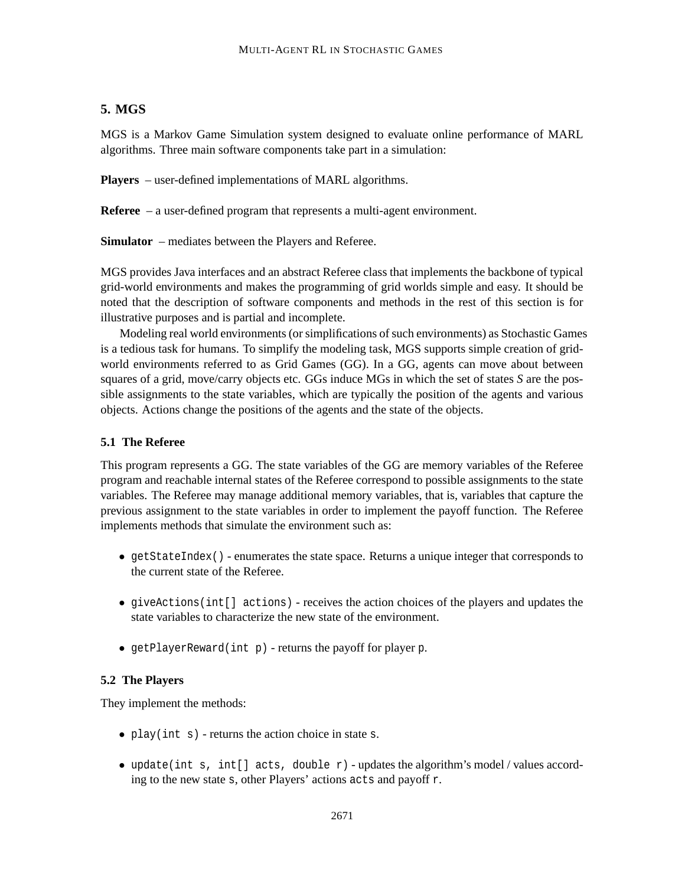## 5. MGS

MGS is a Markov Game Simulation system designed to evaluate online performance of MARL algorithms. Three main software components take part in a simulation:

**Players** – user-defined implementations of MARL algorithms.

**Referee** – a user-defined program that represents a multi-agent environment.

**Simulator** – mediates between the Players and Referee.

MGS provides Java interfaces and an abstract Referee class that implements the backbone of typical grid-world environments and makes the programming of grid worlds simple and easy. It should be noted that the description of software components and methods in the rest of this section is for illustrative purposes and is partial and incomplete.

Modeling real world environments (or simplifications of such environments) as Stochastic Games is a tedious task for humans. To simplify the modeling task, MGS supports simple creation of grid-world environments referred to as Grid Games (GG). In a GG, agents can move about between squares of a grid, move/carry objects etc. GGs induce MGs in which the set of states *S* are the possible assignments to the state variables, which are typically the position of the agents and various objects. Actions change the positions of the agents and the state of the objects.

### 5.1 The Referee

This program represents a GG. The state variables of the GG are memory variables of the Referee program and reachable internal states of the Referee correspond to possible assignments to the state variables. The Referee may manage additional memory variables, that is, variables that capture the previous assignment to the state variables in order to implement the payoff function. The Referee implements methods that simulate the environment such as:

- `getStateIndex()` - enumerates the state space. Returns a unique integer that corresponds to the current state of the Referee.
- `giveActions(int[] actions)` - receives the action choices of the players and updates the state variables to characterize the new state of the environment.
- `getPlayerReward(int p)` - returns the payoff for player `p`.

### 5.2 The Players

They implement the methods:

- `play(int s)` - returns the action choice in state `s`.
- `update(int s, int[] acts, double r)` - updates the algorithm's model / values according to the new state `s`, other Players' actions `acts` and payoff `r`.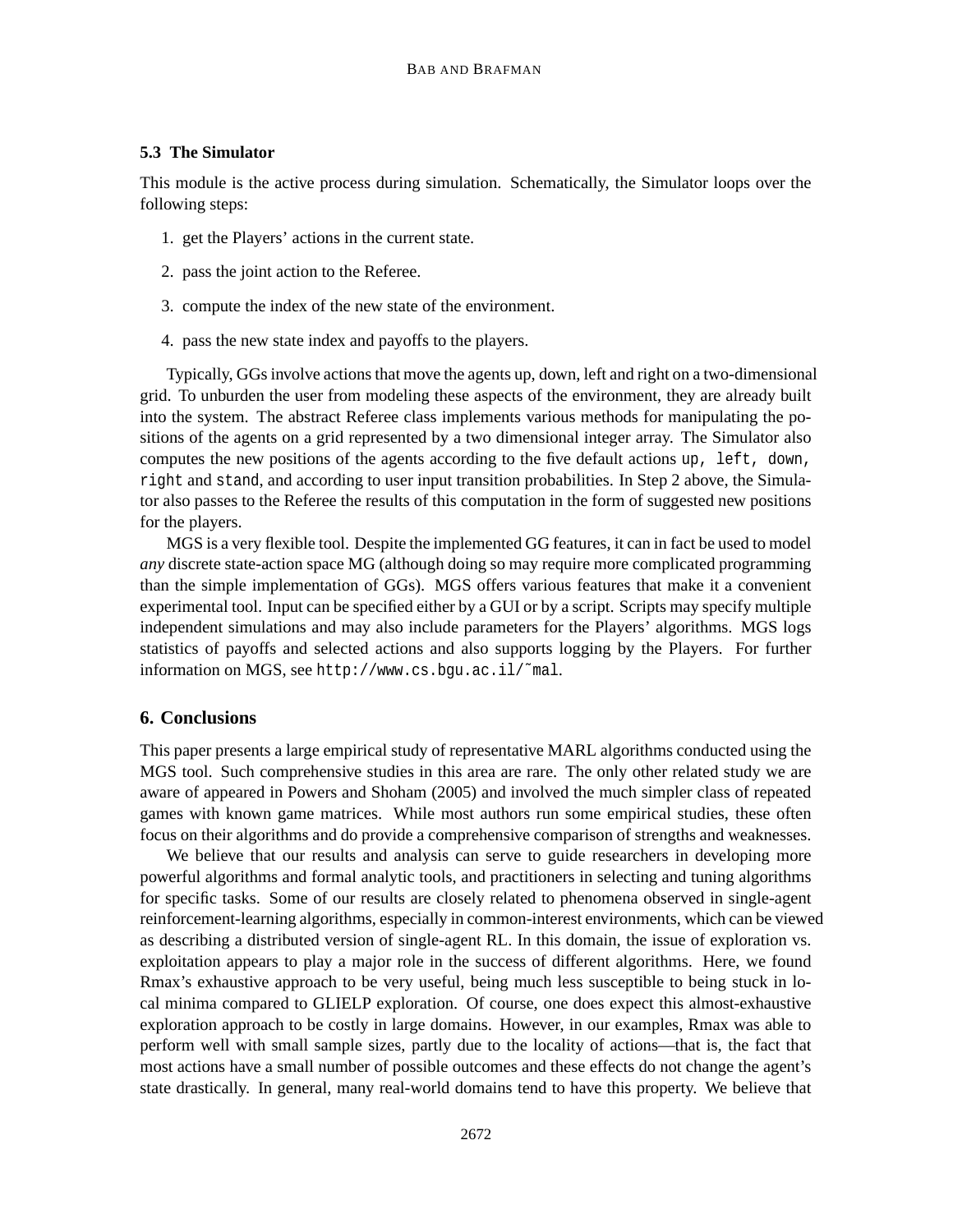### 5.3 The Simulator

This module is the active process during simulation. Schematically, the Simulator loops over the following steps:

1. get the Players' actions in the current state.
2. pass the joint action to the Referee.
3. compute the index of the new state of the environment.
4. pass the new state index and payoffs to the players.

Typically, GGs involve actions that move the agents up, down, left and right on a two-dimensional grid. To unburden the user from modeling these aspects of the environment, they are already built into the system. The abstract Referee class implements various methods for manipulating the positions of the agents on a grid represented by a two dimensional integer array. The Simulator also computes the new positions of the agents according to the five default actions `up`, `left`, `down`, `right` and `stand`, and according to user input transition probabilities. In Step 2 above, the Simulator also passes to the Referee the results of this computation in the form of suggested new positions for the players.

MGS is a very flexible tool. Despite the implemented GG features, it can in fact be used to model *any* discrete state-action space MG (although doing so may require more complicated programming than the simple implementation of GGs). MGS offers various features that make it a convenient experimental tool. Input can be specified either by a GUI or by a script. Scripts may specify multiple independent simulations and may also include parameters for the Players' algorithms. MGS logs statistics of payoffs and selected actions and also supports logging by the Players. For further information on MGS, see `http://www.cs.bgu.ac.il/~mal`.

## 6. Conclusions

This paper presents a large empirical study of representative MARL algorithms conducted using the MGS tool. Such comprehensive studies in this area are rare. The only other related study we are aware of appeared in Powers and Shoham (2005) and involved the much simpler class of repeated games with known game matrices. While most authors run some empirical studies, these often focus on their algorithms and do provide a comprehensive comparison of strengths and weaknesses.

We believe that our results and analysis can serve to guide researchers in developing more powerful algorithms and formal analytic tools, and practitioners in selecting and tuning algorithms for specific tasks. Some of our results are closely related to phenomena observed in single-agent reinforcement-learning algorithms, especially in common-interest environments, which can be viewed as describing a distributed version of single-agent RL. In this domain, the issue of exploration vs. exploitation appears to play a major role in the success of different algorithms. Here, we found Rmax's exhaustive approach to be very useful, being much less susceptible to being stuck in local minima compared to GLIELP exploration. Of course, one does expect this almost-exhaustive exploration approach to be costly in large domains. However, in our examples, Rmax was able to perform well with small sample sizes, partly due to the locality of actions—that is, the fact that most actions have a small number of possible outcomes and these effects do not change the agent's state drastically. In general, many real-world domains tend to have this property. We believe that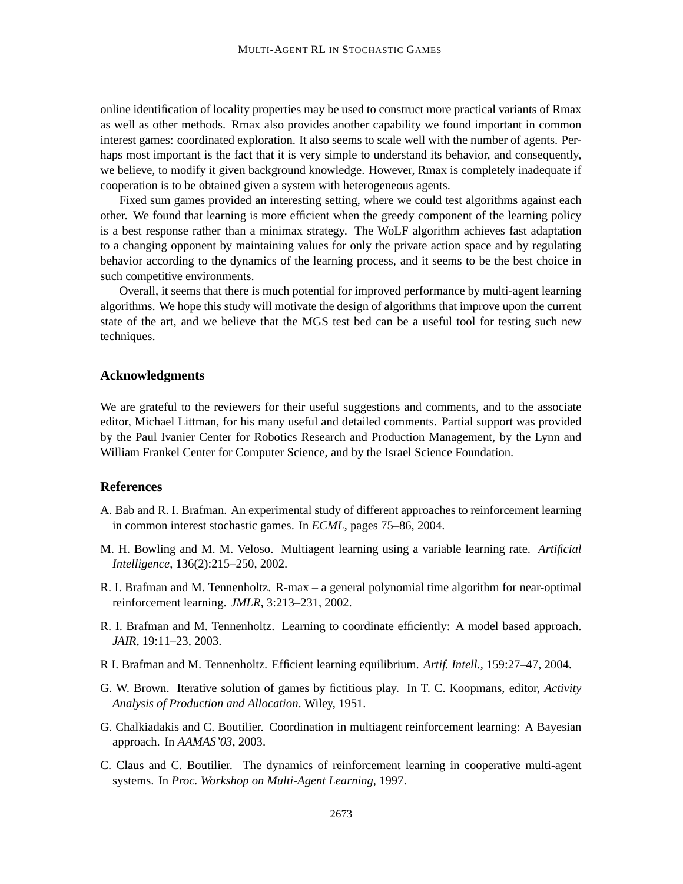online identification of locality properties may be used to construct more practical variants of Rmax as well as other methods. Rmax also provides another capability we found important in common interest games: coordinated exploration. It also seems to scale well with the number of agents. Perhaps most important is the fact that it is very simple to understand its behavior, and consequently, we believe, to modify it given background knowledge. However, Rmax is completely inadequate if cooperation is to be obtained given a system with heterogeneous agents.

Fixed sum games provided an interesting setting, where we could test algorithms against each other. We found that learning is more efficient when the greedy component of the learning policy is a best response rather than a minimax strategy. The WoLF algorithm achieves fast adaptation to a changing opponent by maintaining values for only the private action space and by regulating behavior according to the dynamics of the learning process, and it seems to be the best choice in such competitive environments.

Overall, it seems that there is much potential for improved performance by multi-agent learning algorithms. We hope this study will motivate the design of algorithms that improve upon the current state of the art, and we believe that the MGS test bed can be a useful tool for testing such new techniques.

## Acknowledgments

We are grateful to the reviewers for their useful suggestions and comments, and to the associate editor, Michael Littman, for his many useful and detailed comments. Partial support was provided by the Paul Ivanier Center for Robotics Research and Production Management, by the Lynn and William Frankel Center for Computer Science, and by the Israel Science Foundation.

## References

A. Bab and R. I. Brafman. An experimental study of different approaches to reinforcement learning in common interest stochastic games. In *ECML*, pages 75–86, 2004.

M. H. Bowling and M. M. Veloso. Multiagent learning using a variable learning rate. *Artificial Intelligence*, 136(2):215–250, 2002.

R. I. Brafman and M. Tennenholtz. R-max – a general polynomial time algorithm for near-optimal reinforcement learning. *JMLR*, 3:213–231, 2002.

R. I. Brafman and M. Tennenholtz. Learning to coordinate efficiently: A model based approach. *JAIR*, 19:11–23, 2003.

R I. Brafman and M. Tennenholtz. Efficient learning equilibrium. *Artif. Intell.*, 159:27–47, 2004.

G. W. Brown. Iterative solution of games by fictitious play. In T. C. Koopmans, editor, *Activity Analysis of Production and Allocation*. Wiley, 1951.

G. Chalkiadakis and C. Boutilier. Coordination in multiagent reinforcement learning: A Bayesian approach. In *AAMAS'03*, 2003.

C. Claus and C. Boutilier. The dynamics of reinforcement learning in cooperative multi-agent systems. In *Proc. Workshop on Multi-Agent Learning*, 1997.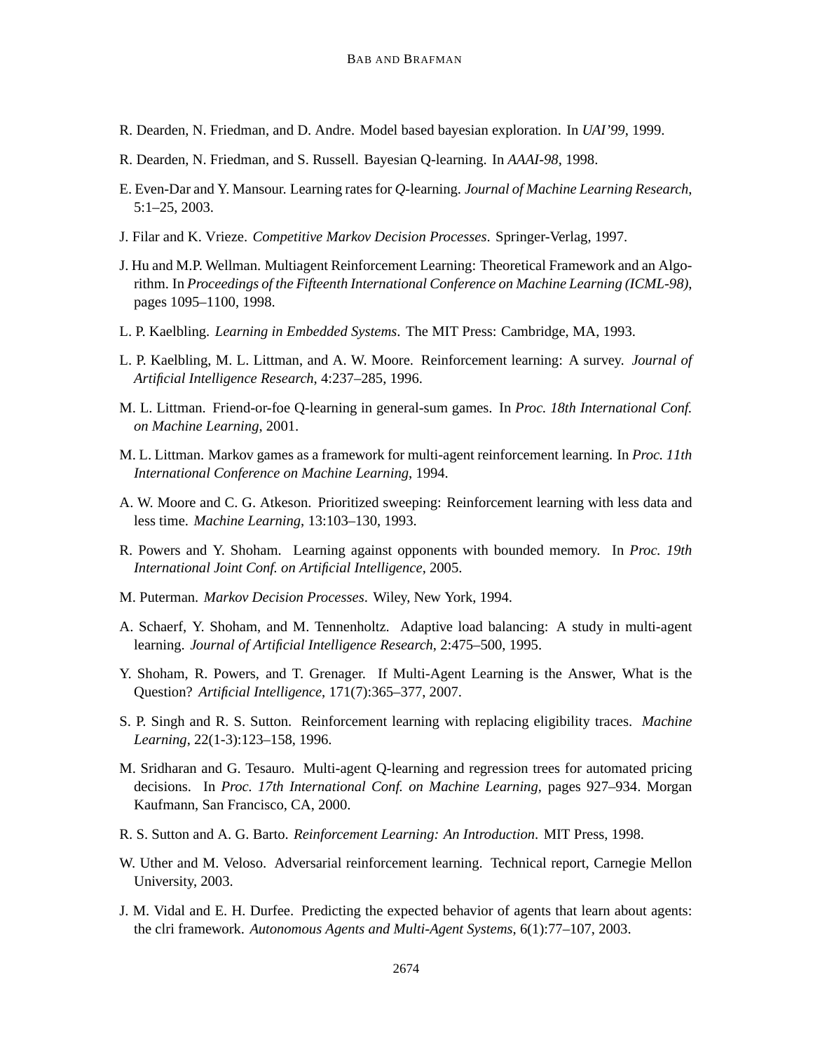R. Dearden, N. Friedman, and D. Andre. Model based bayesian exploration. In *UAI'99*, 1999.

R. Dearden, N. Friedman, and S. Russell. Bayesian Q-learning. In *AAAI-98*, 1998.

E. Even-Dar and Y. Mansour. Learning rates for *Q*-learning. *Journal of Machine Learning Research*, 5:1–25, 2003.

J. Filar and K. Vrieze. *Competitive Markov Decision Processes*. Springer-Verlag, 1997.

J. Hu and M.P. Wellman. Multiagent Reinforcement Learning: Theoretical Framework and an Algorithm. In *Proceedings of the Fifteenth International Conference on Machine Learning (ICML-98)*, pages 1095–1100, 1998.

L. P. Kaelbling. *Learning in Embedded Systems*. The MIT Press: Cambridge, MA, 1993.

L. P. Kaelbling, M. L. Littman, and A. W. Moore. Reinforcement learning: A survey. *Journal of Artificial Intelligence Research*, 4:237–285, 1996.

M. L. Littman. Friend-or-foe Q-learning in general-sum games. In *Proc. 18th International Conf. on Machine Learning*, 2001.

M. L. Littman. Markov games as a framework for multi-agent reinforcement learning. In *Proc. 11th International Conference on Machine Learning*, 1994.

A. W. Moore and C. G. Atkeson. Prioritized sweeping: Reinforcement learning with less data and less time. *Machine Learning*, 13:103–130, 1993.

R. Powers and Y. Shoham. Learning against opponents with bounded memory. In *Proc. 19th International Joint Conf. on Artificial Intelligence*, 2005.

M. Puterman. *Markov Decision Processes*. Wiley, New York, 1994.

A. Schaerf, Y. Shoham, and M. Tennenholtz. Adaptive load balancing: A study in multi-agent learning. *Journal of Artificial Intelligence Research*, 2:475–500, 1995.

Y. Shoham, R. Powers, and T. Grenager. If Multi-Agent Learning is the Answer, What is the Question? *Artificial Intelligence*, 171(7):365–377, 2007.

S. P. Singh and R. S. Sutton. Reinforcement learning with replacing eligibility traces. *Machine Learning*, 22(1-3):123–158, 1996.

M. Sridharan and G. Tesauro. Multi-agent Q-learning and regression trees for automated pricing decisions. In *Proc. 17th International Conf. on Machine Learning*, pages 927–934. Morgan Kaufmann, San Francisco, CA, 2000.

R. S. Sutton and A. G. Barto. *Reinforcement Learning: An Introduction*. MIT Press, 1998.

W. Uther and M. Veloso. Adversarial reinforcement learning. Technical report, Carnegie Mellon University, 2003.

J. M. Vidal and E. H. Durfee. Predicting the expected behavior of agents that learn about agents: the clri framework. *Autonomous Agents and Multi-Agent Systems*, 6(1):77–107, 2003.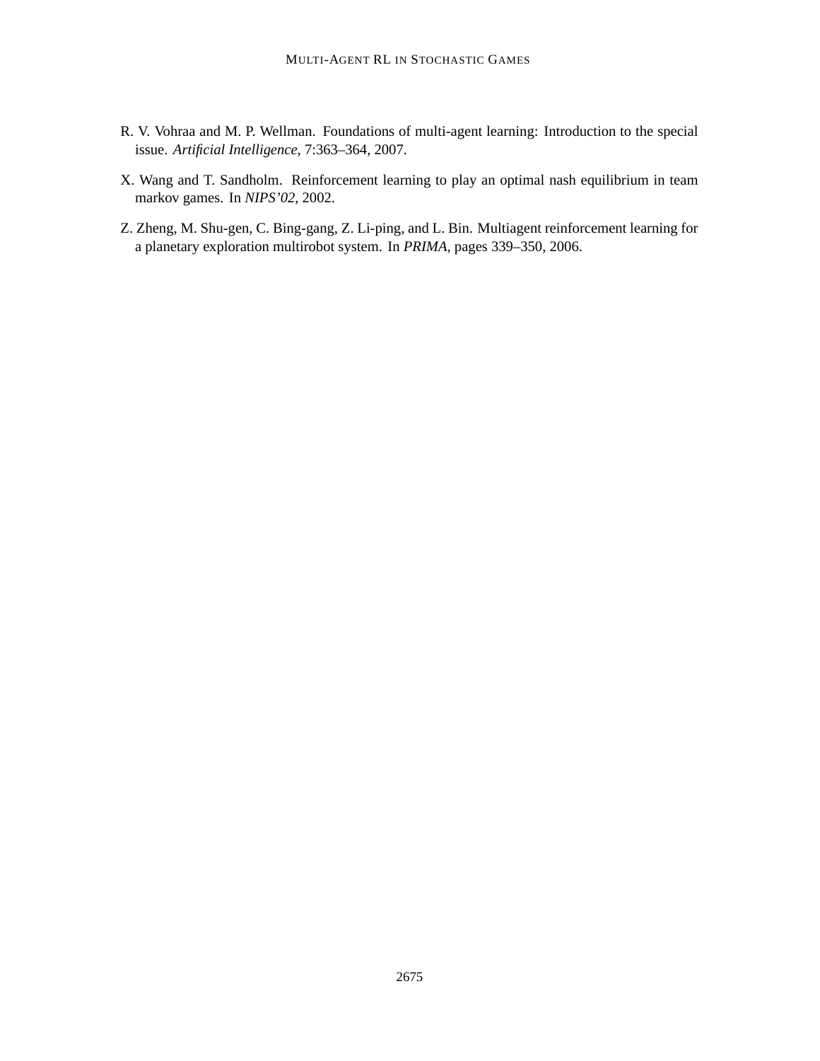R. V. Vohraa and M. P. Wellman. Foundations of multi-agent learning: Introduction to the special issue. *Artificial Intelligence*, 7:363–364, 2007.

X. Wang and T. Sandholm. Reinforcement learning to play an optimal nash equilibrium in team markov games. In *NIPS'02*, 2002.

Z. Zheng, M. Shu-gen, C. Bing-gang, Z. Li-ping, and L. Bin. Multiagent reinforcement learning for a planetary exploration multirobot system. In *PRIMA*, pages 339–350, 2006.